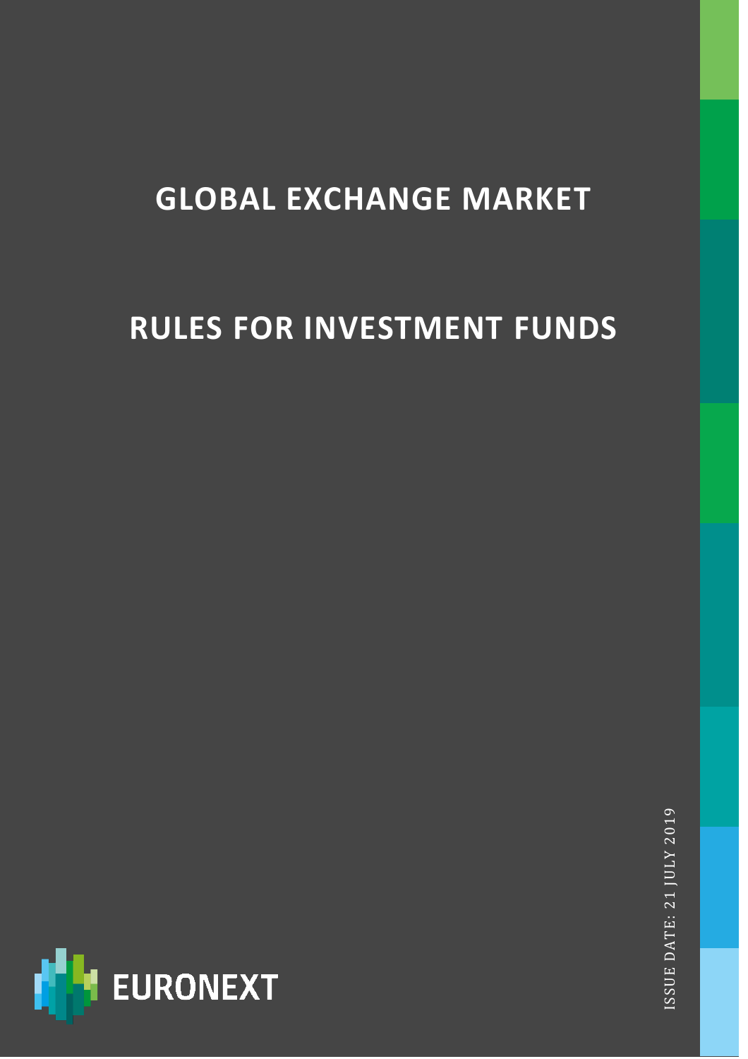# GLOBAL EXCHANGE MARKET

# RULES FOR INVESTMENT FUNDS

ISSUE DATE: 21 JULY 2019

EURONEXT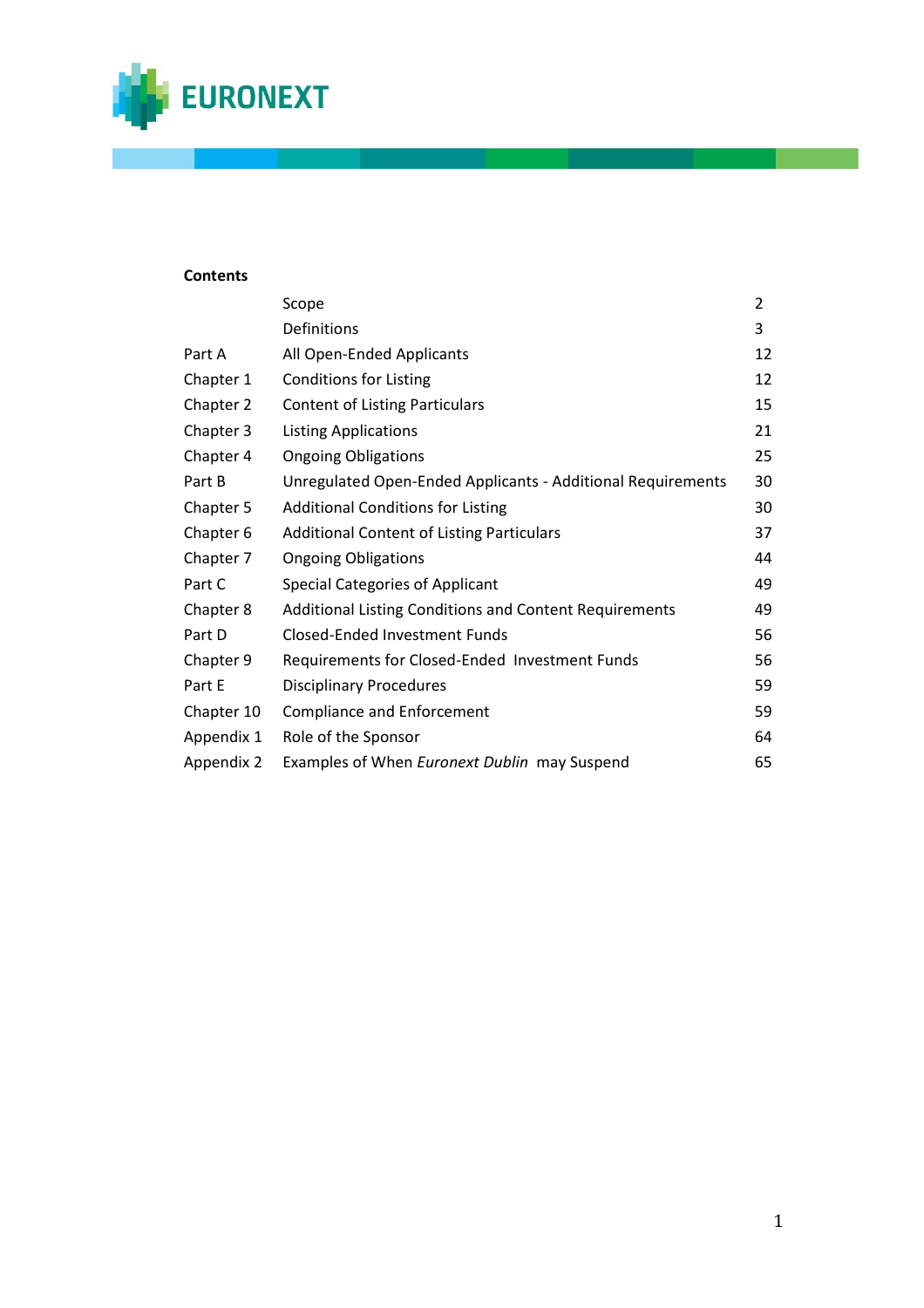**Contents**

| | | |
|---|---|---|
| | Scope | 2 |
| | Definitions | 3 |
| Part A | All Open-Ended Applicants | 12 |
| Chapter 1 | Conditions for Listing | 12 |
| Chapter 2 | Content of Listing Particulars | 15 |
| Chapter 3 | Listing Applications | 21 |
| Chapter 4 | Ongoing Obligations | 25 |
| Part B | Unregulated Open-Ended Applicants - Additional Requirements | 30 |
| Chapter 5 | Additional Conditions for Listing | 30 |
| Chapter 6 | Additional Content of Listing Particulars | 37 |
| Chapter 7 | Ongoing Obligations | 44 |
| Part C | Special Categories of Applicant | 49 |
| Chapter 8 | Additional Listing Conditions and Content Requirements | 49 |
| Part D | Closed-Ended Investment Funds | 56 |
| Chapter 9 | Requirements for Closed-Ended Investment Funds | 56 |
| Part E | Disciplinary Procedures | 59 |
| Chapter 10 | Compliance and Enforcement | 59 |
| Appendix 1 | Role of the Sponsor | 64 |
| Appendix 2 | Examples of When *Euronext Dublin* may Suspend | 65 |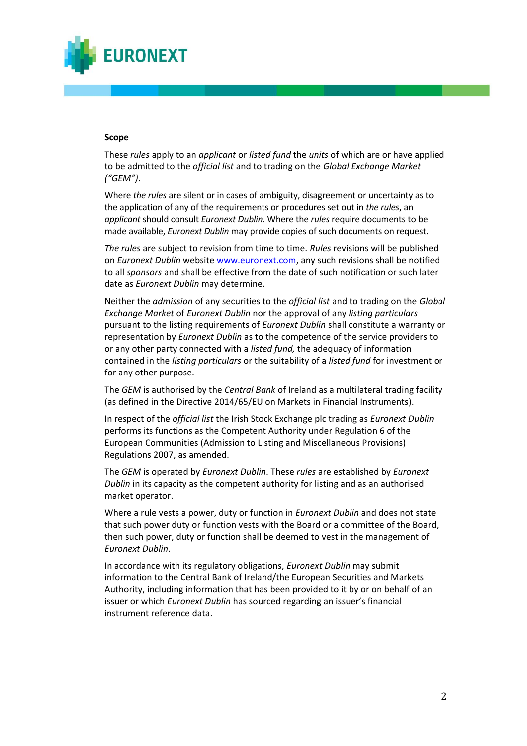**Scope**

These *rules* apply to an *applicant* or *listed fund* the *units* of which are or have applied to be admitted to the *official list* and to trading on the *Global Exchange Market ("GEM")*.

Where *the rules* are silent or in cases of ambiguity, disagreement or uncertainty as to the application of any of the requirements or procedures set out in *the rules*, an *applicant* should consult *Euronext Dublin*. Where the *rules* require documents to be made available, *Euronext Dublin* may provide copies of such documents on request.

*The rules* are subject to revision from time to time. *Rules* revisions will be published on *Euronext Dublin* website [www.euronext.com](http://www.euronext.com), any such revisions shall be notified to all *sponsors* and shall be effective from the date of such notification or such later date as *Euronext Dublin* may determine.

Neither the *admission* of any securities to the *official list* and to trading on the *Global Exchange Market* of *Euronext Dublin* nor the approval of any *listing particulars* pursuant to the listing requirements of *Euronext Dublin* shall constitute a warranty or representation by *Euronext Dublin* as to the competence of the service providers to or any other party connected with a *listed fund,* the adequacy of information contained in the *listing particulars* or the suitability of a *listed fund* for investment or for any other purpose.

The *GEM* is authorised by the *Central Bank* of Ireland as a multilateral trading facility (as defined in the Directive 2014/65/EU on Markets in Financial Instruments).

In respect of the *official list* the Irish Stock Exchange plc trading as *Euronext Dublin* performs its functions as the Competent Authority under Regulation 6 of the European Communities (Admission to Listing and Miscellaneous Provisions) Regulations 2007, as amended.

The *GEM* is operated by *Euronext Dublin*. These *rules* are established by *Euronext Dublin* in its capacity as the competent authority for listing and as an authorised market operator.

Where a rule vests a power, duty or function in *Euronext Dublin* and does not state that such power duty or function vests with the Board or a committee of the Board, then such power, duty or function shall be deemed to vest in the management of *Euronext Dublin*.

In accordance with its regulatory obligations, *Euronext Dublin* may submit information to the Central Bank of Ireland/the European Securities and Markets Authority, including information that has been provided to it by or on behalf of an issuer or which *Euronext Dublin* has sourced regarding an issuer's financial instrument reference data.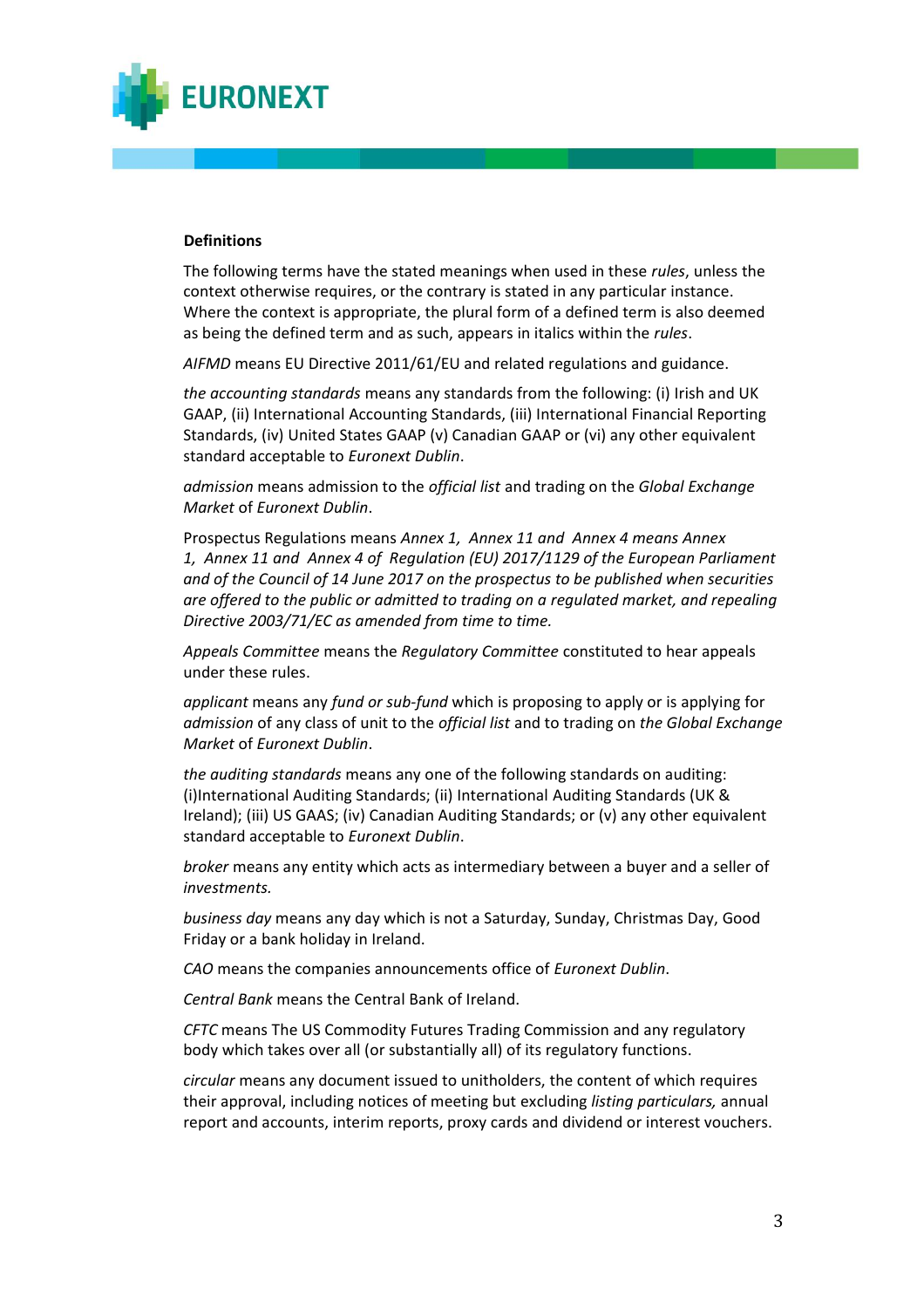**Definitions**

The following terms have the stated meanings when used in these *rules*, unless the context otherwise requires, or the contrary is stated in any particular instance. Where the context is appropriate, the plural form of a defined term is also deemed as being the defined term and as such, appears in italics within the *rules*.

*AIFMD* means EU Directive 2011/61/EU and related regulations and guidance.

*the accounting standards* means any standards from the following: (i) Irish and UK GAAP, (ii) International Accounting Standards, (iii) International Financial Reporting Standards, (iv) United States GAAP (v) Canadian GAAP or (vi) any other equivalent standard acceptable to *Euronext Dublin*.

*admission* means admission to the *official list* and trading on the *Global Exchange Market* of *Euronext Dublin*.

Prospectus Regulations means *Annex 1, Annex 11 and Annex 4 means Annex 1, Annex 11 and Annex 4 of Regulation (EU) 2017/1129 of the European Parliament and of the Council of 14 June 2017 on the prospectus to be published when securities are offered to the public or admitted to trading on a regulated market, and repealing Directive 2003/71/EC as amended from time to time.*

*Appeals Committee* means the *Regulatory Committee* constituted to hear appeals under these rules.

*applicant* means any *fund or sub-fund* which is proposing to apply or is applying for *admission* of any class of unit to the *official list* and to trading on *the Global Exchange Market* of *Euronext Dublin*.

*the auditing standards* means any one of the following standards on auditing: (i)International Auditing Standards; (ii) International Auditing Standards (UK & Ireland); (iii) US GAAS; (iv) Canadian Auditing Standards; or (v) any other equivalent standard acceptable to *Euronext Dublin*.

*broker* means any entity which acts as intermediary between a buyer and a seller of *investments.*

*business day* means any day which is not a Saturday, Sunday, Christmas Day, Good Friday or a bank holiday in Ireland.

*CAO* means the companies announcements office of *Euronext Dublin*.

*Central Bank* means the Central Bank of Ireland.

*CFTC* means The US Commodity Futures Trading Commission and any regulatory body which takes over all (or substantially all) of its regulatory functions.

*circular* means any document issued to unitholders, the content of which requires their approval, including notices of meeting but excluding *listing particulars,* annual report and accounts, interim reports, proxy cards and dividend or interest vouchers.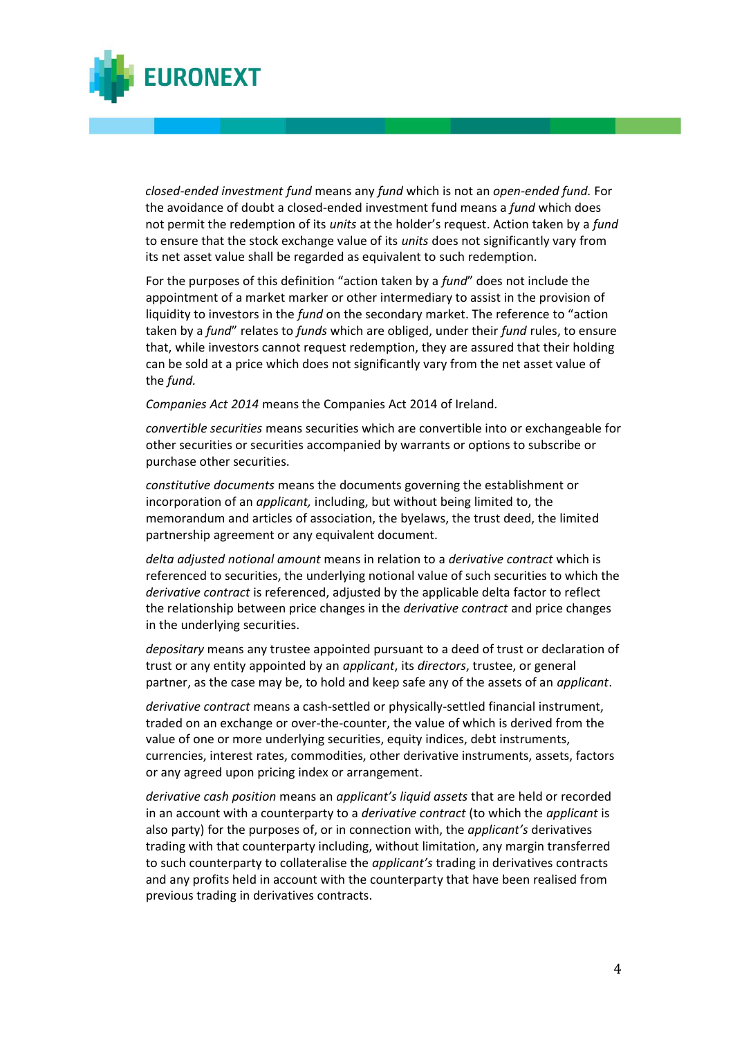*closed-ended investment fund* means any *fund* which is not an *open-ended fund.* For the avoidance of doubt a closed-ended investment fund means a *fund* which does not permit the redemption of its *units* at the holder's request. Action taken by a *fund* to ensure that the stock exchange value of its *units* does not significantly vary from its net asset value shall be regarded as equivalent to such redemption.

For the purposes of this definition "action taken by a *fund*" does not include the appointment of a market marker or other intermediary to assist in the provision of liquidity to investors in the *fund* on the secondary market. The reference to "action taken by a *fund*" relates to *funds* which are obliged, under their *fund* rules, to ensure that, while investors cannot request redemption, they are assured that their holding can be sold at a price which does not significantly vary from the net asset value of the *fund.*

*Companies Act 2014* means the Companies Act 2014 of Ireland.

*convertible securities* means securities which are convertible into or exchangeable for other securities or securities accompanied by warrants or options to subscribe or purchase other securities.

*constitutive documents* means the documents governing the establishment or incorporation of an *applicant,* including, but without being limited to, the memorandum and articles of association, the byelaws, the trust deed, the limited partnership agreement or any equivalent document.

*delta adjusted notional amount* means in relation to a *derivative contract* which is referenced to securities, the underlying notional value of such securities to which the *derivative contract* is referenced, adjusted by the applicable delta factor to reflect the relationship between price changes in the *derivative contract* and price changes in the underlying securities.

*depositary* means any trustee appointed pursuant to a deed of trust or declaration of trust or any entity appointed by an *applicant*, its *directors*, trustee, or general partner, as the case may be, to hold and keep safe any of the assets of an *applicant*.

*derivative contract* means a cash-settled or physically-settled financial instrument, traded on an exchange or over-the-counter, the value of which is derived from the value of one or more underlying securities, equity indices, debt instruments, currencies, interest rates, commodities, other derivative instruments, assets, factors or any agreed upon pricing index or arrangement.

*derivative cash position* means an *applicant's liquid assets* that are held or recorded in an account with a counterparty to a *derivative contract* (to which the *applicant* is also party) for the purposes of, or in connection with, the *applicant's* derivatives trading with that counterparty including, without limitation, any margin transferred to such counterparty to collateralise the *applicant's* trading in derivatives contracts and any profits held in account with the counterparty that have been realised from previous trading in derivatives contracts.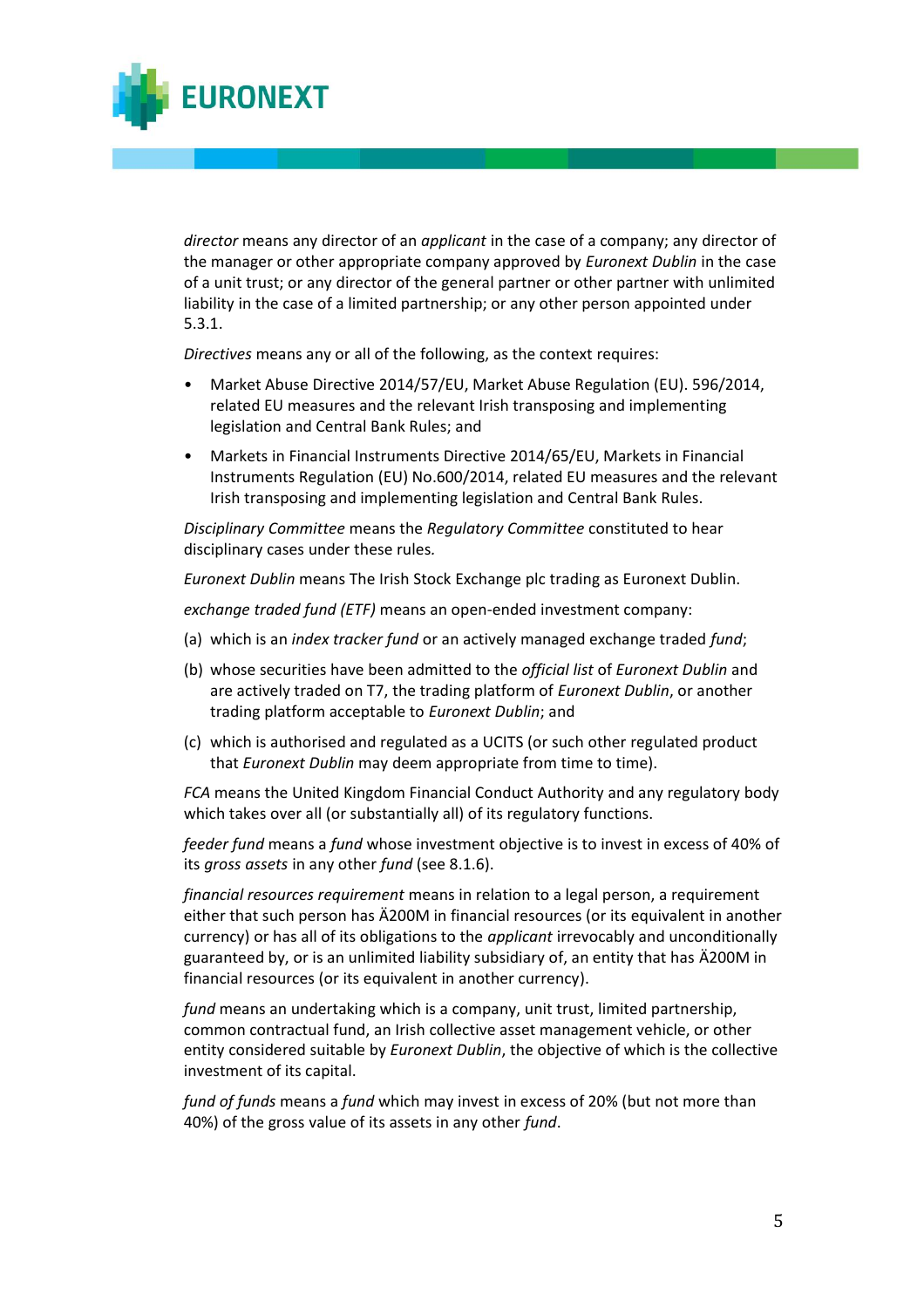*director* means any director of an *applicant* in the case of a company; any director of the manager or other appropriate company approved by *Euronext Dublin* in the case of a unit trust; or any director of the general partner or other partner with unlimited liability in the case of a limited partnership; or any other person appointed under 5.3.1.

*Directives* means any or all of the following, as the context requires:

- Market Abuse Directive 2014/57/EU, Market Abuse Regulation (EU). 596/2014, related EU measures and the relevant Irish transposing and implementing legislation and Central Bank Rules; and
- Markets in Financial Instruments Directive 2014/65/EU, Markets in Financial Instruments Regulation (EU) No.600/2014, related EU measures and the relevant Irish transposing and implementing legislation and Central Bank Rules.

*Disciplinary Committee* means the *Regulatory Committee* constituted to hear disciplinary cases under these rules.

*Euronext Dublin* means The Irish Stock Exchange plc trading as Euronext Dublin.

*exchange traded fund (ETF)* means an open-ended investment company:

(a) which is an *index tracker fund* or an actively managed exchange traded *fund*;

(b) whose securities have been admitted to the *official list* of *Euronext Dublin* and are actively traded on T7, the trading platform of *Euronext Dublin*, or another trading platform acceptable to *Euronext Dublin*; and

(c) which is authorised and regulated as a UCITS (or such other regulated product that *Euronext Dublin* may deem appropriate from time to time).

*FCA* means the United Kingdom Financial Conduct Authority and any regulatory body which takes over all (or substantially all) of its regulatory functions.

*feeder fund* means a *fund* whose investment objective is to invest in excess of 40% of its *gross assets* in any other *fund* (see 8.1.6).

*financial resources requirement* means in relation to a legal person, a requirement either that such person has Ä200M in financial resources (or its equivalent in another currency) or has all of its obligations to the *applicant* irrevocably and unconditionally guaranteed by, or is an unlimited liability subsidiary of, an entity that has Ä200M in financial resources (or its equivalent in another currency).

*fund* means an undertaking which is a company, unit trust, limited partnership, common contractual fund, an Irish collective asset management vehicle, or other entity considered suitable by *Euronext Dublin*, the objective of which is the collective investment of its capital.

*fund of funds* means a *fund* which may invest in excess of 20% (but not more than 40%) of the gross value of its assets in any other *fund*.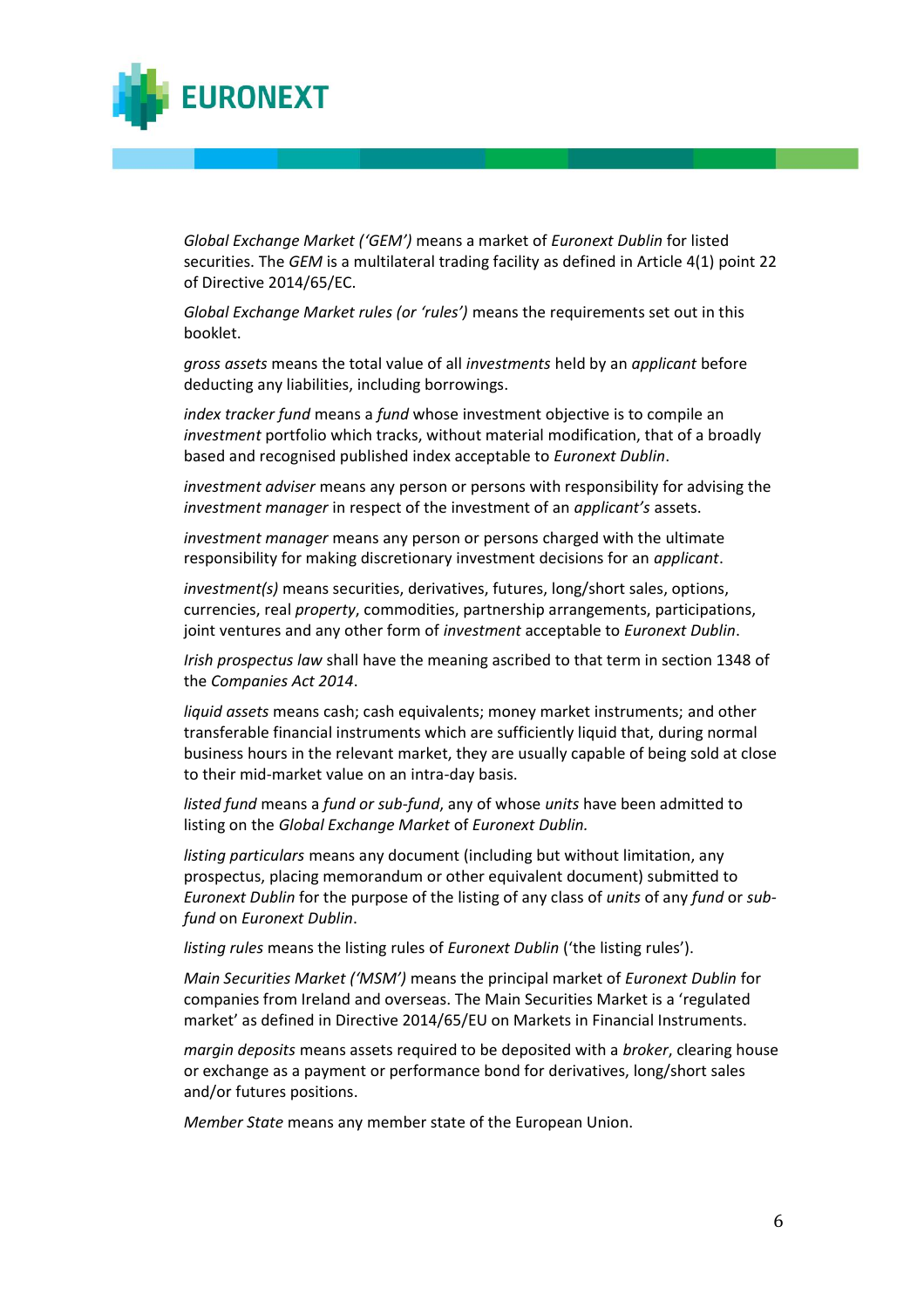*Global Exchange Market ('GEM')* means a market of *Euronext Dublin* for listed securities. The *GEM* is a multilateral trading facility as defined in Article 4(1) point 22 of Directive 2014/65/EC.

*Global Exchange Market rules (or 'rules')* means the requirements set out in this booklet.

*gross assets* means the total value of all *investments* held by an *applicant* before deducting any liabilities, including borrowings.

*index tracker fund* means a *fund* whose investment objective is to compile an *investment* portfolio which tracks, without material modification, that of a broadly based and recognised published index acceptable to *Euronext Dublin*.

*investment adviser* means any person or persons with responsibility for advising the *investment manager* in respect of the investment of an *applicant's* assets.

*investment manager* means any person or persons charged with the ultimate responsibility for making discretionary investment decisions for an *applicant*.

*investment(s)* means securities, derivatives, futures, long/short sales, options, currencies, real *property*, commodities, partnership arrangements, participations, joint ventures and any other form of *investment* acceptable to *Euronext Dublin*.

*Irish prospectus law* shall have the meaning ascribed to that term in section 1348 of the *Companies Act 2014*.

*liquid assets* means cash; cash equivalents; money market instruments; and other transferable financial instruments which are sufficiently liquid that, during normal business hours in the relevant market, they are usually capable of being sold at close to their mid-market value on an intra-day basis.

*listed fund* means a *fund or sub-fund*, any of whose *units* have been admitted to listing on the *Global Exchange Market* of *Euronext Dublin.*

*listing particulars* means any document (including but without limitation, any prospectus, placing memorandum or other equivalent document) submitted to *Euronext Dublin* for the purpose of the listing of any class of *units* of any *fund* or *sub-fund* on *Euronext Dublin*.

*listing rules* means the listing rules of *Euronext Dublin* ('the listing rules').

*Main Securities Market ('MSM')* means the principal market of *Euronext Dublin* for companies from Ireland and overseas. The Main Securities Market is a 'regulated market' as defined in Directive 2014/65/EU on Markets in Financial Instruments.

*margin deposits* means assets required to be deposited with a *broker*, clearing house or exchange as a payment or performance bond for derivatives, long/short sales and/or futures positions.

*Member State* means any member state of the European Union.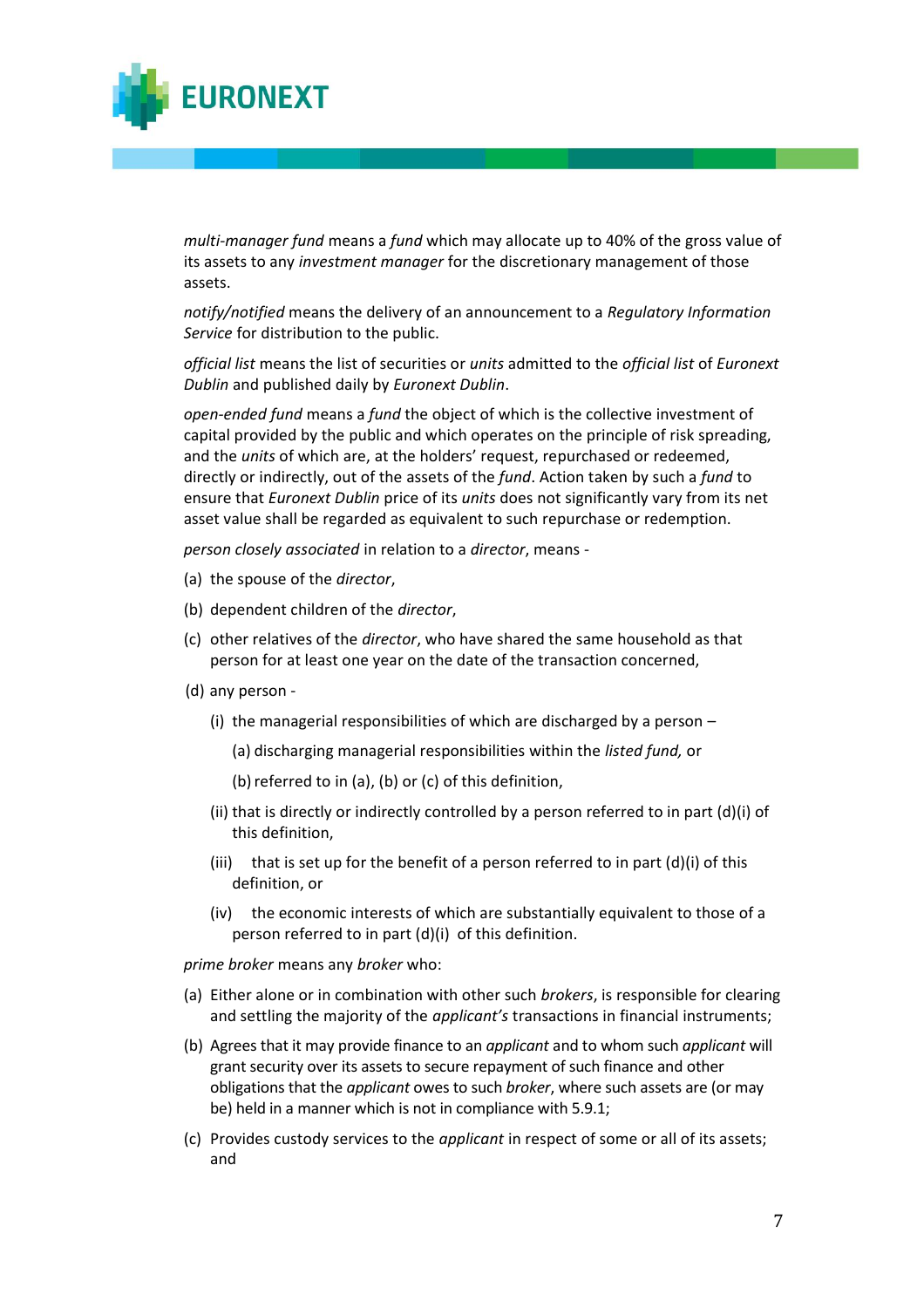*multi-manager fund* means a *fund* which may allocate up to 40% of the gross value of its assets to any *investment manager* for the discretionary management of those assets.

*notify/notified* means the delivery of an announcement to a *Regulatory Information Service* for distribution to the public.

*official list* means the list of securities or *units* admitted to the *official list* of *Euronext Dublin* and published daily by *Euronext Dublin*.

*open-ended fund* means a *fund* the object of which is the collective investment of capital provided by the public and which operates on the principle of risk spreading, and the *units* of which are, at the holders' request, repurchased or redeemed, directly or indirectly, out of the assets of the *fund*. Action taken by such a *fund* to ensure that *Euronext Dublin* price of its *units* does not significantly vary from its net asset value shall be regarded as equivalent to such repurchase or redemption.

*person closely associated* in relation to a *director*, means -

(a) the spouse of the *director*,

(b) dependent children of the *director*,

(c) other relatives of the *director*, who have shared the same household as that person for at least one year on the date of the transaction concerned,

(d) any person -

- (i) the managerial responsibilities of which are discharged by a person –
  - (a) discharging managerial responsibilities within the *listed fund,* or
  - (b) referred to in (a), (b) or (c) of this definition,
- (ii) that is directly or indirectly controlled by a person referred to in part (d)(i) of this definition,
- (iii) that is set up for the benefit of a person referred to in part (d)(i) of this definition, or
- (iv) the economic interests of which are substantially equivalent to those of a person referred to in part (d)(i) of this definition.

*prime broker* means any *broker* who:

(a) Either alone or in combination with other such *brokers*, is responsible for clearing and settling the majority of the *applicant's* transactions in financial instruments;

(b) Agrees that it may provide finance to an *applicant* and to whom such *applicant* will grant security over its assets to secure repayment of such finance and other obligations that the *applicant* owes to such *broker*, where such assets are (or may be) held in a manner which is not in compliance with 5.9.1;

(c) Provides custody services to the *applicant* in respect of some or all of its assets; and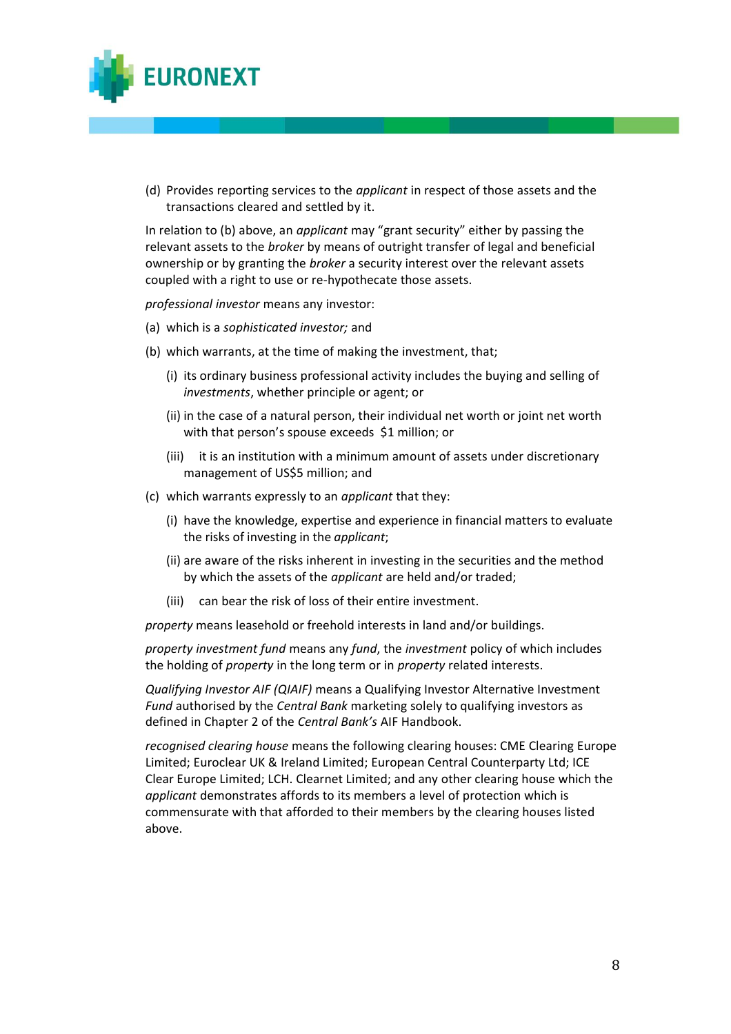(d) Provides reporting services to the *applicant* in respect of those assets and the transactions cleared and settled by it.

In relation to (b) above, an *applicant* may "grant security" either by passing the relevant assets to the *broker* by means of outright transfer of legal and beneficial ownership or by granting the *broker* a security interest over the relevant assets coupled with a right to use or re-hypothecate those assets.

*professional investor* means any investor:

(a) which is a *sophisticated investor;* and

(b) which warrants, at the time of making the investment, that;

  (i) its ordinary business professional activity includes the buying and selling of *investments*, whether principle or agent; or

  (ii) in the case of a natural person, their individual net worth or joint net worth with that person's spouse exceeds $1 million; or

  (iii) it is an institution with a minimum amount of assets under discretionary management of US$5 million; and

(c) which warrants expressly to an *applicant* that they:

  (i) have the knowledge, expertise and experience in financial matters to evaluate the risks of investing in the *applicant*;

  (ii) are aware of the risks inherent in investing in the securities and the method by which the assets of the *applicant* are held and/or traded;

  (iii) can bear the risk of loss of their entire investment.

*property* means leasehold or freehold interests in land and/or buildings.

*property investment fund* means any *fund*, the *investment* policy of which includes the holding of *property* in the long term or in *property* related interests.

*Qualifying Investor AIF (QIAIF)* means a Qualifying Investor Alternative Investment *Fund* authorised by the *Central Bank* marketing solely to qualifying investors as defined in Chapter 2 of the *Central Bank's* AIF Handbook.

*recognised clearing house* means the following clearing houses: CME Clearing Europe Limited; Euroclear UK & Ireland Limited; European Central Counterparty Ltd; ICE Clear Europe Limited; LCH. Clearnet Limited; and any other clearing house which the *applicant* demonstrates affords to its members a level of protection which is commensurate with that afforded to their members by the clearing houses listed above.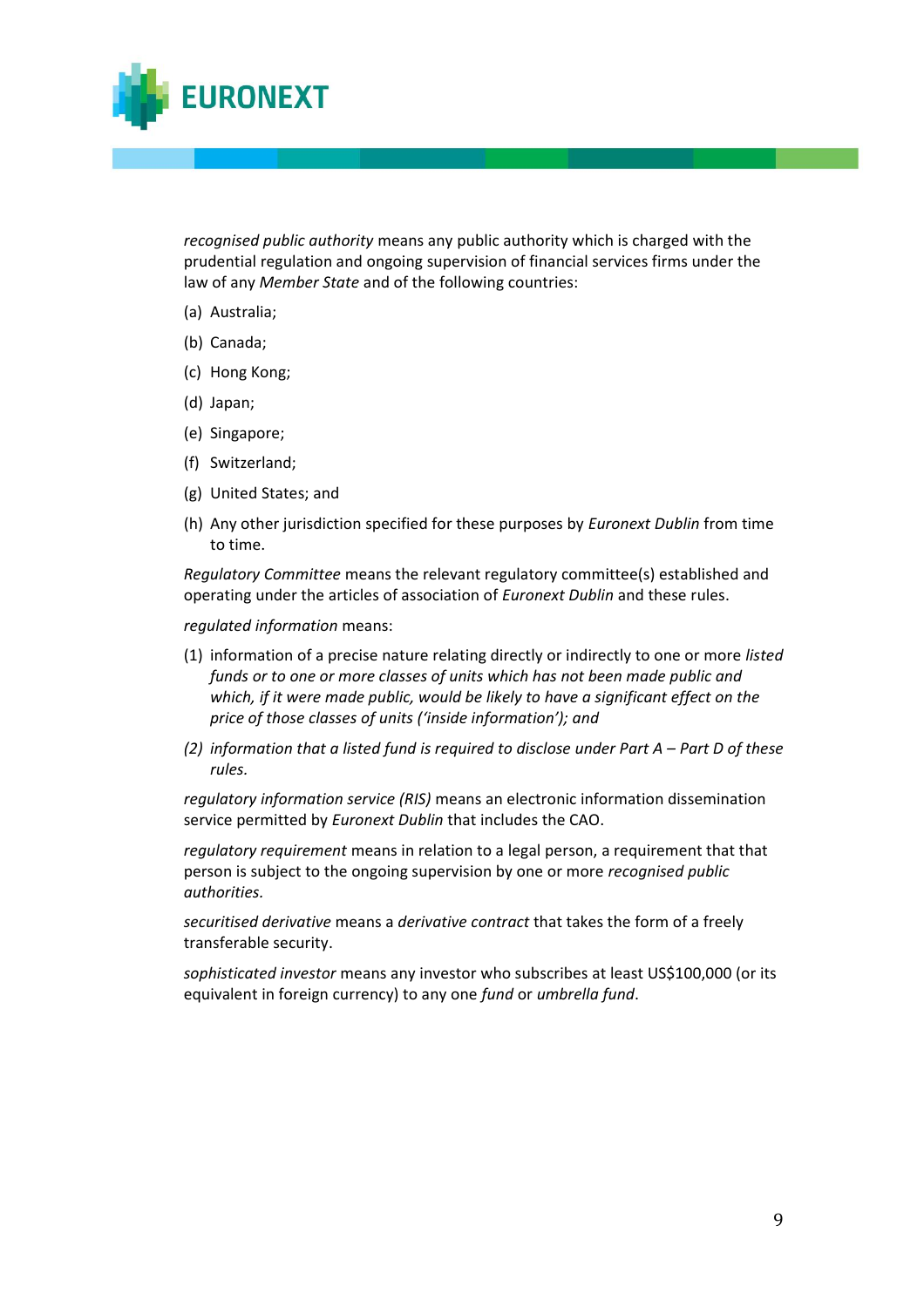*recognised public authority* means any public authority which is charged with the prudential regulation and ongoing supervision of financial services firms under the law of any *Member State* and of the following countries:

(a) Australia;

(b) Canada;

(c) Hong Kong;

(d) Japan;

(e) Singapore;

(f) Switzerland;

(g) United States; and

(h) Any other jurisdiction specified for these purposes by *Euronext Dublin* from time to time.

*Regulatory Committee* means the relevant regulatory committee(s) established and operating under the articles of association of *Euronext Dublin* and these rules.

*regulated information* means:

(1) information of a precise nature relating directly or indirectly to one or more *listed funds or to one or more classes of units which has not been made public and which, if it were made public, would be likely to have a significant effect on the price of those classes of units ('inside information'); and*

*(2) information that a listed fund is required to disclose under Part A – Part D of these rules.*

*regulatory information service (RIS)* means an electronic information dissemination service permitted by *Euronext Dublin* that includes the CAO.

*regulatory requirement* means in relation to a legal person, a requirement that that person is subject to the ongoing supervision by one or more *recognised public authorities.*

*securitised derivative* means a *derivative contract* that takes the form of a freely transferable security.

*sophisticated investor* means any investor who subscribes at least US$100,000 (or its equivalent in foreign currency) to any one *fund* or *umbrella fund*.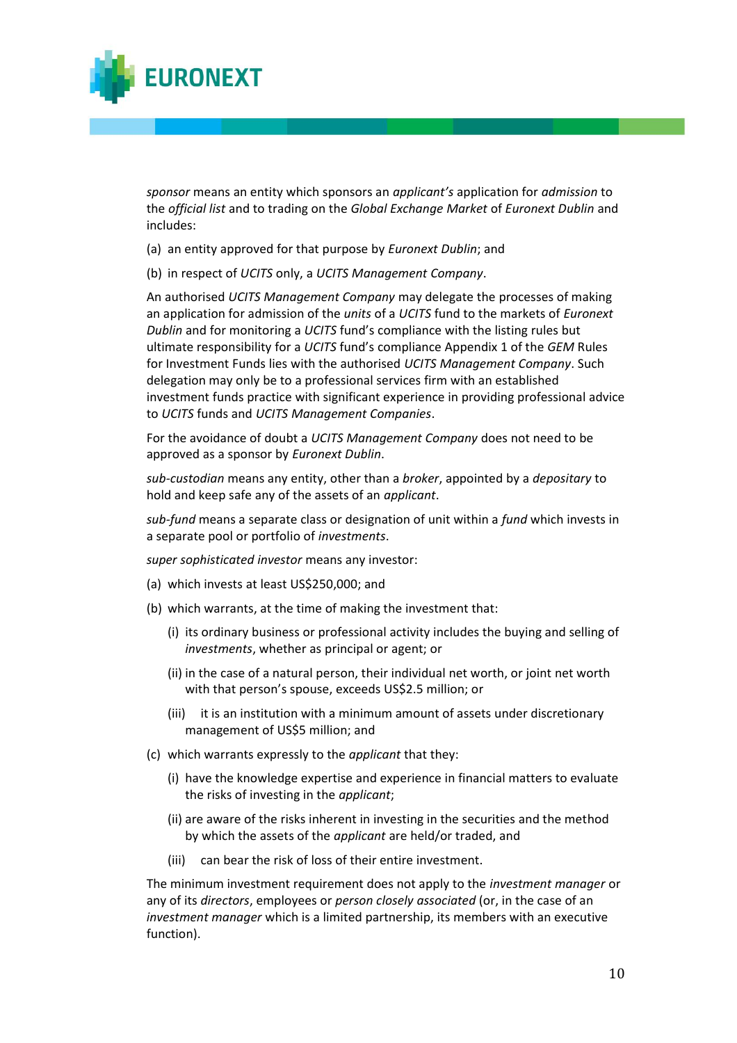*sponsor* means an entity which sponsors an *applicant's* application for *admission* to the *official list* and to trading on the *Global Exchange Market* of *Euronext Dublin* and includes:

(a) an entity approved for that purpose by *Euronext Dublin*; and

(b) in respect of *UCITS* only, a *UCITS Management Company*.

An authorised *UCITS Management Company* may delegate the processes of making an application for admission of the *units* of a *UCITS* fund to the markets of *Euronext Dublin* and for monitoring a *UCITS* fund's compliance with the listing rules but ultimate responsibility for a *UCITS* fund's compliance Appendix 1 of the *GEM* Rules for Investment Funds lies with the authorised *UCITS Management Company*. Such delegation may only be to a professional services firm with an established investment funds practice with significant experience in providing professional advice to *UCITS* funds and *UCITS Management Companies*.

For the avoidance of doubt a *UCITS Management Company* does not need to be approved as a sponsor by *Euronext Dublin*.

*sub-custodian* means any entity, other than a *broker*, appointed by a *depositary* to hold and keep safe any of the assets of an *applicant*.

*sub-fund* means a separate class or designation of unit within a *fund* which invests in a separate pool or portfolio of *investments*.

*super sophisticated investor* means any investor:

(a) which invests at least US$250,000; and

(b) which warrants, at the time of making the investment that:

 (i) its ordinary business or professional activity includes the buying and selling of *investments*, whether as principal or agent; or

 (ii) in the case of a natural person, their individual net worth, or joint net worth with that person's spouse, exceeds US$2.5 million; or

 (iii) it is an institution with a minimum amount of assets under discretionary management of US$5 million; and

(c) which warrants expressly to the *applicant* that they:

 (i) have the knowledge expertise and experience in financial matters to evaluate the risks of investing in the *applicant*;

 (ii) are aware of the risks inherent in investing in the securities and the method by which the assets of the *applicant* are held/or traded, and

 (iii) can bear the risk of loss of their entire investment.

The minimum investment requirement does not apply to the *investment manager* or any of its *directors*, employees or *person closely associated* (or, in the case of an *investment manager* which is a limited partnership, its members with an executive function).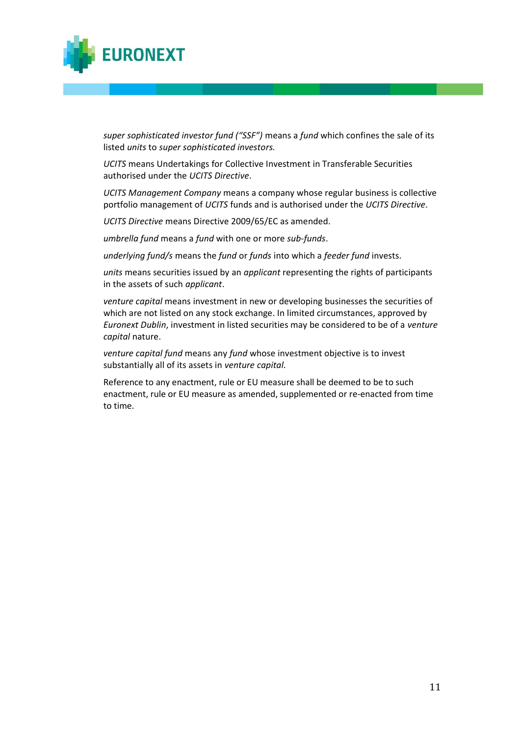*super sophisticated investor fund ("SSF")* means a *fund* which confines the sale of its listed *units* to *super sophisticated investors.*

*UCITS* means Undertakings for Collective Investment in Transferable Securities authorised under the *UCITS Directive*.

*UCITS Management Company* means a company whose regular business is collective portfolio management of *UCITS* funds and is authorised under the *UCITS Directive*.

*UCITS Directive* means Directive 2009/65/EC as amended.

*umbrella fund* means a *fund* with one or more *sub-funds*.

*underlying fund/s* means the *fund* or *funds* into which a *feeder fund* invests.

*units* means securities issued by an *applicant* representing the rights of participants in the assets of such *applicant*.

*venture capital* means investment in new or developing businesses the securities of which are not listed on any stock exchange. In limited circumstances, approved by *Euronext Dublin*, investment in listed securities may be considered to be of a *venture capital* nature.

*venture capital fund* means any *fund* whose investment objective is to invest substantially all of its assets in *venture capital.*

Reference to any enactment, rule or EU measure shall be deemed to be to such enactment, rule or EU measure as amended, supplemented or re-enacted from time to time.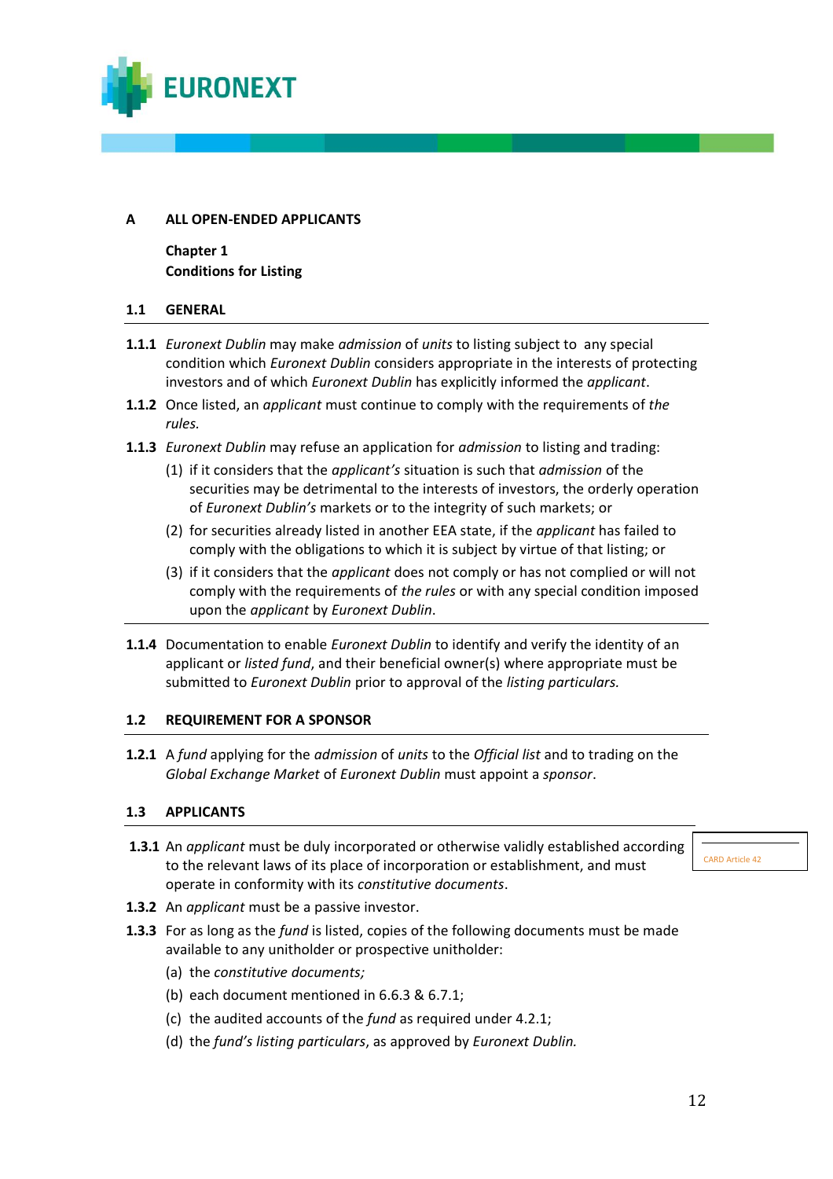## A ALL OPEN-ENDED APPLICANTS

### Chapter 1
### Conditions for Listing

#### 1.1 GENERAL

**1.1.1** *Euronext Dublin* may make *admission* of *units* to listing subject to any special condition which *Euronext Dublin* considers appropriate in the interests of protecting investors and of which *Euronext Dublin* has explicitly informed the *applicant*.

**1.1.2** Once listed, an *applicant* must continue to comply with the requirements of *the rules.*

**1.1.3** *Euronext Dublin* may refuse an application for *admission* to listing and trading:

(1) if it considers that the *applicant's* situation is such that *admission* of the securities may be detrimental to the interests of investors, the orderly operation of *Euronext Dublin's* markets or to the integrity of such markets; or

(2) for securities already listed in another EEA state, if the *applicant* has failed to comply with the obligations to which it is subject by virtue of that listing; or

(3) if it considers that the *applicant* does not comply or has not complied or will not comply with the requirements of *the rules* or with any special condition imposed upon the *applicant* by *Euronext Dublin*.

**1.1.4** Documentation to enable *Euronext Dublin* to identify and verify the identity of an applicant or *listed fund*, and their beneficial owner(s) where appropriate must be submitted to *Euronext Dublin* prior to approval of the *listing particulars.*

#### 1.2 REQUIREMENT FOR A SPONSOR

**1.2.1** A *fund* applying for the *admission* of *units* to the *Official list* and to trading on the *Global Exchange Market* of *Euronext Dublin* must appoint a *sponsor*.

#### 1.3 APPLICANTS

**1.3.1** An *applicant* must be duly incorporated or otherwise validly established according to the relevant laws of its place of incorporation or establishment, and must operate in conformity with its *constitutive documents*.

CARD Article 42

**1.3.2** An *applicant* must be a passive investor.

**1.3.3** For as long as the *fund* is listed, copies of the following documents must be made available to any unitholder or prospective unitholder:

(a) the *constitutive documents;*

(b) each document mentioned in 6.6.3 & 6.7.1;

(c) the audited accounts of the *fund* as required under 4.2.1;

(d) the *fund's listing particulars*, as approved by *Euronext Dublin.*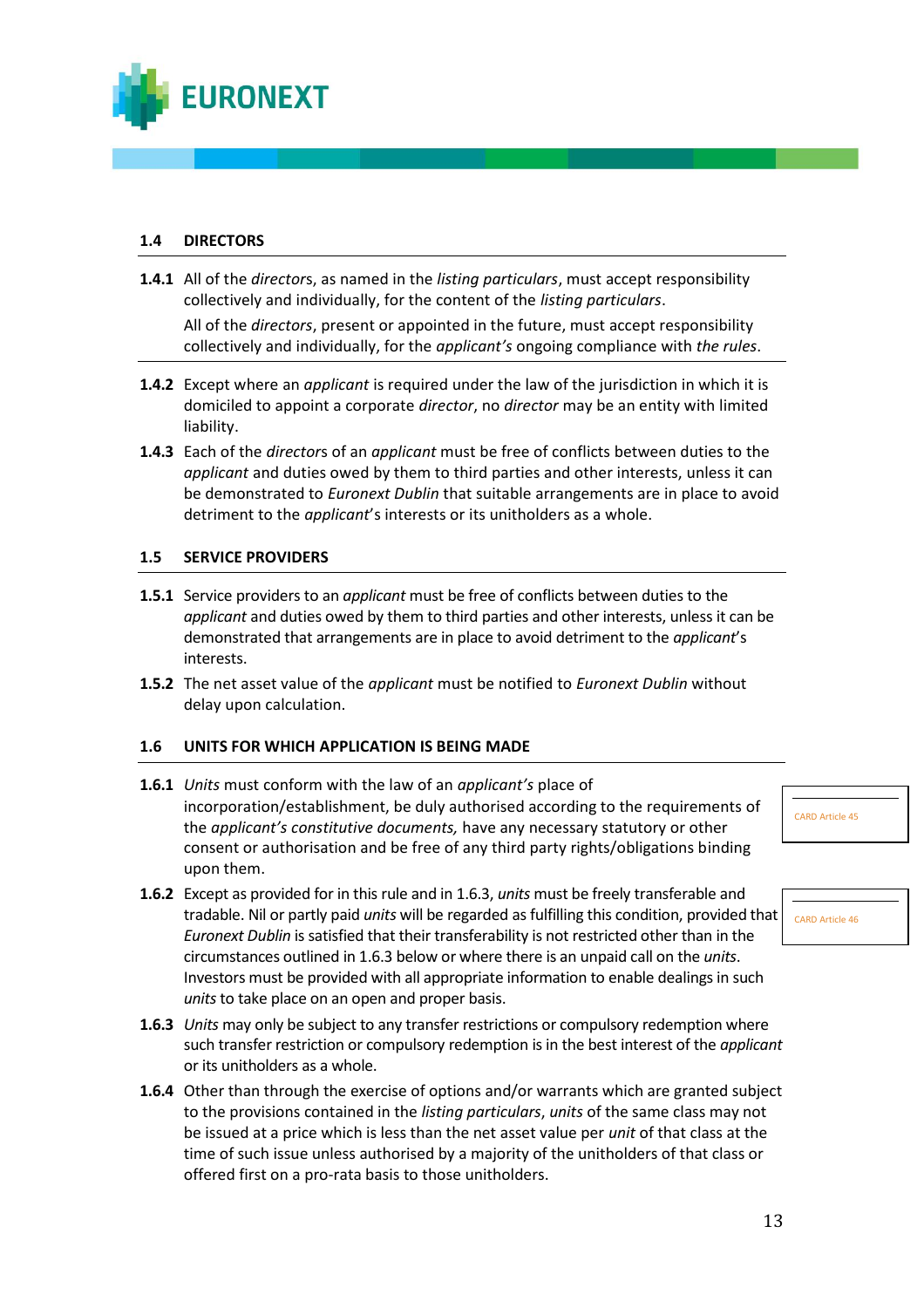## 1.4 DIRECTORS

**1.4.1** All of the *director*s, as named in the *listing particulars*, must accept responsibility collectively and individually, for the content of the *listing particulars*.

All of the *directors*, present or appointed in the future, must accept responsibility collectively and individually, for the *applicant's* ongoing compliance with *the rules*.

**1.4.2** Except where an *applicant* is required under the law of the jurisdiction in which it is domiciled to appoint a corporate *director*, no *director* may be an entity with limited liability.

**1.4.3** Each of the *directors* of an *applicant* must be free of conflicts between duties to the *applicant* and duties owed by them to third parties and other interests, unless it can be demonstrated to *Euronext Dublin* that suitable arrangements are in place to avoid detriment to the *applicant*'s interests or its unitholders as a whole.

## 1.5 SERVICE PROVIDERS

**1.5.1** Service providers to an *applicant* must be free of conflicts between duties to the *applicant* and duties owed by them to third parties and other interests, unless it can be demonstrated that arrangements are in place to avoid detriment to the *applicant*'s interests.

**1.5.2** The net asset value of the *applicant* must be notified to *Euronext Dublin* without delay upon calculation.

## 1.6 UNITS FOR WHICH APPLICATION IS BEING MADE

**1.6.1** *Units* must conform with the law of an *applicant's* place of incorporation/establishment, be duly authorised according to the requirements of the *applicant's constitutive documents,* have any necessary statutory or other consent or authorisation and be free of any third party rights/obligations binding upon them.

CARD Article 45

**1.6.2** Except as provided for in this rule and in 1.6.3, *units* must be freely transferable and tradable. Nil or partly paid *units* will be regarded as fulfilling this condition, provided that *Euronext Dublin* is satisfied that their transferability is not restricted other than in the circumstances outlined in 1.6.3 below or where there is an unpaid call on the *units*. Investors must be provided with all appropriate information to enable dealings in such *units* to take place on an open and proper basis.

CARD Article 46

**1.6.3** *Units* may only be subject to any transfer restrictions or compulsory redemption where such transfer restriction or compulsory redemption is in the best interest of the *applicant* or its unitholders as a whole.

**1.6.4** Other than through the exercise of options and/or warrants which are granted subject to the provisions contained in the *listing particulars*, *units* of the same class may not be issued at a price which is less than the net asset value per *unit* of that class at the time of such issue unless authorised by a majority of the unitholders of that class or offered first on a pro-rata basis to those unitholders.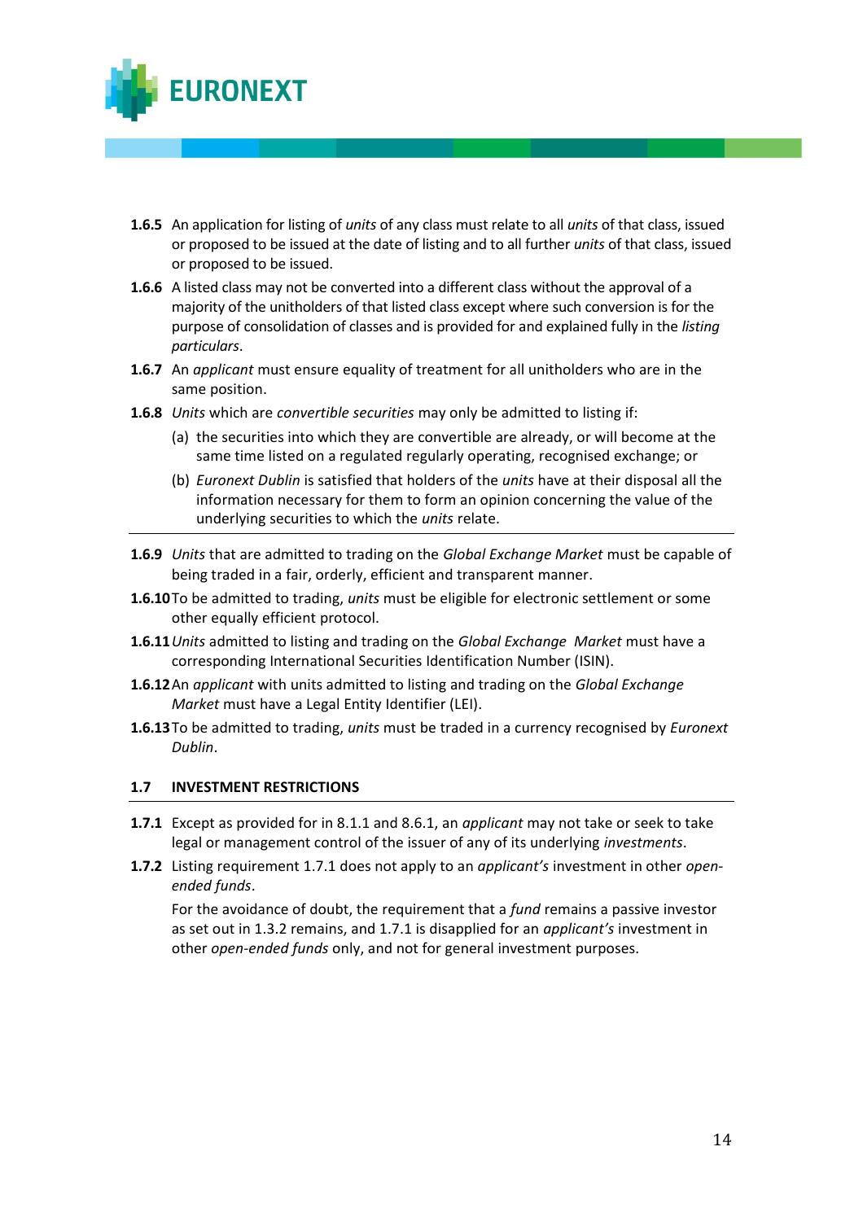**1.6.5** An application for listing of *units* of any class must relate to all *units* of that class, issued or proposed to be issued at the date of listing and to all further *units* of that class, issued or proposed to be issued.

**1.6.6** A listed class may not be converted into a different class without the approval of a majority of the unitholders of that listed class except where such conversion is for the purpose of consolidation of classes and is provided for and explained fully in the *listing particulars*.

**1.6.7** An *applicant* must ensure equality of treatment for all unitholders who are in the same position.

**1.6.8** *Units* which are *convertible securities* may only be admitted to listing if:

(a) the securities into which they are convertible are already, or will become at the same time listed on a regulated regularly operating, recognised exchange; or

(b) *Euronext Dublin* is satisfied that holders of the *units* have at their disposal all the information necessary for them to form an opinion concerning the value of the underlying securities to which the *units* relate.

---

**1.6.9** *Units* that are admitted to trading on the *Global Exchange Market* must be capable of being traded in a fair, orderly, efficient and transparent manner.

**1.6.10** To be admitted to trading, *units* must be eligible for electronic settlement or some other equally efficient protocol.

**1.6.11** *Units* admitted to listing and trading on the *Global Exchange Market* must have a corresponding International Securities Identification Number (ISIN).

**1.6.12** An *applicant* with units admitted to listing and trading on the *Global Exchange Market* must have a Legal Entity Identifier (LEI).

**1.6.13** To be admitted to trading, *units* must be traded in a currency recognised by *Euronext Dublin*.

### 1.7 INVESTMENT RESTRICTIONS

**1.7.1** Except as provided for in 8.1.1 and 8.6.1, an *applicant* may not take or seek to take legal or management control of the issuer of any of its underlying *investments*.

**1.7.2** Listing requirement 1.7.1 does not apply to an *applicant's* investment in other *open-ended funds*.

For the avoidance of doubt, the requirement that a *fund* remains a passive investor as set out in 1.3.2 remains, and 1.7.1 is disapplied for an *applicant's* investment in other *open-ended funds* only, and not for general investment purposes.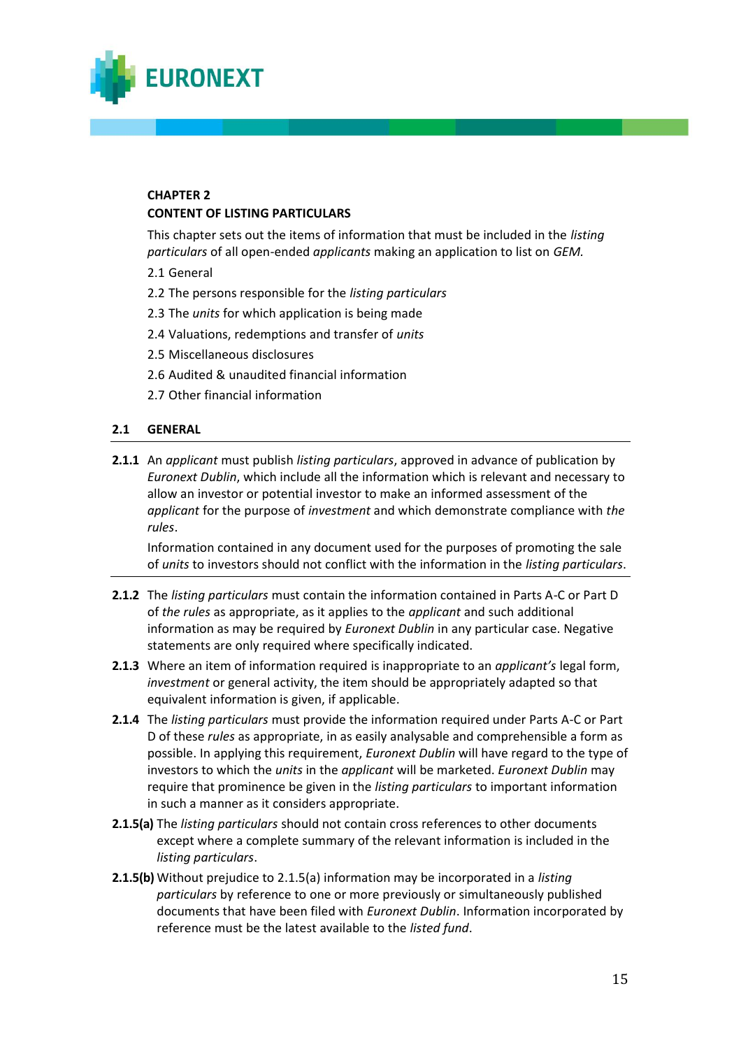**CHAPTER 2**
**CONTENT OF LISTING PARTICULARS**

This chapter sets out the items of information that must be included in the *listing particulars* of all open-ended *applicants* making an application to list on *GEM.*

2.1 General

2.2 The persons responsible for the *listing particulars*

2.3 The *units* for which application is being made

2.4 Valuations, redemptions and transfer of *units*

2.5 Miscellaneous disclosures

2.6 Audited & unaudited financial information

2.7 Other financial information

## 2.1 GENERAL

**2.1.1** An *applicant* must publish *listing particulars*, approved in advance of publication by *Euronext Dublin*, which include all the information which is relevant and necessary to allow an investor or potential investor to make an informed assessment of the *applicant* for the purpose of *investment* and which demonstrate compliance with *the rules*.

Information contained in any document used for the purposes of promoting the sale of *units* to investors should not conflict with the information in the *listing particulars*.

**2.1.2** The *listing particulars* must contain the information contained in Parts A-C or Part D of *the rules* as appropriate, as it applies to the *applicant* and such additional information as may be required by *Euronext Dublin* in any particular case. Negative statements are only required where specifically indicated.

**2.1.3** Where an item of information required is inappropriate to an *applicant's* legal form, *investment* or general activity, the item should be appropriately adapted so that equivalent information is given, if applicable.

**2.1.4** The *listing particulars* must provide the information required under Parts A-C or Part D of these *rules* as appropriate, in as easily analysable and comprehensible a form as possible. In applying this requirement, *Euronext Dublin* will have regard to the type of investors to which the *units* in the *applicant* will be marketed. *Euronext Dublin* may require that prominence be given in the *listing particulars* to important information in such a manner as it considers appropriate.

**2.1.5(a)** The *listing particulars* should not contain cross references to other documents except where a complete summary of the relevant information is included in the *listing particulars*.

**2.1.5(b)** Without prejudice to 2.1.5(a) information may be incorporated in a *listing particulars* by reference to one or more previously or simultaneously published documents that have been filed with *Euronext Dublin*. Information incorporated by reference must be the latest available to the *listed fund*.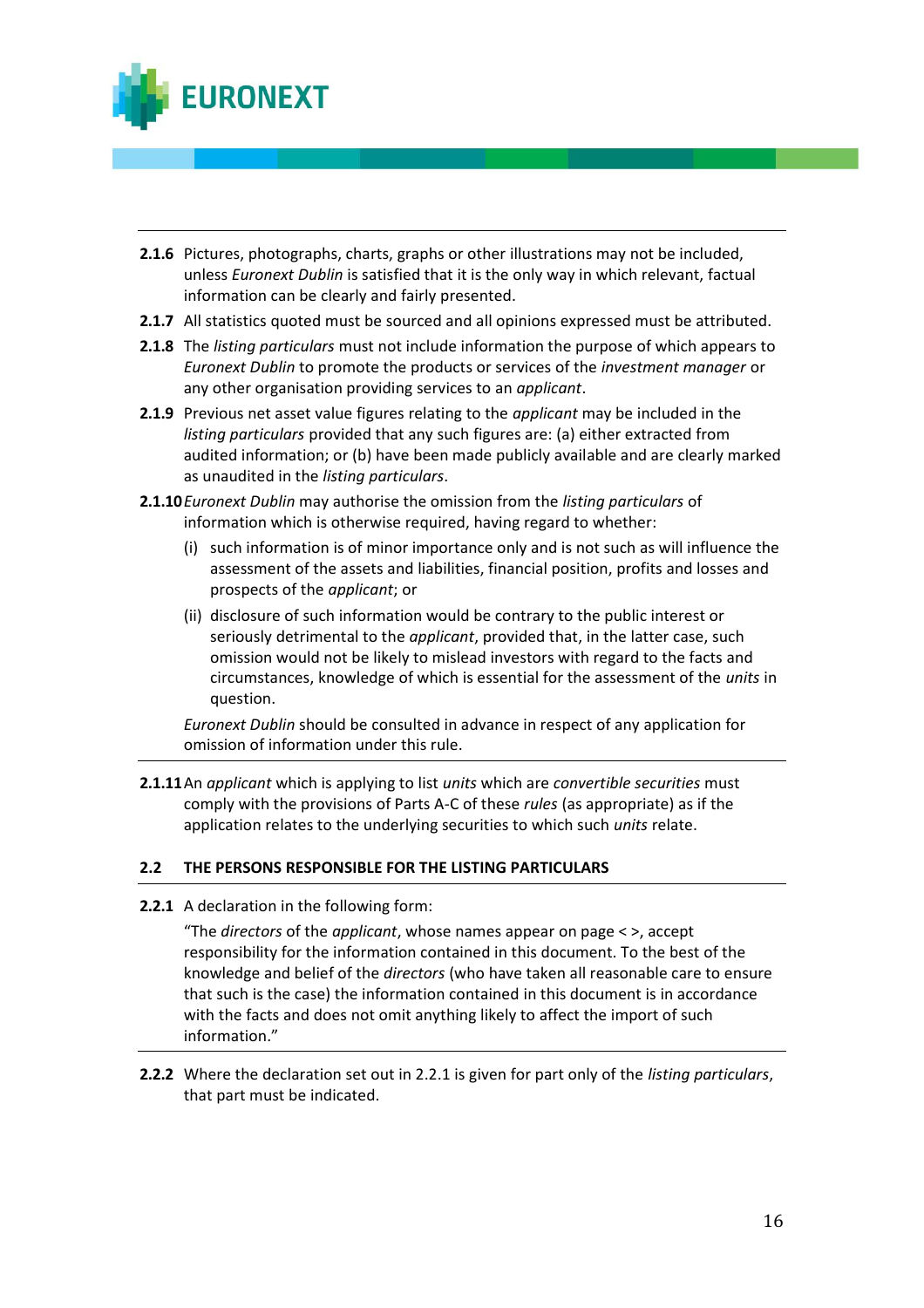**2.1.6** Pictures, photographs, charts, graphs or other illustrations may not be included, unless *Euronext Dublin* is satisfied that it is the only way in which relevant, factual information can be clearly and fairly presented.

**2.1.7** All statistics quoted must be sourced and all opinions expressed must be attributed.

**2.1.8** The *listing particulars* must not include information the purpose of which appears to *Euronext Dublin* to promote the products or services of the *investment manager* or any other organisation providing services to an *applicant*.

**2.1.9** Previous net asset value figures relating to the *applicant* may be included in the *listing particulars* provided that any such figures are: (a) either extracted from audited information; or (b) have been made publicly available and are clearly marked as unaudited in the *listing particulars*.

**2.1.10** *Euronext Dublin* may authorise the omission from the *listing particulars* of information which is otherwise required, having regard to whether:

(i) such information is of minor importance only and is not such as will influence the assessment of the assets and liabilities, financial position, profits and losses and prospects of the *applicant*; or

(ii) disclosure of such information would be contrary to the public interest or seriously detrimental to the *applicant*, provided that, in the latter case, such omission would not be likely to mislead investors with regard to the facts and circumstances, knowledge of which is essential for the assessment of the *units* in question.

*Euronext Dublin* should be consulted in advance in respect of any application for omission of information under this rule.

---

**2.1.11** An *applicant* which is applying to list *units* which are *convertible securities* must comply with the provisions of Parts A-C of these *rules* (as appropriate) as if the application relates to the underlying securities to which such *units* relate.

## 2.2 THE PERSONS RESPONSIBLE FOR THE LISTING PARTICULARS

**2.2.1** A declaration in the following form:

"The *directors* of the *applicant*, whose names appear on page < >, accept responsibility for the information contained in this document. To the best of the knowledge and belief of the *directors* (who have taken all reasonable care to ensure that such is the case) the information contained in this document is in accordance with the facts and does not omit anything likely to affect the import of such information."

---

**2.2.2** Where the declaration set out in 2.2.1 is given for part only of the *listing particulars*, that part must be indicated.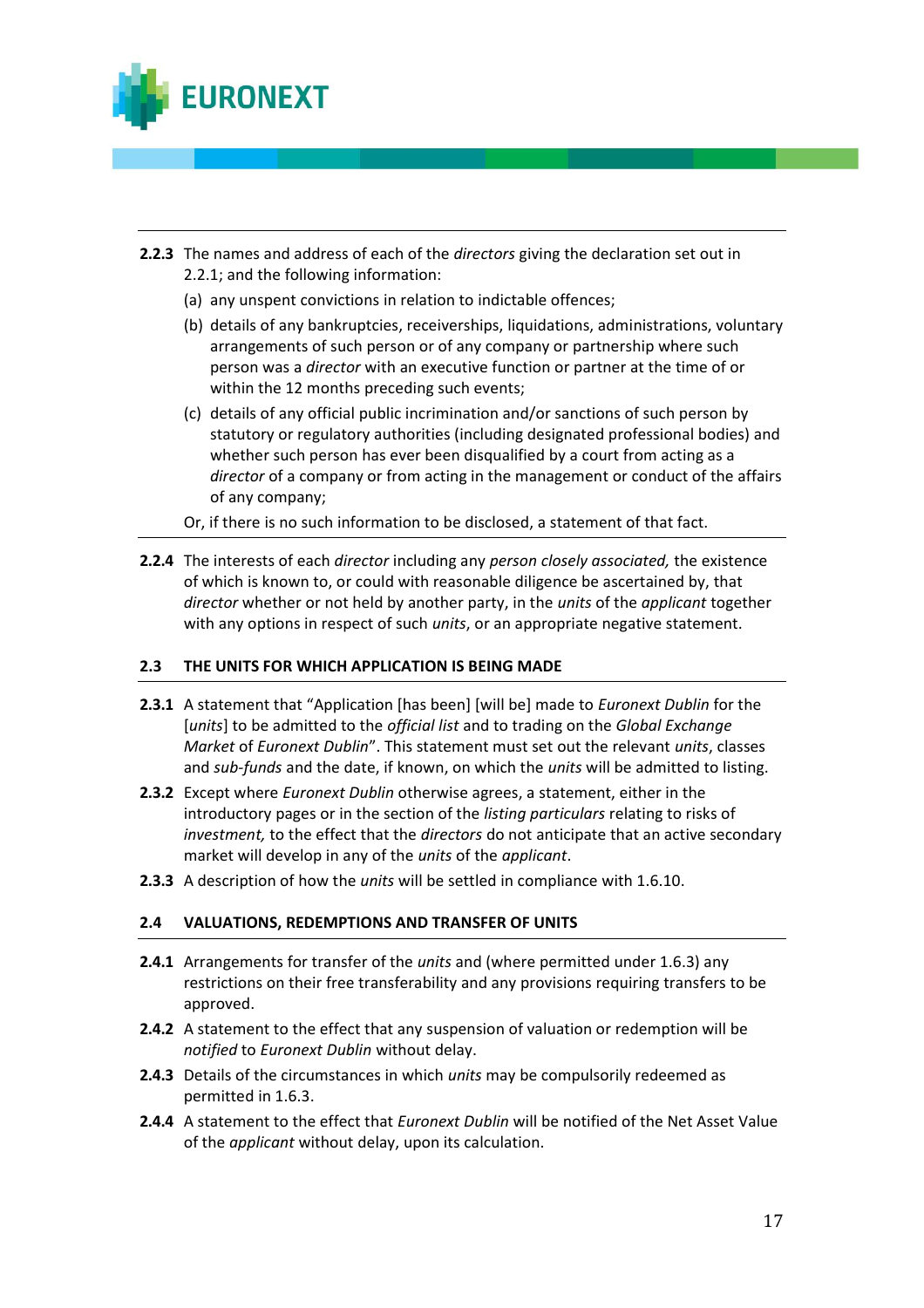**2.2.3** The names and address of each of the *directors* giving the declaration set out in 2.2.1; and the following information:

(a) any unspent convictions in relation to indictable offences;

(b) details of any bankruptcies, receiverships, liquidations, administrations, voluntary arrangements of such person or of any company or partnership where such person was a *director* with an executive function or partner at the time of or within the 12 months preceding such events;

(c) details of any official public incrimination and/or sanctions of such person by statutory or regulatory authorities (including designated professional bodies) and whether such person has ever been disqualified by a court from acting as a *director* of a company or from acting in the management or conduct of the affairs of any company;

Or, if there is no such information to be disclosed, a statement of that fact.

**2.2.4** The interests of each *director* including any *person closely associated,* the existence of which is known to, or could with reasonable diligence be ascertained by, that *director* whether or not held by another party, in the *units* of the *applicant* together with any options in respect of such *units*, or an appropriate negative statement.

## 2.3 THE UNITS FOR WHICH APPLICATION IS BEING MADE

**2.3.1** A statement that "Application [has been] [will be] made to *Euronext Dublin* for the [*units*] to be admitted to the *official list* and to trading on the *Global Exchange Market* of *Euronext Dublin*". This statement must set out the relevant *units*, classes and *sub-funds* and the date, if known, on which the *units* will be admitted to listing.

**2.3.2** Except where *Euronext Dublin* otherwise agrees, a statement, either in the introductory pages or in the section of the *listing particulars* relating to risks of *investment,* to the effect that the *directors* do not anticipate that an active secondary market will develop in any of the *units* of the *applicant*.

**2.3.3** A description of how the *units* will be settled in compliance with 1.6.10.

## 2.4 VALUATIONS, REDEMPTIONS AND TRANSFER OF UNITS

**2.4.1** Arrangements for transfer of the *units* and (where permitted under 1.6.3) any restrictions on their free transferability and any provisions requiring transfers to be approved.

**2.4.2** A statement to the effect that any suspension of valuation or redemption will be *notified* to *Euronext Dublin* without delay.

**2.4.3** Details of the circumstances in which *units* may be compulsorily redeemed as permitted in 1.6.3.

**2.4.4** A statement to the effect that *Euronext Dublin* will be notified of the Net Asset Value of the *applicant* without delay, upon its calculation.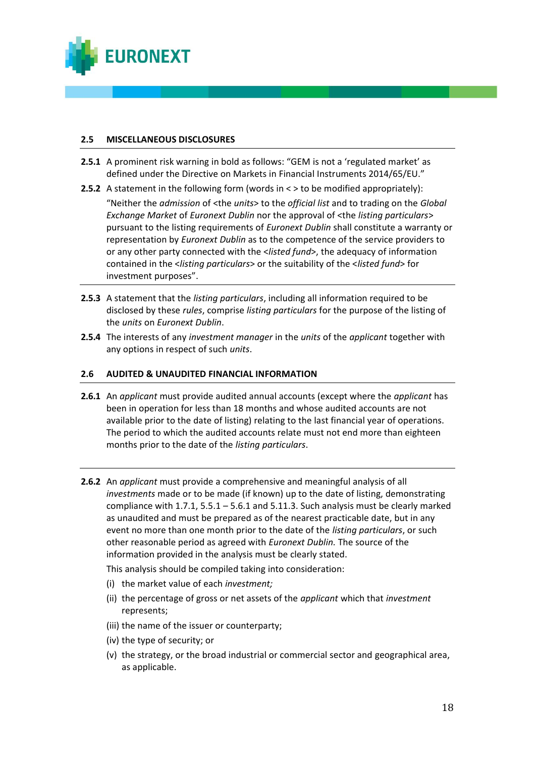## 2.5 MISCELLANEOUS DISCLOSURES

**2.5.1** A prominent risk warning in bold as follows: "GEM is not a 'regulated market' as defined under the Directive on Markets in Financial Instruments 2014/65/EU."

**2.5.2** A statement in the following form (words in < > to be modified appropriately):

"Neither the *admission* of <the *units*> to the *official list* and to trading on the *Global Exchange Market* of *Euronext Dublin* nor the approval of <the *listing particulars*> pursuant to the listing requirements of *Euronext Dublin* shall constitute a warranty or representation by *Euronext Dublin* as to the competence of the service providers to or any other party connected with the <*listed fund*>, the adequacy of information contained in the <*listing particulars*> or the suitability of the <*listed fund*> for investment purposes".

**2.5.3** A statement that the *listing particulars*, including all information required to be disclosed by these *rules*, comprise *listing particulars* for the purpose of the listing of the *units* on *Euronext Dublin*.

**2.5.4** The interests of any *investment manager* in the *units* of the *applicant* together with any options in respect of such *units*.

## 2.6 AUDITED & UNAUDITED FINANCIAL INFORMATION

**2.6.1** An *applicant* must provide audited annual accounts (except where the *applicant* has been in operation for less than 18 months and whose audited accounts are not available prior to the date of listing) relating to the last financial year of operations. The period to which the audited accounts relate must not end more than eighteen months prior to the date of the *listing particulars*.

**2.6.2** An *applicant* must provide a comprehensive and meaningful analysis of all *investments* made or to be made (if known) up to the date of listing, demonstrating compliance with 1.7.1, 5.5.1 – 5.6.1 and 5.11.3. Such analysis must be clearly marked as unaudited and must be prepared as of the nearest practicable date, but in any event no more than one month prior to the date of the *listing particulars*, or such other reasonable period as agreed with *Euronext Dublin.* The source of the information provided in the analysis must be clearly stated.

This analysis should be compiled taking into consideration:

(i) the market value of each *investment;*

(ii) the percentage of gross or net assets of the *applicant* which that *investment* represents;

(iii) the name of the issuer or counterparty;

(iv) the type of security; or

(v) the strategy, or the broad industrial or commercial sector and geographical area, as applicable.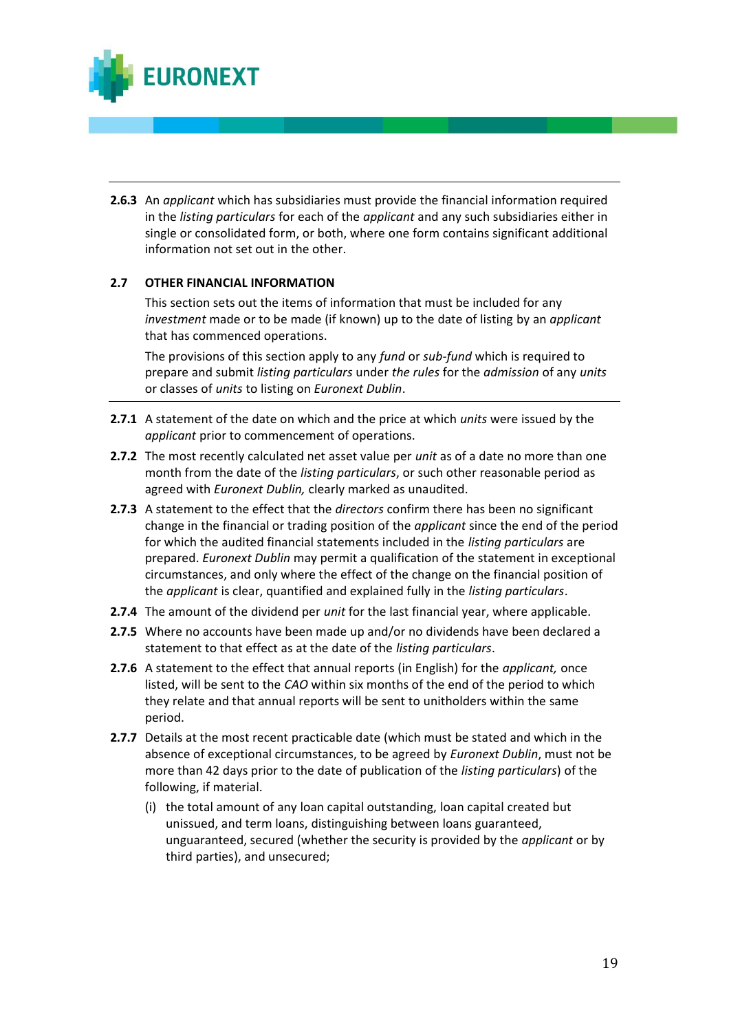**2.6.3** An *applicant* which has subsidiaries must provide the financial information required in the *listing particulars* for each of the *applicant* and any such subsidiaries either in single or consolidated form, or both, where one form contains significant additional information not set out in the other.

## 2.7 OTHER FINANCIAL INFORMATION

This section sets out the items of information that must be included for any *investment* made or to be made (if known) up to the date of listing by an *applicant* that has commenced operations.

The provisions of this section apply to any *fund* or *sub-fund* which is required to prepare and submit *listing particulars* under *the rules* for the *admission* of any *units* or classes of *units* to listing on *Euronext Dublin*.

**2.7.1** A statement of the date on which and the price at which *units* were issued by the *applicant* prior to commencement of operations.

**2.7.2** The most recently calculated net asset value per *unit* as of a date no more than one month from the date of the *listing particulars*, or such other reasonable period as agreed with *Euronext Dublin,* clearly marked as unaudited.

**2.7.3** A statement to the effect that the *directors* confirm there has been no significant change in the financial or trading position of the *applicant* since the end of the period for which the audited financial statements included in the *listing particulars* are prepared. *Euronext Dublin* may permit a qualification of the statement in exceptional circumstances, and only where the effect of the change on the financial position of the *applicant* is clear, quantified and explained fully in the *listing particulars*.

**2.7.4** The amount of the dividend per *unit* for the last financial year, where applicable.

**2.7.5** Where no accounts have been made up and/or no dividends have been declared a statement to that effect as at the date of the *listing particulars*.

**2.7.6** A statement to the effect that annual reports (in English) for the *applicant,* once listed, will be sent to the *CAO* within six months of the end of the period to which they relate and that annual reports will be sent to unitholders within the same period.

**2.7.7** Details at the most recent practicable date (which must be stated and which in the absence of exceptional circumstances, to be agreed by *Euronext Dublin*, must not be more than 42 days prior to the date of publication of the *listing particulars*) of the following, if material.

(i) the total amount of any loan capital outstanding, loan capital created but unissued, and term loans, distinguishing between loans guaranteed, unguaranteed, secured (whether the security is provided by the *applicant* or by third parties), and unsecured;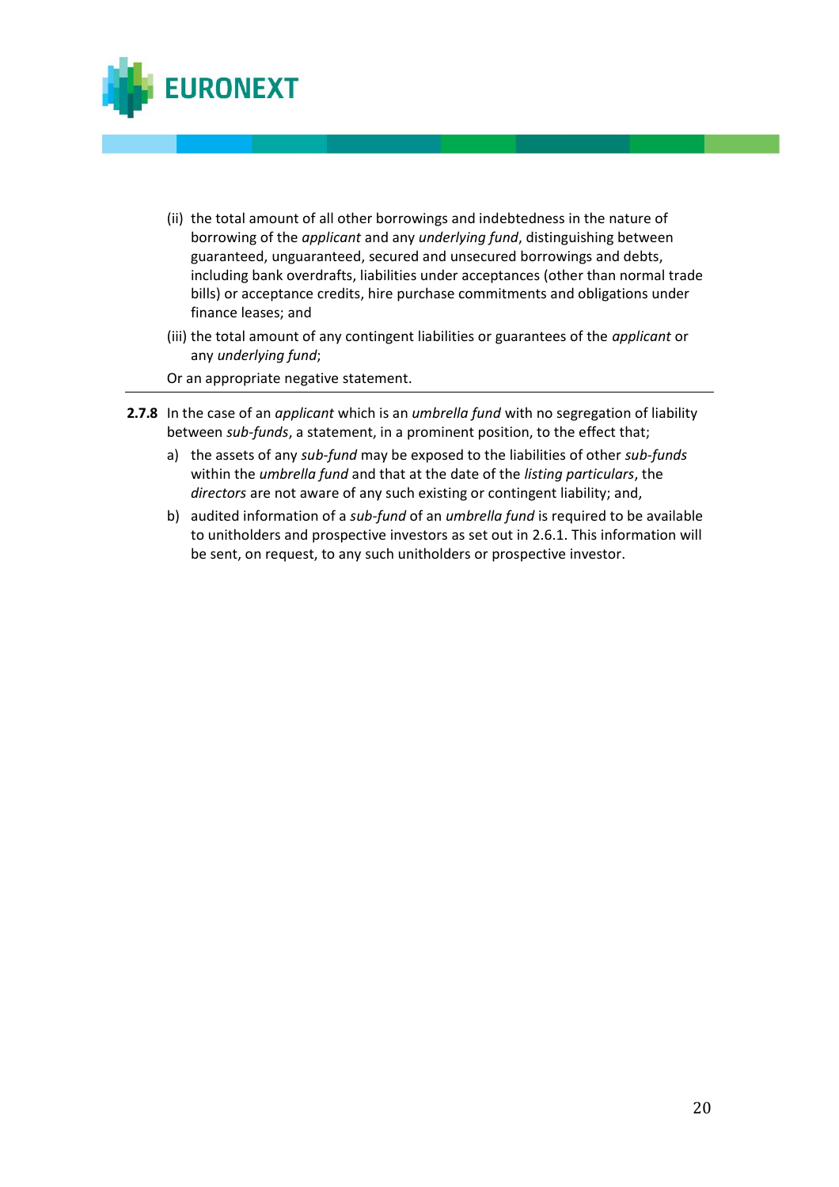(ii) the total amount of all other borrowings and indebtedness in the nature of borrowing of the *applicant* and any *underlying fund*, distinguishing between guaranteed, unguaranteed, secured and unsecured borrowings and debts, including bank overdrafts, liabilities under acceptances (other than normal trade bills) or acceptance credits, hire purchase commitments and obligations under finance leases; and

(iii) the total amount of any contingent liabilities or guarantees of the *applicant* or any *underlying fund*;

Or an appropriate negative statement.

---

**2.7.8** In the case of an *applicant* which is an *umbrella fund* with no segregation of liability between *sub-funds*, a statement, in a prominent position, to the effect that;

a) the assets of any *sub-fund* may be exposed to the liabilities of other *sub-funds* within the *umbrella fund* and that at the date of the *listing particulars*, the *directors* are not aware of any such existing or contingent liability; and,

b) audited information of a *sub-fund* of an *umbrella fund* is required to be available to unitholders and prospective investors as set out in 2.6.1. This information will be sent, on request, to any such unitholders or prospective investor.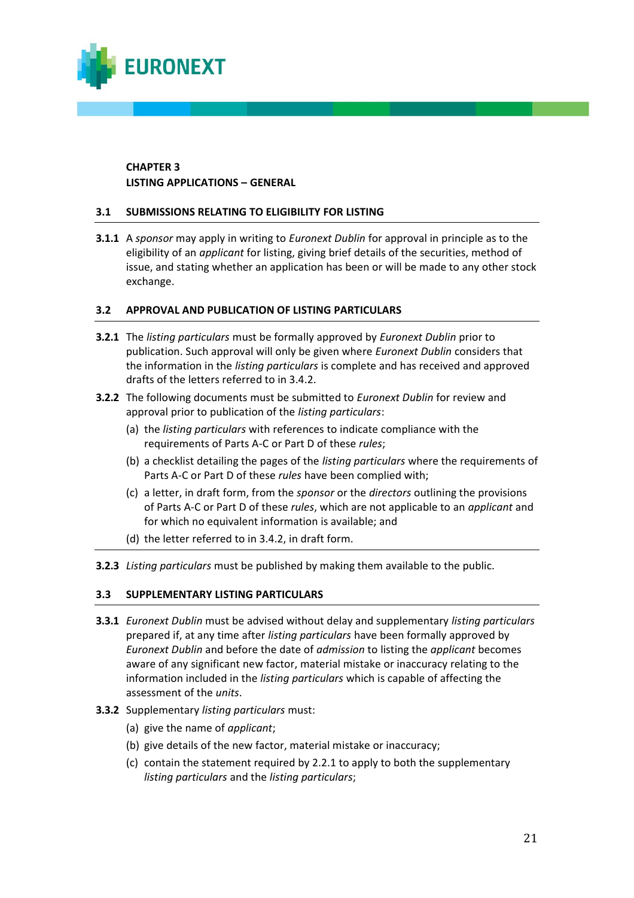**CHAPTER 3**
**LISTING APPLICATIONS – GENERAL**

## 3.1 SUBMISSIONS RELATING TO ELIGIBILITY FOR LISTING

**3.1.1** A *sponsor* may apply in writing to *Euronext Dublin* for approval in principle as to the eligibility of an *applicant* for listing, giving brief details of the securities, method of issue, and stating whether an application has been or will be made to any other stock exchange.

## 3.2 APPROVAL AND PUBLICATION OF LISTING PARTICULARS

**3.2.1** The *listing particulars* must be formally approved by *Euronext Dublin* prior to publication. Such approval will only be given where *Euronext Dublin* considers that the information in the *listing particulars* is complete and has received and approved drafts of the letters referred to in 3.4.2.

**3.2.2** The following documents must be submitted to *Euronext Dublin* for review and approval prior to publication of the *listing particulars*:

(a) the *listing particulars* with references to indicate compliance with the requirements of Parts A-C or Part D of these *rules*;

(b) a checklist detailing the pages of the *listing particulars* where the requirements of Parts A-C or Part D of these *rules* have been complied with;

(c) a letter, in draft form, from the *sponsor* or the *directors* outlining the provisions of Parts A-C or Part D of these *rules*, which are not applicable to an *applicant* and for which no equivalent information is available; and

(d) the letter referred to in 3.4.2, in draft form.

---

**3.2.3** *Listing particulars* must be published by making them available to the public.

## 3.3 SUPPLEMENTARY LISTING PARTICULARS

**3.3.1** *Euronext Dublin* must be advised without delay and supplementary *listing particulars* prepared if, at any time after *listing particulars* have been formally approved by *Euronext Dublin* and before the date of *admission* to listing the *applicant* becomes aware of any significant new factor, material mistake or inaccuracy relating to the information included in the *listing particulars* which is capable of affecting the assessment of the *units*.

**3.3.2** Supplementary *listing particulars* must:

(a) give the name of *applicant*;

(b) give details of the new factor, material mistake or inaccuracy;

(c) contain the statement required by 2.2.1 to apply to both the supplementary *listing particulars* and the *listing particulars*;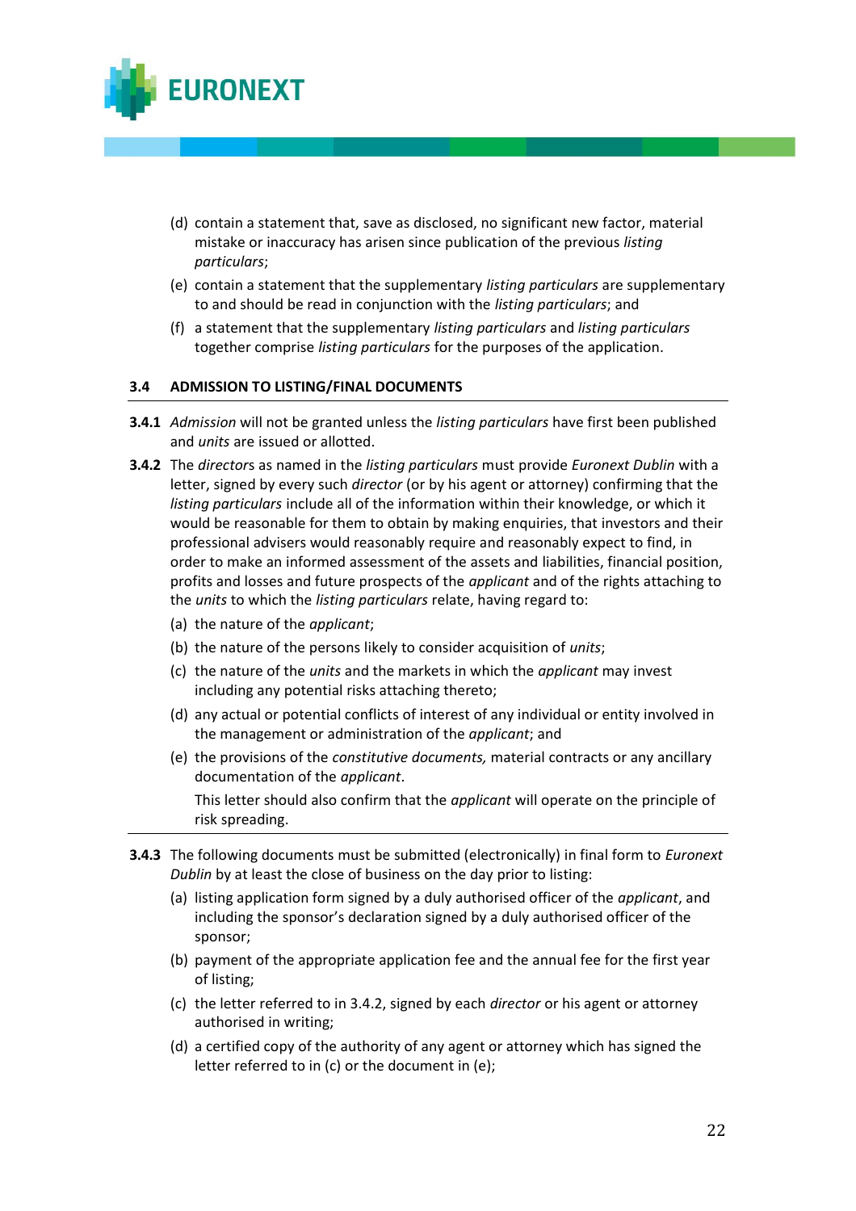(d) contain a statement that, save as disclosed, no significant new factor, material mistake or inaccuracy has arisen since publication of the previous *listing particulars*;

(e) contain a statement that the supplementary *listing particulars* are supplementary to and should be read in conjunction with the *listing particulars*; and

(f) a statement that the supplementary *listing particulars* and *listing particulars* together comprise *listing particulars* for the purposes of the application.

## 3.4 ADMISSION TO LISTING/FINAL DOCUMENTS

**3.4.1** *Admission* will not be granted unless the *listing particulars* have first been published and *units* are issued or allotted.

**3.4.2** The *directors* as named in the *listing particulars* must provide *Euronext Dublin* with a letter, signed by every such *director* (or by his agent or attorney) confirming that the *listing particulars* include all of the information within their knowledge, or which it would be reasonable for them to obtain by making enquiries, that investors and their professional advisers would reasonably require and reasonably expect to find, in order to make an informed assessment of the assets and liabilities, financial position, profits and losses and future prospects of the *applicant* and of the rights attaching to the *units* to which the *listing particulars* relate, having regard to:

(a) the nature of the *applicant*;

(b) the nature of the persons likely to consider acquisition of *units*;

(c) the nature of the *units* and the markets in which the *applicant* may invest including any potential risks attaching thereto;

(d) any actual or potential conflicts of interest of any individual or entity involved in the management or administration of the *applicant*; and

(e) the provisions of the *constitutive documents,* material contracts or any ancillary documentation of the *applicant*.

This letter should also confirm that the *applicant* will operate on the principle of risk spreading.

**3.4.3** The following documents must be submitted (electronically) in final form to *Euronext Dublin* by at least the close of business on the day prior to listing:

(a) listing application form signed by a duly authorised officer of the *applicant*, and including the sponsor's declaration signed by a duly authorised officer of the sponsor;

(b) payment of the appropriate application fee and the annual fee for the first year of listing;

(c) the letter referred to in 3.4.2, signed by each *director* or his agent or attorney authorised in writing;

(d) a certified copy of the authority of any agent or attorney which has signed the letter referred to in (c) or the document in (e);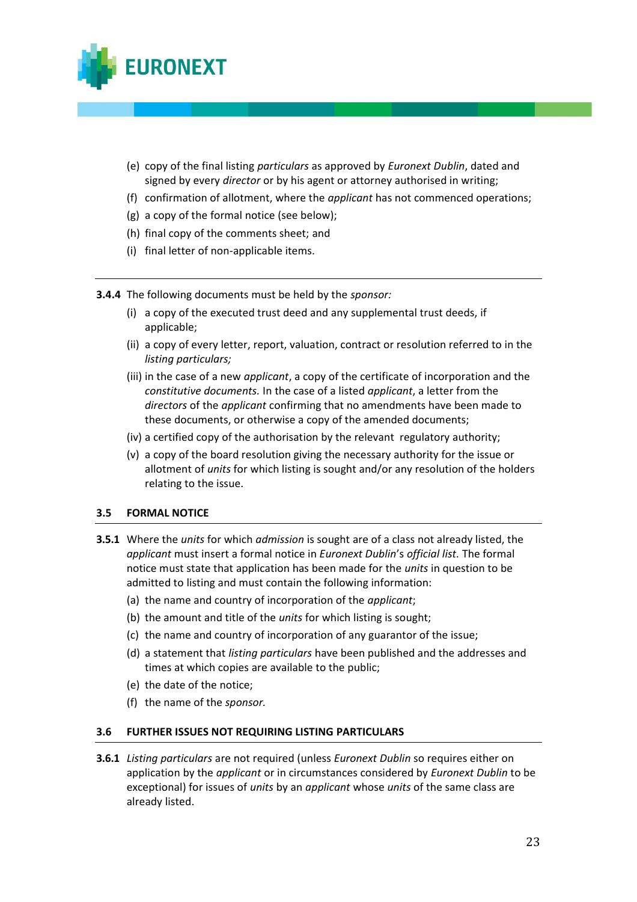(e) copy of the final listing *particulars* as approved by *Euronext Dublin*, dated and signed by every *director* or by his agent or attorney authorised in writing;

(f) confirmation of allotment, where the *applicant* has not commenced operations;

(g) a copy of the formal notice (see below);

(h) final copy of the comments sheet; and

(i) final letter of non-applicable items.

---

**3.4.4** The following documents must be held by the *sponsor:*

(i) a copy of the executed trust deed and any supplemental trust deeds, if applicable;

(ii) a copy of every letter, report, valuation, contract or resolution referred to in the *listing particulars;*

(iii) in the case of a new *applicant*, a copy of the certificate of incorporation and the *constitutive documents.* In the case of a listed *applicant*, a letter from the *directors* of the *applicant* confirming that no amendments have been made to these documents, or otherwise a copy of the amended documents;

(iv) a certified copy of the authorisation by the relevant regulatory authority;

(v) a copy of the board resolution giving the necessary authority for the issue or allotment of *units* for which listing is sought and/or any resolution of the holders relating to the issue.

### 3.5 FORMAL NOTICE

**3.5.1** Where the *units* for which *admission* is sought are of a class not already listed, the *applicant* must insert a formal notice in *Euronext Dublin*'s *official list.* The formal notice must state that application has been made for the *units* in question to be admitted to listing and must contain the following information:

(a) the name and country of incorporation of the *applicant*;

(b) the amount and title of the *units* for which listing is sought;

(c) the name and country of incorporation of any guarantor of the issue;

(d) a statement that *listing particulars* have been published and the addresses and times at which copies are available to the public;

(e) the date of the notice;

(f) the name of the *sponsor.*

### 3.6 FURTHER ISSUES NOT REQUIRING LISTING PARTICULARS

**3.6.1** *Listing particulars* are not required (unless *Euronext Dublin* so requires either on application by the *applicant* or in circumstances considered by *Euronext Dublin* to be exceptional) for issues of *units* by an *applicant* whose *units* of the same class are already listed.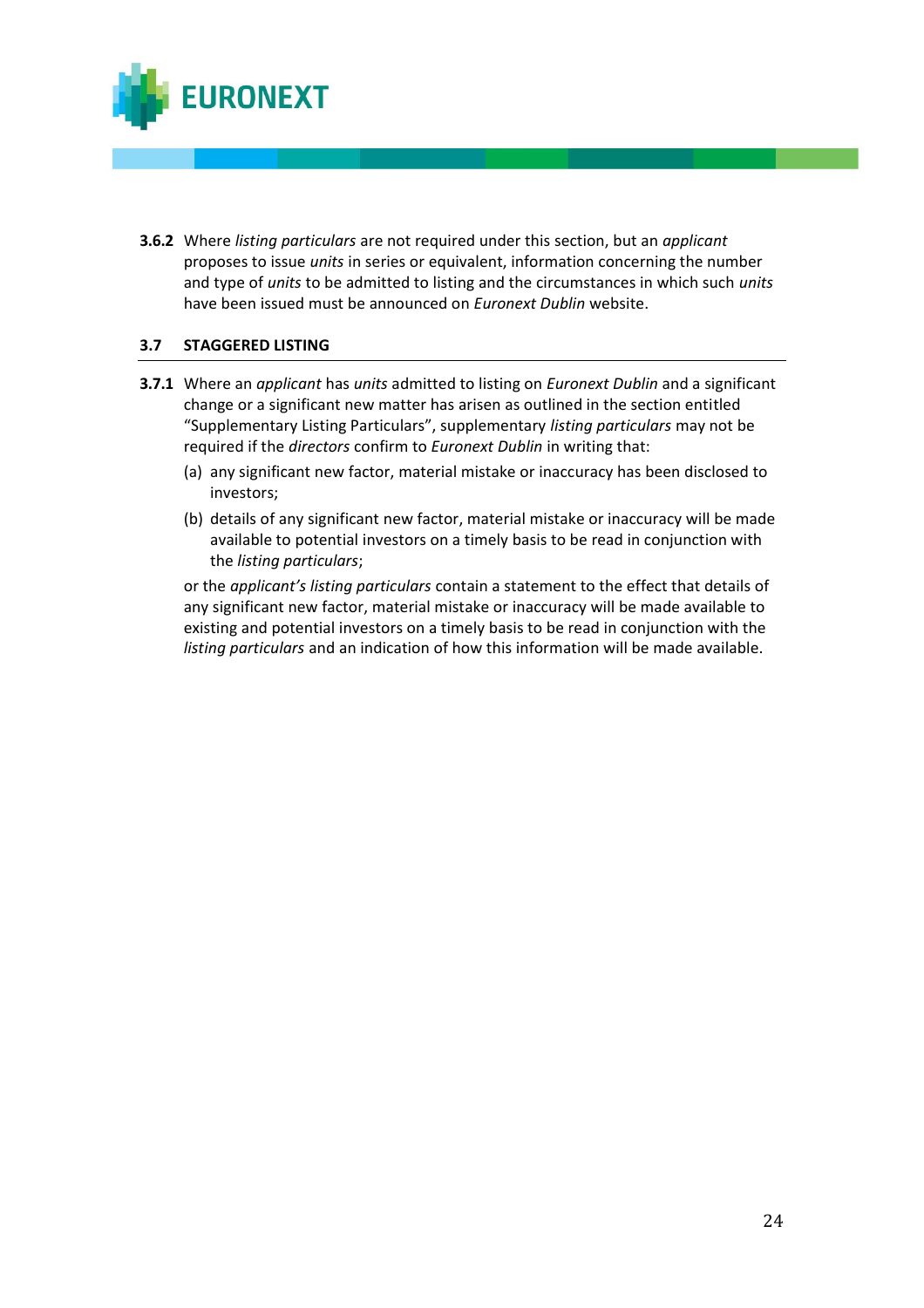**3.6.2** Where *listing particulars* are not required under this section, but an *applicant* proposes to issue *units* in series or equivalent, information concerning the number and type of *units* to be admitted to listing and the circumstances in which such *units* have been issued must be announced on *Euronext Dublin* website.

## 3.7 STAGGERED LISTING

**3.7.1** Where an *applicant* has *units* admitted to listing on *Euronext Dublin* and a significant change or a significant new matter has arisen as outlined in the section entitled "Supplementary Listing Particulars", supplementary *listing particulars* may not be required if the *directors* confirm to *Euronext Dublin* in writing that:

(a) any significant new factor, material mistake or inaccuracy has been disclosed to investors;

(b) details of any significant new factor, material mistake or inaccuracy will be made available to potential investors on a timely basis to be read in conjunction with the *listing particulars*;

or the *applicant's listing particulars* contain a statement to the effect that details of any significant new factor, material mistake or inaccuracy will be made available to existing and potential investors on a timely basis to be read in conjunction with the *listing particulars* and an indication of how this information will be made available.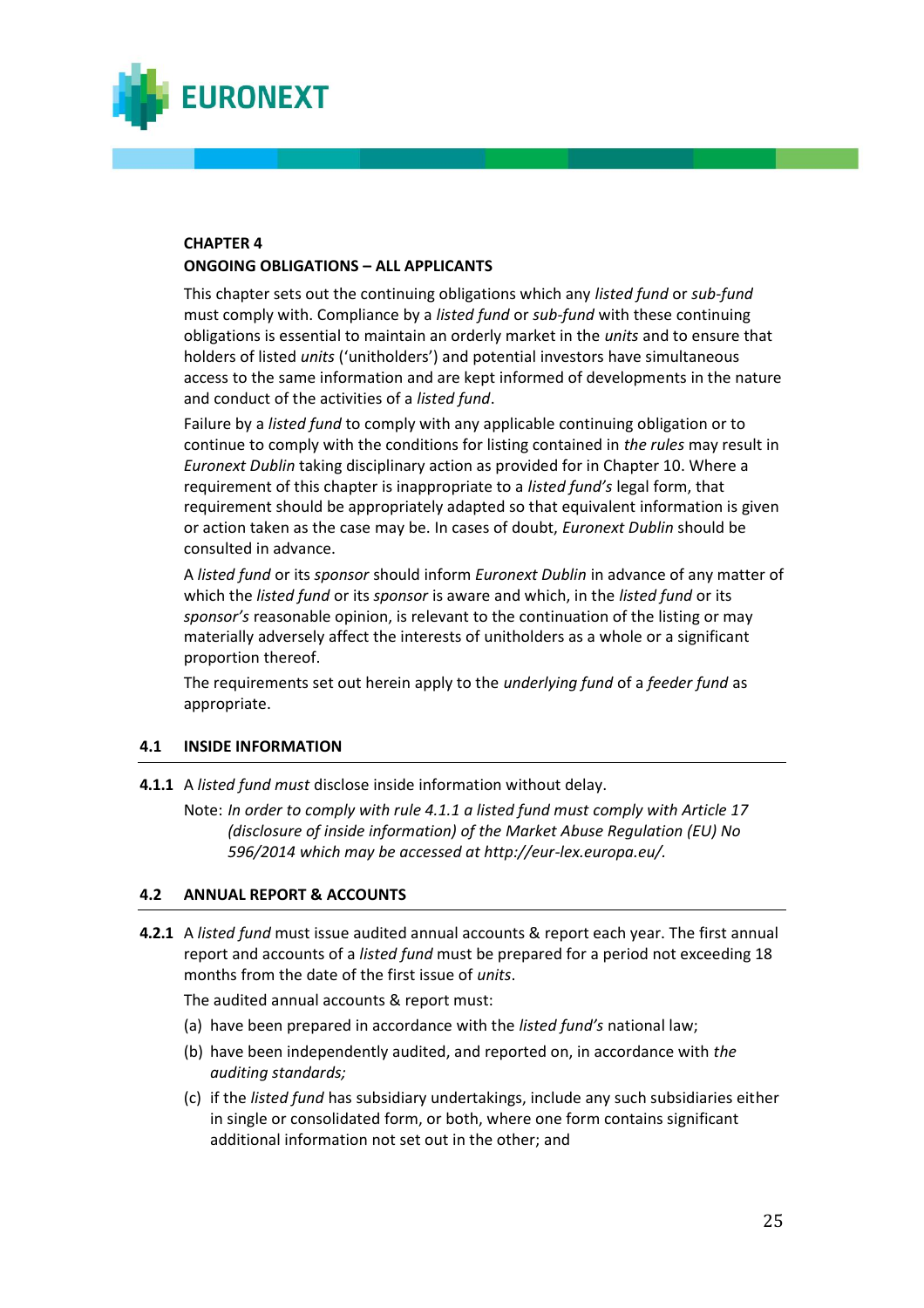## CHAPTER 4
## ONGOING OBLIGATIONS – ALL APPLICANTS

This chapter sets out the continuing obligations which any *listed fund* or *sub-fund* must comply with. Compliance by a *listed fund* or *sub-fund* with these continuing obligations is essential to maintain an orderly market in the *units* and to ensure that holders of listed *units* ('unitholders') and potential investors have simultaneous access to the same information and are kept informed of developments in the nature and conduct of the activities of a *listed fund*.

Failure by a *listed fund* to comply with any applicable continuing obligation or to continue to comply with the conditions for listing contained in *the rules* may result in *Euronext Dublin* taking disciplinary action as provided for in Chapter 10. Where a requirement of this chapter is inappropriate to a *listed fund's* legal form, that requirement should be appropriately adapted so that equivalent information is given or action taken as the case may be. In cases of doubt, *Euronext Dublin* should be consulted in advance.

A *listed fund* or its *sponsor* should inform *Euronext Dublin* in advance of any matter of which the *listed fund* or its *sponsor* is aware and which, in the *listed fund* or its *sponsor's* reasonable opinion, is relevant to the continuation of the listing or may materially adversely affect the interests of unitholders as a whole or a significant proportion thereof.

The requirements set out herein apply to the *underlying fund* of a *feeder fund* as appropriate.

### 4.1 INSIDE INFORMATION

**4.1.1** A *listed fund must* disclose inside information without delay.

Note: *In order to comply with rule 4.1.1 a listed fund must comply with Article 17 (disclosure of inside information) of the Market Abuse Regulation (EU) No 596/2014 which may be accessed at http://eur-lex.europa.eu/.*

### 4.2 ANNUAL REPORT & ACCOUNTS

**4.2.1** A *listed fund* must issue audited annual accounts & report each year. The first annual report and accounts of a *listed fund* must be prepared for a period not exceeding 18 months from the date of the first issue of *units*.

The audited annual accounts & report must:

(a) have been prepared in accordance with the *listed fund's* national law;

(b) have been independently audited, and reported on, in accordance with *the auditing standards;*

(c) if the *listed fund* has subsidiary undertakings, include any such subsidiaries either in single or consolidated form, or both, where one form contains significant additional information not set out in the other; and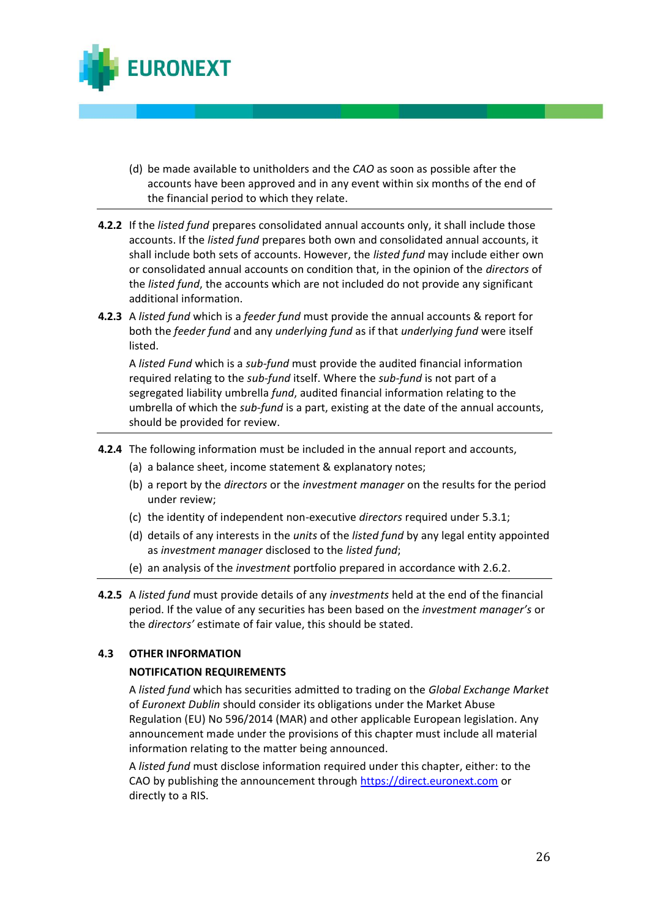(d) be made available to unitholders and the *CAO* as soon as possible after the accounts have been approved and in any event within six months of the end of the financial period to which they relate.

---

**4.2.2** If the *listed fund* prepares consolidated annual accounts only, it shall include those accounts. If the *listed fund* prepares both own and consolidated annual accounts, it shall include both sets of accounts. However, the *listed fund* may include either own or consolidated annual accounts on condition that, in the opinion of the *directors* of the *listed fund*, the accounts which are not included do not provide any significant additional information.

**4.2.3** A *listed fund* which is a *feeder fund* must provide the annual accounts & report for both the *feeder fund* and any *underlying fund* as if that *underlying fund* were itself listed.

A *listed Fund* which is a *sub-fund* must provide the audited financial information required relating to the *sub-fund* itself. Where the *sub-fund* is not part of a segregated liability umbrella *fund*, audited financial information relating to the umbrella of which the *sub-fund* is a part, existing at the date of the annual accounts, should be provided for review.

---

**4.2.4** The following information must be included in the annual report and accounts,

(a) a balance sheet, income statement & explanatory notes;

(b) a report by the *directors* or the *investment manager* on the results for the period under review;

(c) the identity of independent non-executive *directors* required under 5.3.1;

(d) details of any interests in the *units* of the *listed fund* by any legal entity appointed as *investment manager* disclosed to the *listed fund*;

(e) an analysis of the *investment* portfolio prepared in accordance with 2.6.2.

---

**4.2.5** A *listed fund* must provide details of any *investments* held at the end of the financial period. If the value of any securities has been based on the *investment manager's* or the *directors'* estimate of fair value, this should be stated.

## 4.3 OTHER INFORMATION

**NOTIFICATION REQUIREMENTS**

A *listed fund* which has securities admitted to trading on the *Global Exchange Market* of *Euronext Dublin* should consider its obligations under the Market Abuse Regulation (EU) No 596/2014 (MAR) and other applicable European legislation. Any announcement made under the provisions of this chapter must include all material information relating to the matter being announced.

A *listed fund* must disclose information required under this chapter, either: to the CAO by publishing the announcement through https://direct.euronext.com or directly to a RIS.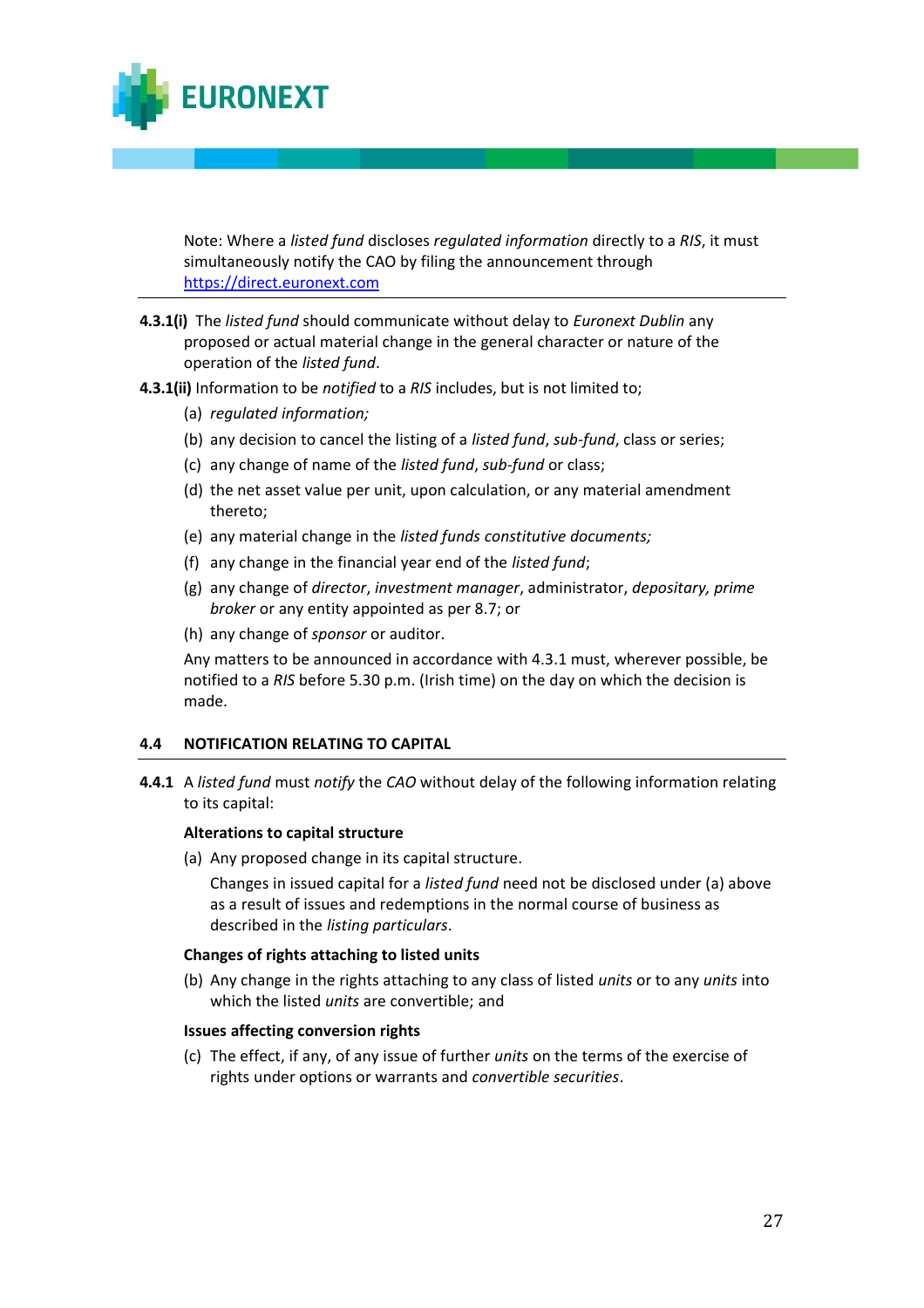Note: Where a *listed fund* discloses *regulated information* directly to a *RIS*, it must simultaneously notify the CAO by filing the announcement through [https://direct.euronext.com](https://direct.euronext.com)

---

**4.3.1(i)** The *listed fund* should communicate without delay to *Euronext Dublin* any proposed or actual material change in the general character or nature of the operation of the *listed fund*.

**4.3.1(ii)** Information to be *notified* to a *RIS* includes, but is not limited to;

(a) *regulated information;*

(b) any decision to cancel the listing of a *listed fund*, *sub-fund*, class or series;

(c) any change of name of the *listed fund*, *sub-fund* or class;

(d) the net asset value per unit, upon calculation, or any material amendment thereto;

(e) any material change in the *listed funds constitutive documents;*

(f) any change in the financial year end of the *listed fund*;

(g) any change of *director*, *investment manager*, administrator, *depositary, prime broker* or any entity appointed as per 8.7; or

(h) any change of *sponsor* or auditor.

Any matters to be announced in accordance with 4.3.1 must, wherever possible, be notified to a *RIS* before 5.30 p.m. (Irish time) on the day on which the decision is made.

## 4.4 NOTIFICATION RELATING TO CAPITAL

**4.4.1** A *listed fund* must *notify* the *CAO* without delay of the following information relating to its capital:

**Alterations to capital structure**

(a) Any proposed change in its capital structure.

Changes in issued capital for a *listed fund* need not be disclosed under (a) above as a result of issues and redemptions in the normal course of business as described in the *listing particulars*.

**Changes of rights attaching to listed units**

(b) Any change in the rights attaching to any class of listed *units* or to any *units* into which the listed *units* are convertible; and

**Issues affecting conversion rights**

(c) The effect, if any, of any issue of further *units* on the terms of the exercise of rights under options or warrants and *convertible securities*.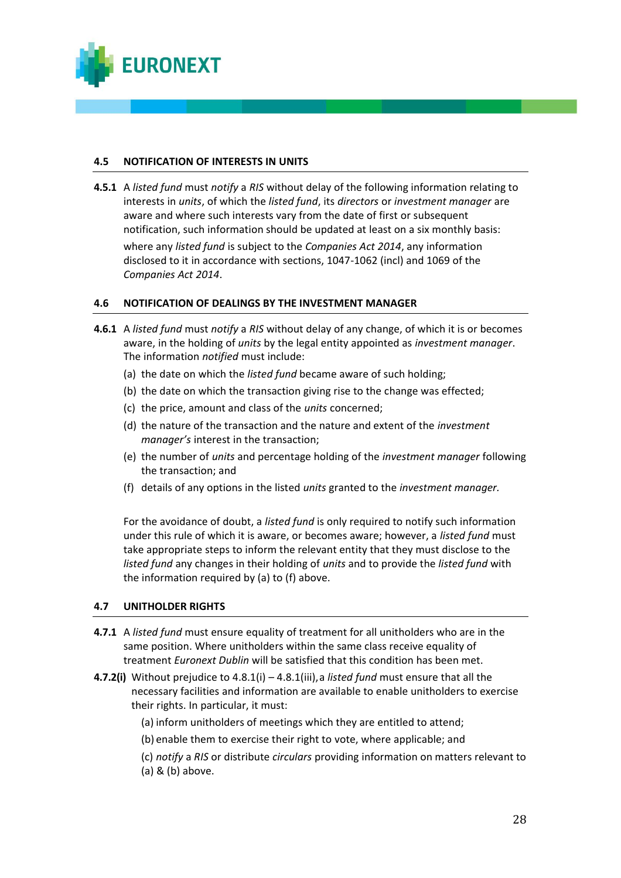## 4.5 NOTIFICATION OF INTERESTS IN UNITS

**4.5.1** A *listed fund* must *notify* a *RIS* without delay of the following information relating to interests in *units*, of which the *listed fund*, its *directors* or *investment manager* are aware and where such interests vary from the date of first or subsequent notification, such information should be updated at least on a six monthly basis:

where any *listed fund* is subject to the *Companies Act 2014*, any information disclosed to it in accordance with sections, 1047-1062 (incl) and 1069 of the *Companies Act 2014*.

## 4.6 NOTIFICATION OF DEALINGS BY THE INVESTMENT MANAGER

**4.6.1** A *listed fund* must *notify* a *RIS* without delay of any change, of which it is or becomes aware, in the holding of *units* by the legal entity appointed as *investment manager*. The information *notified* must include:

(a) the date on which the *listed fund* became aware of such holding;

(b) the date on which the transaction giving rise to the change was effected;

(c) the price, amount and class of the *units* concerned;

(d) the nature of the transaction and the nature and extent of the *investment manager's* interest in the transaction;

(e) the number of *units* and percentage holding of the *investment manager* following the transaction; and

(f) details of any options in the listed *units* granted to the *investment manager*.

For the avoidance of doubt, a *listed fund* is only required to notify such information under this rule of which it is aware, or becomes aware; however, a *listed fund* must take appropriate steps to inform the relevant entity that they must disclose to the *listed fund* any changes in their holding of *units* and to provide the *listed fund* with the information required by (a) to (f) above.

## 4.7 UNITHOLDER RIGHTS

**4.7.1** A *listed fund* must ensure equality of treatment for all unitholders who are in the same position. Where unitholders within the same class receive equality of treatment *Euronext Dublin* will be satisfied that this condition has been met.

**4.7.2(i)** Without prejudice to 4.8.1(i) – 4.8.1(iii), a *listed fund* must ensure that all the necessary facilities and information are available to enable unitholders to exercise their rights. In particular, it must:

(a) inform unitholders of meetings which they are entitled to attend;

(b) enable them to exercise their right to vote, where applicable; and

(c) *notify* a *RIS* or distribute *circulars* providing information on matters relevant to (a) & (b) above.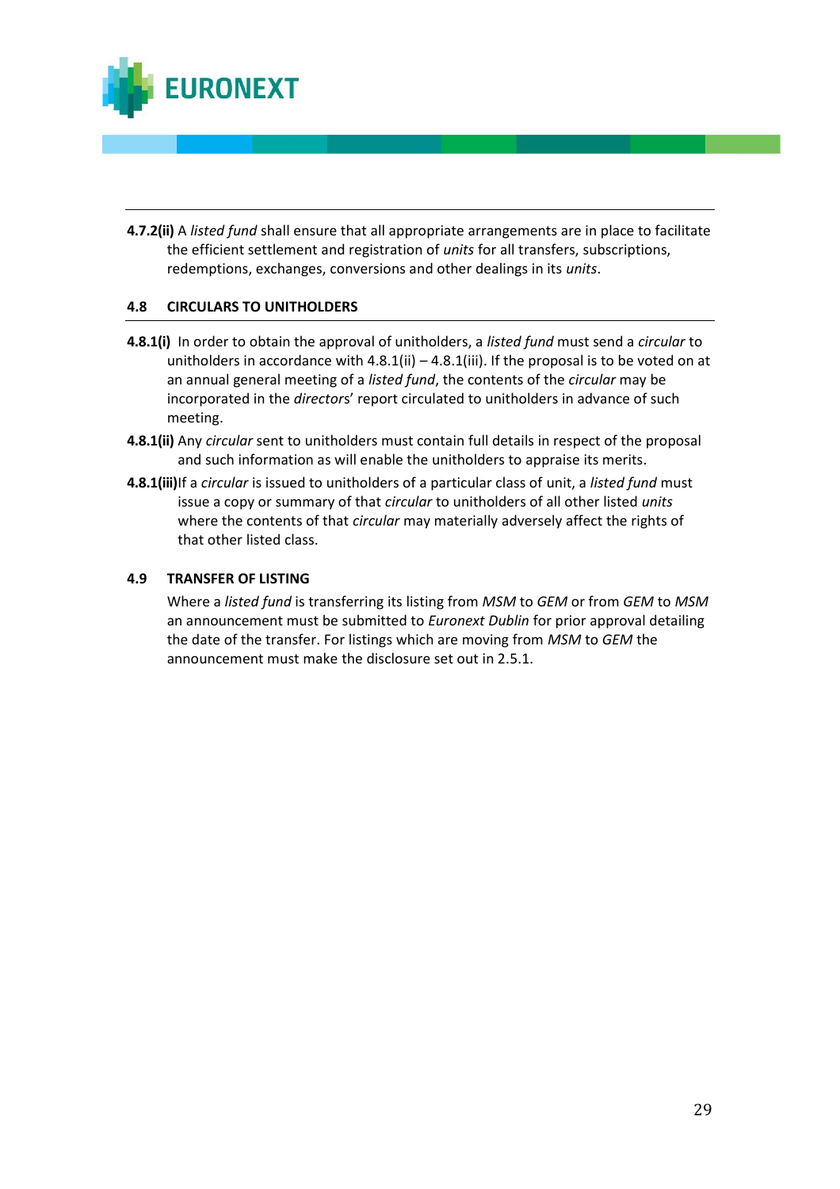**4.7.2(ii)** A *listed fund* shall ensure that all appropriate arrangements are in place to facilitate the efficient settlement and registration of *units* for all transfers, subscriptions, redemptions, exchanges, conversions and other dealings in its *units*.

## 4.8 CIRCULARS TO UNITHOLDERS

**4.8.1(i)** In order to obtain the approval of unitholders, a *listed fund* must send a *circular* to unitholders in accordance with 4.8.1(ii) – 4.8.1(iii). If the proposal is to be voted on at an annual general meeting of a *listed fund*, the contents of the *circular* may be incorporated in the *directors*' report circulated to unitholders in advance of such meeting.

**4.8.1(ii)** Any *circular* sent to unitholders must contain full details in respect of the proposal and such information as will enable the unitholders to appraise its merits.

**4.8.1(iii)** If a *circular* is issued to unitholders of a particular class of unit, a *listed fund* must issue a copy or summary of that *circular* to unitholders of all other listed *units* where the contents of that *circular* may materially adversely affect the rights of that other listed class.

## 4.9 TRANSFER OF LISTING

Where a *listed fund* is transferring its listing from *MSM* to *GEM* or from *GEM* to *MSM* an announcement must be submitted to *Euronext Dublin* for prior approval detailing the date of the transfer. For listings which are moving from *MSM* to *GEM* the announcement must make the disclosure set out in 2.5.1.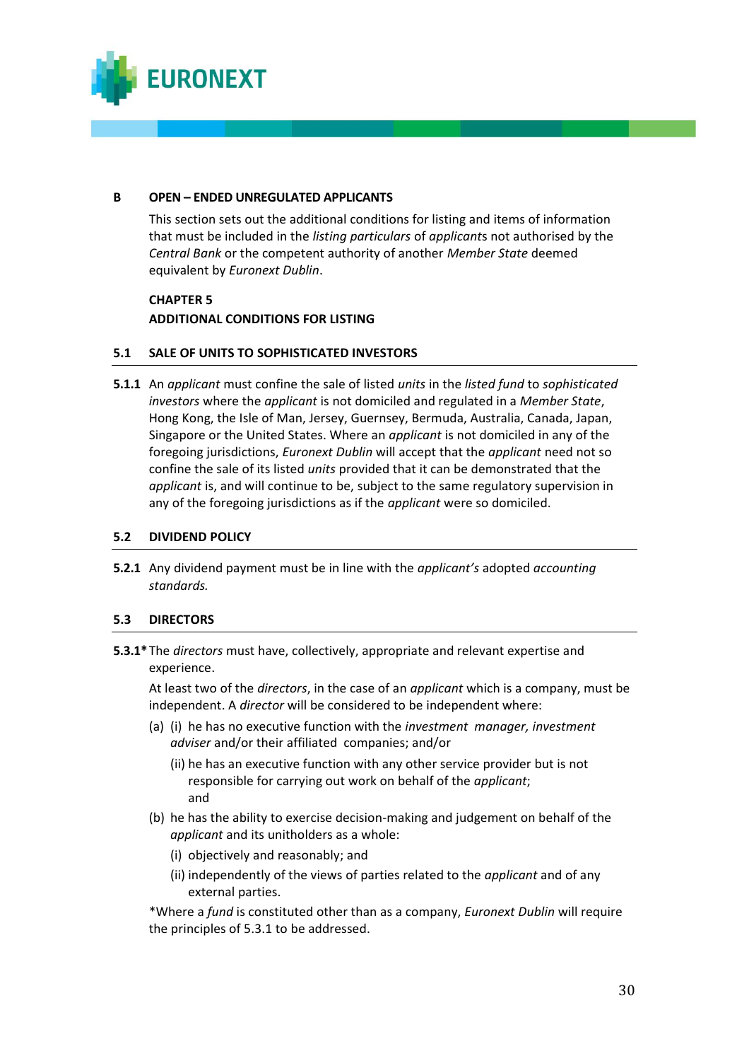## B OPEN – ENDED UNREGULATED APPLICANTS

This section sets out the additional conditions for listing and items of information that must be included in the *listing particulars* of *applicant*s not authorised by the *Central Bank* or the competent authority of another *Member State* deemed equivalent by *Euronext Dublin*.

## CHAPTER 5
## ADDITIONAL CONDITIONS FOR LISTING

### 5.1 SALE OF UNITS TO SOPHISTICATED INVESTORS

**5.1.1** An *applicant* must confine the sale of listed *units* in the *listed fund* to *sophisticated investors* where the *applicant* is not domiciled and regulated in a *Member State*, Hong Kong, the Isle of Man, Jersey, Guernsey, Bermuda, Australia, Canada, Japan, Singapore or the United States. Where an *applicant* is not domiciled in any of the foregoing jurisdictions, *Euronext Dublin* will accept that the *applicant* need not so confine the sale of its listed *units* provided that it can be demonstrated that the *applicant* is, and will continue to be, subject to the same regulatory supervision in any of the foregoing jurisdictions as if the *applicant* were so domiciled.

### 5.2 DIVIDEND POLICY

**5.2.1** Any dividend payment must be in line with the *applicant's* adopted *accounting standards.*

### 5.3 DIRECTORS

**5.3.1*** The *directors* must have, collectively, appropriate and relevant expertise and experience.

At least two of the *directors*, in the case of an *applicant* which is a company, must be independent. A *director* will be considered to be independent where:

(a) (i) he has no executive function with the *investment manager, investment adviser* and/or their affiliated companies; and/or

(ii) he has an executive function with any other service provider but is not responsible for carrying out work on behalf of the *applicant*; and

(b) he has the ability to exercise decision-making and judgement on behalf of the *applicant* and its unitholders as a whole:

(i) objectively and reasonably; and

(ii) independently of the views of parties related to the *applicant* and of any external parties.

*Where a *fund* is constituted other than as a company, *Euronext Dublin* will require the principles of 5.3.1 to be addressed.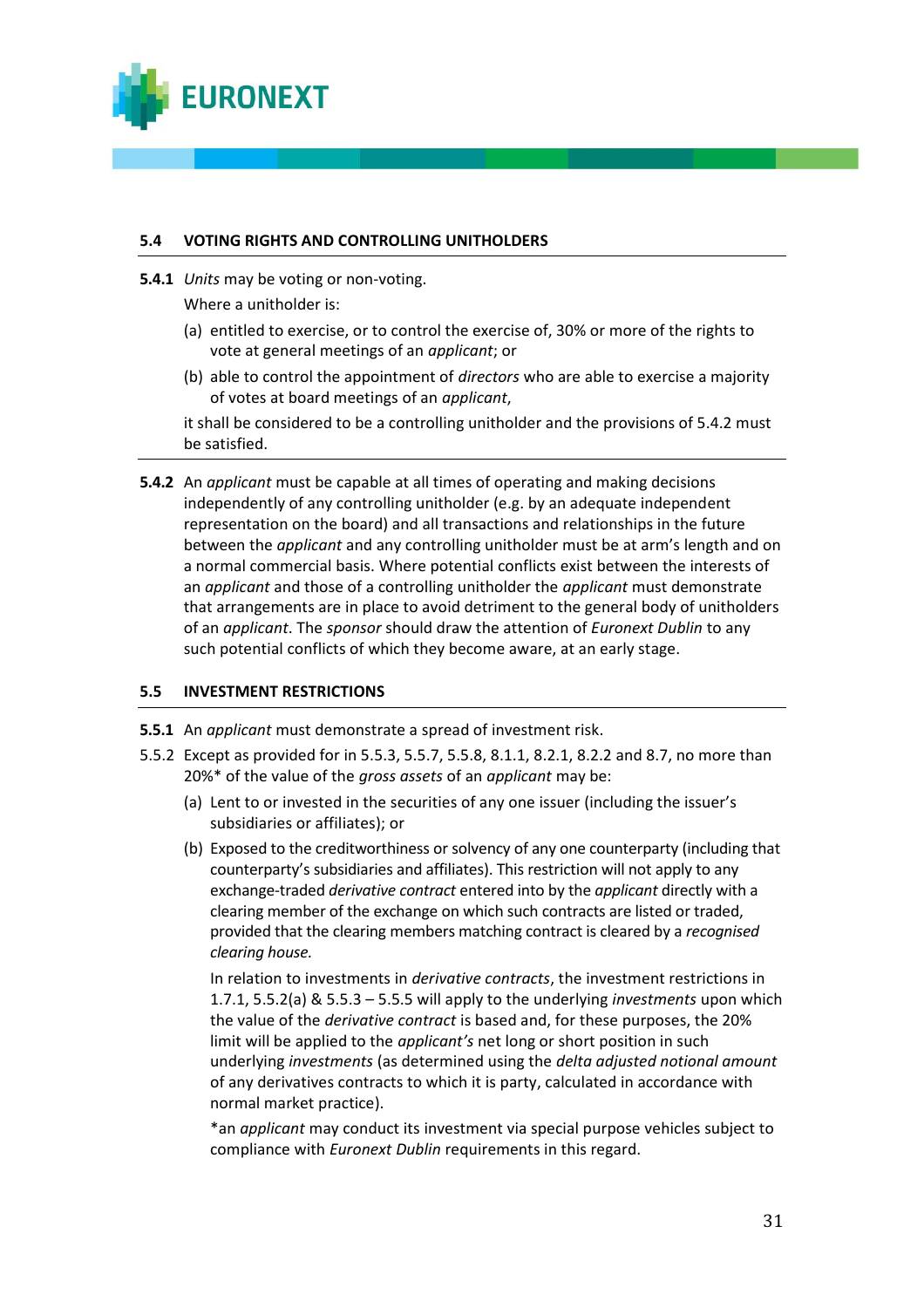## 5.4 VOTING RIGHTS AND CONTROLLING UNITHOLDERS

**5.4.1** *Units* may be voting or non-voting.

Where a unitholder is:

(a) entitled to exercise, or to control the exercise of, 30% or more of the rights to vote at general meetings of an *applicant*; or

(b) able to control the appointment of *directors* who are able to exercise a majority of votes at board meetings of an *applicant*,

it shall be considered to be a controlling unitholder and the provisions of 5.4.2 must be satisfied.

**5.4.2** An *applicant* must be capable at all times of operating and making decisions independently of any controlling unitholder (e.g. by an adequate independent representation on the board) and all transactions and relationships in the future between the *applicant* and any controlling unitholder must be at arm's length and on a normal commercial basis. Where potential conflicts exist between the interests of an *applicant* and those of a controlling unitholder the *applicant* must demonstrate that arrangements are in place to avoid detriment to the general body of unitholders of an *applicant*. The *sponsor* should draw the attention of *Euronext Dublin* to any such potential conflicts of which they become aware, at an early stage.

## 5.5 INVESTMENT RESTRICTIONS

**5.5.1** An *applicant* must demonstrate a spread of investment risk.

5.5.2 Except as provided for in 5.5.3, 5.5.7, 5.5.8, 8.1.1, 8.2.1, 8.2.2 and 8.7, no more than 20%* of the value of the *gross assets* of an *applicant* may be:

(a) Lent to or invested in the securities of any one issuer (including the issuer's subsidiaries or affiliates); or

(b) Exposed to the creditworthiness or solvency of any one counterparty (including that counterparty's subsidiaries and affiliates). This restriction will not apply to any exchange-traded *derivative contract* entered into by the *applicant* directly with a clearing member of the exchange on which such contracts are listed or traded, provided that the clearing members matching contract is cleared by a *recognised clearing house.*

In relation to investments in *derivative contracts*, the investment restrictions in 1.7.1, 5.5.2(a) & 5.5.3 – 5.5.5 will apply to the underlying *investments* upon which the value of the *derivative contract* is based and, for these purposes, the 20% limit will be applied to the *applicant's* net long or short position in such underlying *investments* (as determined using the *delta adjusted notional amount* of any derivatives contracts to which it is party, calculated in accordance with normal market practice).

*an *applicant* may conduct its investment via special purpose vehicles subject to compliance with *Euronext Dublin* requirements in this regard.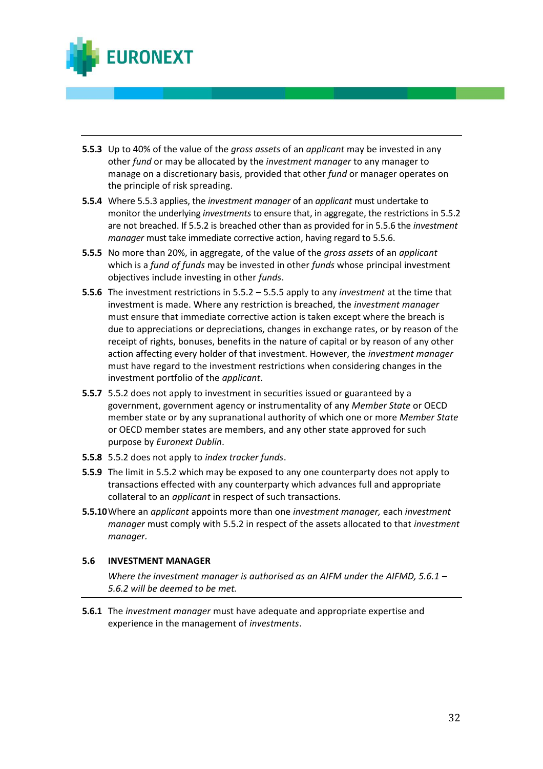**5.5.3** Up to 40% of the value of the *gross assets* of an *applicant* may be invested in any other *fund* or may be allocated by the *investment manager* to any manager to manage on a discretionary basis, provided that other *fund* or manager operates on the principle of risk spreading.

**5.5.4** Where 5.5.3 applies, the *investment manager* of an *applicant* must undertake to monitor the underlying *investments* to ensure that, in aggregate, the restrictions in 5.5.2 are not breached. If 5.5.2 is breached other than as provided for in 5.5.6 the *investment manager* must take immediate corrective action, having regard to 5.5.6.

**5.5.5** No more than 20%, in aggregate, of the value of the *gross assets* of an *applicant* which is a *fund of funds* may be invested in other *funds* whose principal investment objectives include investing in other *funds*.

**5.5.6** The investment restrictions in 5.5.2 – 5.5.5 apply to any *investment* at the time that investment is made. Where any restriction is breached, the *investment manager* must ensure that immediate corrective action is taken except where the breach is due to appreciations or depreciations, changes in exchange rates, or by reason of the receipt of rights, bonuses, benefits in the nature of capital or by reason of any other action affecting every holder of that investment. However, the *investment manager* must have regard to the investment restrictions when considering changes in the investment portfolio of the *applicant*.

**5.5.7** 5.5.2 does not apply to investment in securities issued or guaranteed by a government, government agency or instrumentality of any *Member State* or OECD member state or by any supranational authority of which one or more *Member State* or OECD member states are members, and any other state approved for such purpose by *Euronext Dublin*.

**5.5.8** 5.5.2 does not apply to *index tracker funds*.

**5.5.9** The limit in 5.5.2 which may be exposed to any one counterparty does not apply to transactions effected with any counterparty which advances full and appropriate collateral to an *applicant* in respect of such transactions.

**5.5.10** Where an *applicant* appoints more than one *investment manager,* each *investment manager* must comply with 5.5.2 in respect of the assets allocated to that *investment manager.*

## 5.6 INVESTMENT MANAGER

*Where the investment manager is authorised as an AIFM under the AIFMD, 5.6.1 – 5.6.2 will be deemed to be met.*

**5.6.1** The *investment manager* must have adequate and appropriate expertise and experience in the management of *investments*.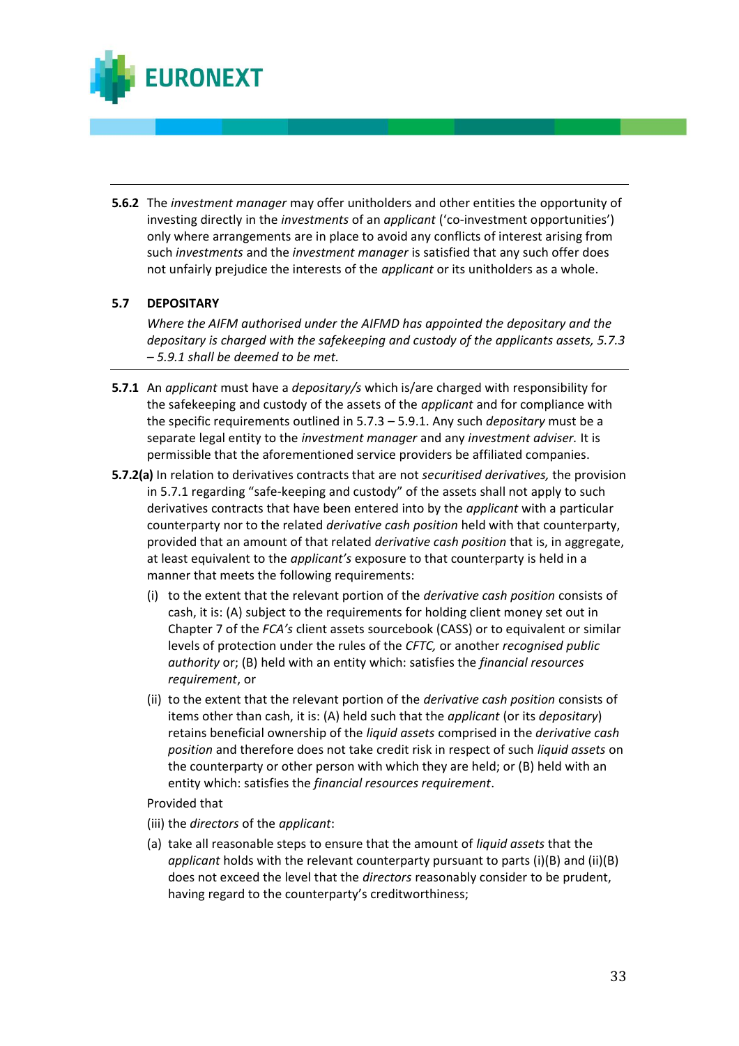**5.6.2** The *investment manager* may offer unitholders and other entities the opportunity of investing directly in the *investments* of an *applicant* ('co-investment opportunities') only where arrangements are in place to avoid any conflicts of interest arising from such *investments* and the *investment manager* is satisfied that any such offer does not unfairly prejudice the interests of the *applicant* or its unitholders as a whole.

## 5.7 DEPOSITARY

*Where the AIFM authorised under the AIFMD has appointed the depositary and the depositary is charged with the safekeeping and custody of the applicants assets, 5.7.3 – 5.9.1 shall be deemed to be met.*

**5.7.1** An *applicant* must have a *depositary/s* which is/are charged with responsibility for the safekeeping and custody of the assets of the *applicant* and for compliance with the specific requirements outlined in 5.7.3 – 5.9.1. Any such *depositary* must be a separate legal entity to the *investment manager* and any *investment adviser.* It is permissible that the aforementioned service providers be affiliated companies.

**5.7.2(a)** In relation to derivatives contracts that are not *securitised derivatives,* the provision in 5.7.1 regarding "safe-keeping and custody" of the assets shall not apply to such derivatives contracts that have been entered into by the *applicant* with a particular counterparty nor to the related *derivative cash position* held with that counterparty, provided that an amount of that related *derivative cash position* that is, in aggregate, at least equivalent to the *applicant's* exposure to that counterparty is held in a manner that meets the following requirements:

(i) to the extent that the relevant portion of the *derivative cash position* consists of cash, it is: (A) subject to the requirements for holding client money set out in Chapter 7 of the *FCA's* client assets sourcebook (CASS) or to equivalent or similar levels of protection under the rules of the *CFTC,* or another *recognised public authority* or; (B) held with an entity which: satisfies the *financial resources requirement*, or

(ii) to the extent that the relevant portion of the *derivative cash position* consists of items other than cash, it is: (A) held such that the *applicant* (or its *depositary*) retains beneficial ownership of the *liquid assets* comprised in the *derivative cash position* and therefore does not take credit risk in respect of such *liquid assets* on the counterparty or other person with which they are held; or (B) held with an entity which: satisfies the *financial resources requirement*.

Provided that

(iii) the *directors* of the *applicant*:

(a) take all reasonable steps to ensure that the amount of *liquid assets* that the *applicant* holds with the relevant counterparty pursuant to parts (i)(B) and (ii)(B) does not exceed the level that the *directors* reasonably consider to be prudent, having regard to the counterparty's creditworthiness;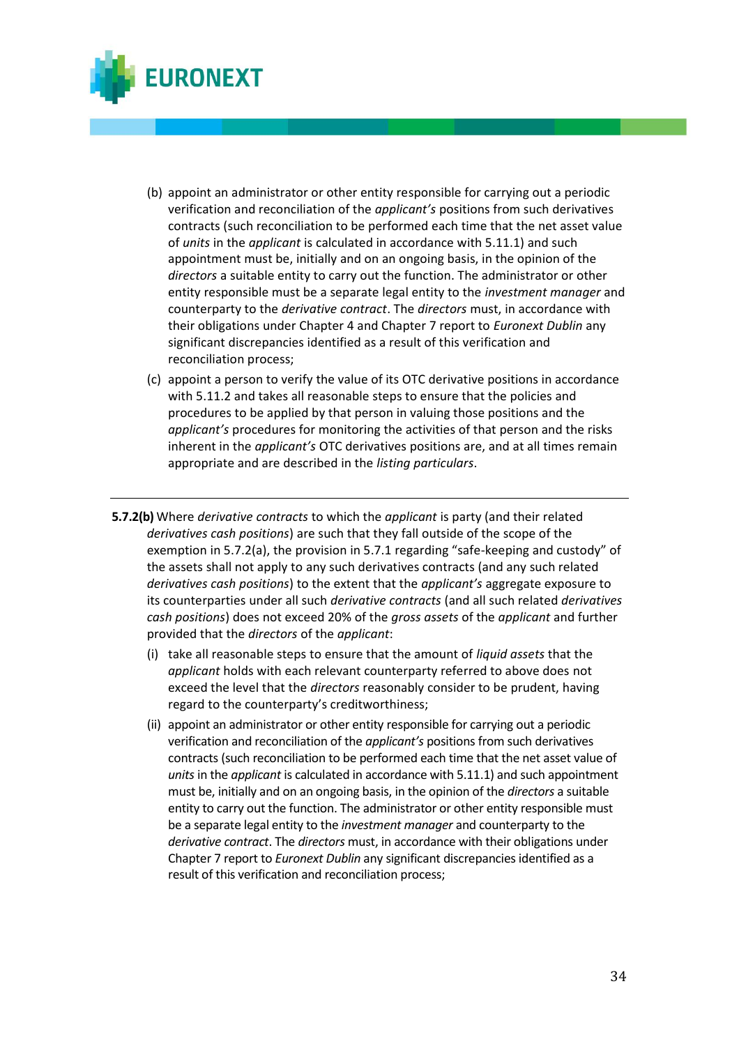(b) appoint an administrator or other entity responsible for carrying out a periodic verification and reconciliation of the *applicant's* positions from such derivatives contracts (such reconciliation to be performed each time that the net asset value of *units* in the *applicant* is calculated in accordance with 5.11.1) and such appointment must be, initially and on an ongoing basis, in the opinion of the *directors* a suitable entity to carry out the function. The administrator or other entity responsible must be a separate legal entity to the *investment manager* and counterparty to the *derivative contract*. The *directors* must, in accordance with their obligations under Chapter 4 and Chapter 7 report to *Euronext Dublin* any significant discrepancies identified as a result of this verification and reconciliation process;

(c) appoint a person to verify the value of its OTC derivative positions in accordance with 5.11.2 and takes all reasonable steps to ensure that the policies and procedures to be applied by that person in valuing those positions and the *applicant's* procedures for monitoring the activities of that person and the risks inherent in the *applicant's* OTC derivatives positions are, and at all times remain appropriate and are described in the *listing particulars*.

---

**5.7.2(b)** Where *derivative contracts* to which the *applicant* is party (and their related *derivatives cash positions*) are such that they fall outside of the scope of the exemption in 5.7.2(a), the provision in 5.7.1 regarding "safe-keeping and custody" of the assets shall not apply to any such derivatives contracts (and any such related *derivatives cash positions*) to the extent that the *applicant's* aggregate exposure to its counterparties under all such *derivative contracts* (and all such related *derivatives cash positions*) does not exceed 20% of the *gross assets* of the *applicant* and further provided that the *directors* of the *applicant*:

(i) take all reasonable steps to ensure that the amount of *liquid assets* that the *applicant* holds with each relevant counterparty referred to above does not exceed the level that the *directors* reasonably consider to be prudent, having regard to the counterparty's creditworthiness;

(ii) appoint an administrator or other entity responsible for carrying out a periodic verification and reconciliation of the *applicant's* positions from such derivatives contracts (such reconciliation to be performed each time that the net asset value of *units* in the *applicant* is calculated in accordance with 5.11.1) and such appointment must be, initially and on an ongoing basis, in the opinion of the *directors* a suitable entity to carry out the function. The administrator or other entity responsible must be a separate legal entity to the *investment manager* and counterparty to the *derivative contract*. The *directors* must, in accordance with their obligations under Chapter 7 report to *Euronext Dublin* any significant discrepancies identified as a result of this verification and reconciliation process;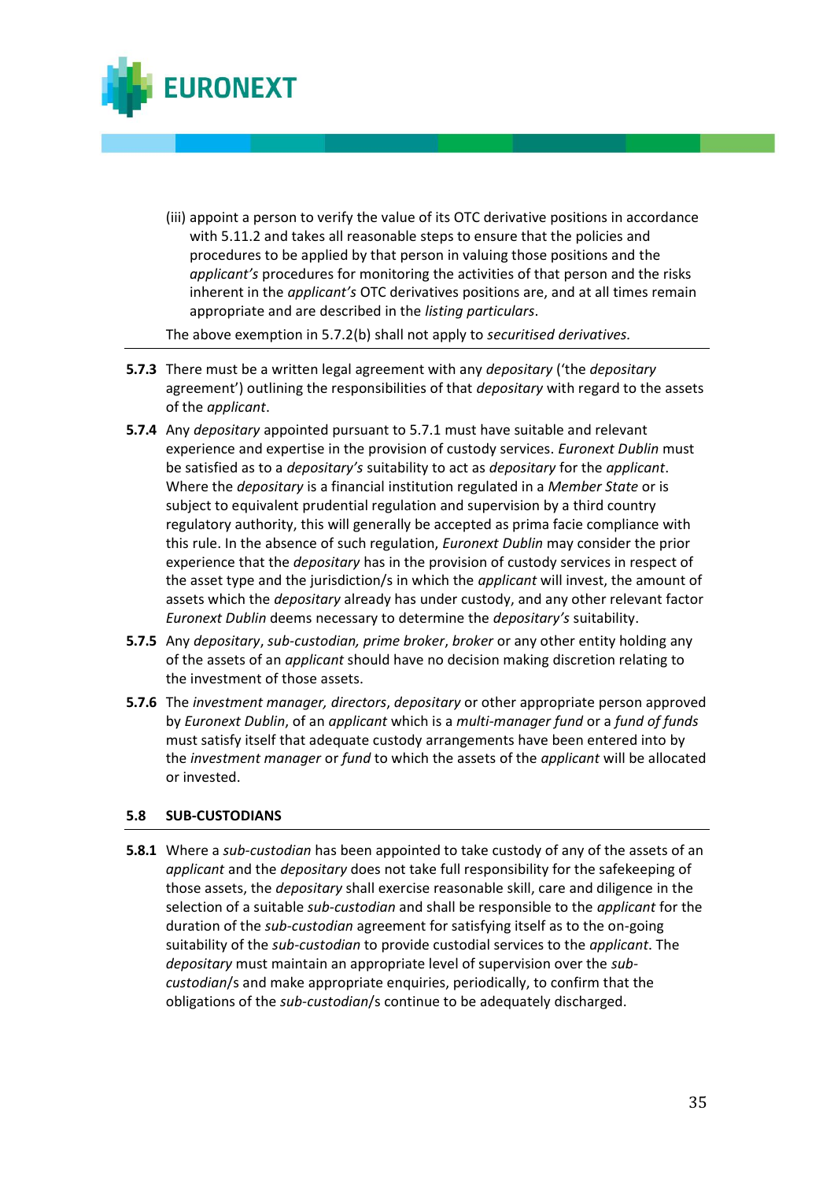(iii) appoint a person to verify the value of its OTC derivative positions in accordance with 5.11.2 and takes all reasonable steps to ensure that the policies and procedures to be applied by that person in valuing those positions and the *applicant's* procedures for monitoring the activities of that person and the risks inherent in the *applicant's* OTC derivatives positions are, and at all times remain appropriate and are described in the *listing particulars*.

The above exemption in 5.7.2(b) shall not apply to *securitised derivatives.*

---

**5.7.3** There must be a written legal agreement with any *depositary* ('the *depositary* agreement') outlining the responsibilities of that *depositary* with regard to the assets of the *applicant*.

**5.7.4** Any *depositary* appointed pursuant to 5.7.1 must have suitable and relevant experience and expertise in the provision of custody services. *Euronext Dublin* must be satisfied as to a *depositary's* suitability to act as *depositary* for the *applicant*. Where the *depositary* is a financial institution regulated in a *Member State* or is subject to equivalent prudential regulation and supervision by a third country regulatory authority, this will generally be accepted as prima facie compliance with this rule. In the absence of such regulation, *Euronext Dublin* may consider the prior experience that the *depositary* has in the provision of custody services in respect of the asset type and the jurisdiction/s in which the *applicant* will invest, the amount of assets which the *depositary* already has under custody, and any other relevant factor *Euronext Dublin* deems necessary to determine the *depositary's* suitability.

**5.7.5** Any *depositary*, *sub-custodian, prime broker*, *broker* or any other entity holding any of the assets of an *applicant* should have no decision making discretion relating to the investment of those assets.

**5.7.6** The *investment manager, directors*, *depositary* or other appropriate person approved by *Euronext Dublin*, of an *applicant* which is a *multi-manager fund* or a *fund of funds* must satisfy itself that adequate custody arrangements have been entered into by the *investment manager* or *fund* to which the assets of the *applicant* will be allocated or invested.

## 5.8 SUB-CUSTODIANS

**5.8.1** Where a *sub-custodian* has been appointed to take custody of any of the assets of an *applicant* and the *depositary* does not take full responsibility for the safekeeping of those assets, the *depositary* shall exercise reasonable skill, care and diligence in the selection of a suitable *sub-custodian* and shall be responsible to the *applicant* for the duration of the *sub-custodian* agreement for satisfying itself as to the on-going suitability of the *sub-custodian* to provide custodial services to the *applicant*. The *depositary* must maintain an appropriate level of supervision over the *sub-custodian*/s and make appropriate enquiries, periodically, to confirm that the obligations of the *sub-custodian*/s continue to be adequately discharged.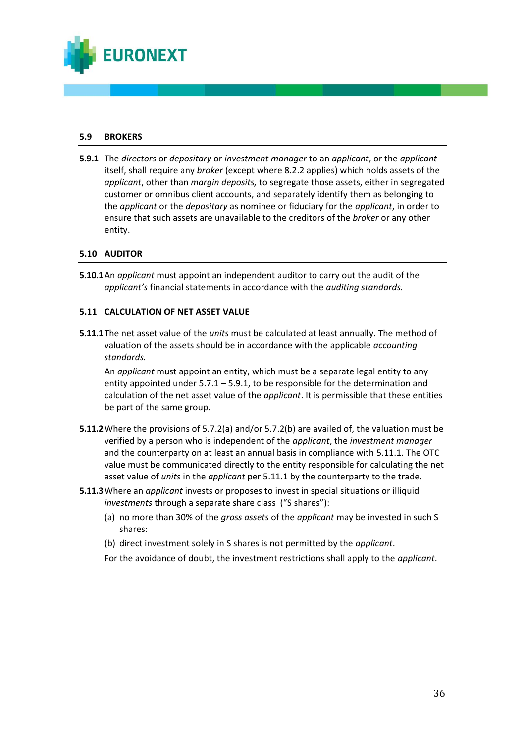## 5.9 BROKERS

**5.9.1** The *directors* or *depositary* or *investment manager* to an *applicant*, or the *applicant* itself, shall require any *broker* (except where 8.2.2 applies) which holds assets of the *applicant*, other than *margin deposits,* to segregate those assets, either in segregated customer or omnibus client accounts, and separately identify them as belonging to the *applicant* or the *depositary* as nominee or fiduciary for the *applicant*, in order to ensure that such assets are unavailable to the creditors of the *broker* or any other entity.

## 5.10 AUDITOR

**5.10.1** An *applicant* must appoint an independent auditor to carry out the audit of the *applicant's* financial statements in accordance with the *auditing standards.*

## 5.11 CALCULATION OF NET ASSET VALUE

**5.11.1** The net asset value of the *units* must be calculated at least annually. The method of valuation of the assets should be in accordance with the applicable *accounting standards.*

An *applicant* must appoint an entity, which must be a separate legal entity to any entity appointed under 5.7.1 – 5.9.1, to be responsible for the determination and calculation of the net asset value of the *applicant*. It is permissible that these entities be part of the same group.

**5.11.2** Where the provisions of 5.7.2(a) and/or 5.7.2(b) are availed of, the valuation must be verified by a person who is independent of the *applicant*, the *investment manager* and the counterparty on at least an annual basis in compliance with 5.11.1. The OTC value must be communicated directly to the entity responsible for calculating the net asset value of *units* in the *applicant* per 5.11.1 by the counterparty to the trade.

**5.11.3** Where an *applicant* invests or proposes to invest in special situations or illiquid *investments* through a separate share class ("S shares"):

(a) no more than 30% of the *gross assets* of the *applicant* may be invested in such S shares:

(b) direct investment solely in S shares is not permitted by the *applicant*.

For the avoidance of doubt, the investment restrictions shall apply to the *applicant*.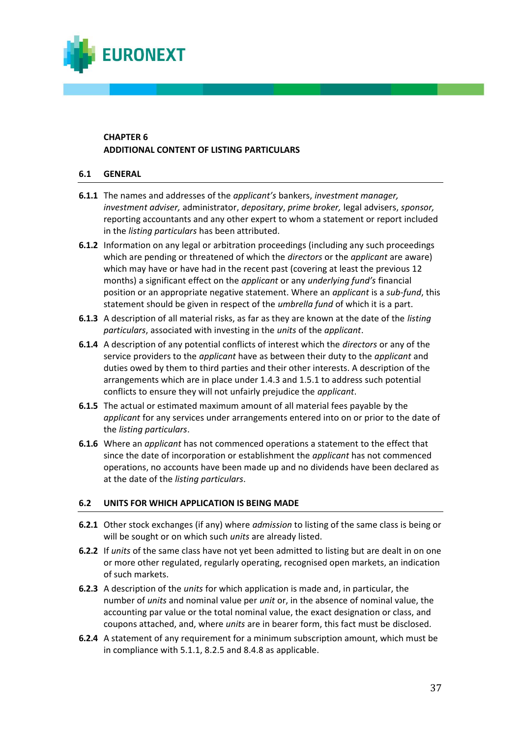## CHAPTER 6
## ADDITIONAL CONTENT OF LISTING PARTICULARS

### 6.1 GENERAL

**6.1.1** The names and addresses of the *applicant's* bankers, *investment manager, investment adviser,* administrator, *depositary*, *prime broker,* legal advisers, *sponsor,* reporting accountants and any other expert to whom a statement or report included in the *listing particulars* has been attributed.

**6.1.2** Information on any legal or arbitration proceedings (including any such proceedings which are pending or threatened of which the *directors* or the *applicant* are aware) which may have or have had in the recent past (covering at least the previous 12 months) a significant effect on the *applicant* or any *underlying fund's* financial position or an appropriate negative statement. Where an *applicant* is a *sub-fund*, this statement should be given in respect of the *umbrella fund* of which it is a part.

**6.1.3** A description of all material risks, as far as they are known at the date of the *listing particulars*, associated with investing in the *units* of the *applicant*.

**6.1.4** A description of any potential conflicts of interest which the *directors* or any of the service providers to the *applicant* have as between their duty to the *applicant* and duties owed by them to third parties and their other interests. A description of the arrangements which are in place under 1.4.3 and 1.5.1 to address such potential conflicts to ensure they will not unfairly prejudice the *applicant*.

**6.1.5** The actual or estimated maximum amount of all material fees payable by the *applicant* for any services under arrangements entered into on or prior to the date of the *listing particulars*.

**6.1.6** Where an *applicant* has not commenced operations a statement to the effect that since the date of incorporation or establishment the *applicant* has not commenced operations, no accounts have been made up and no dividends have been declared as at the date of the *listing particulars*.

### 6.2 UNITS FOR WHICH APPLICATION IS BEING MADE

**6.2.1** Other stock exchanges (if any) where *admission* to listing of the same class is being or will be sought or on which such *units* are already listed.

**6.2.2** If *units* of the same class have not yet been admitted to listing but are dealt in on one or more other regulated, regularly operating, recognised open markets, an indication of such markets.

**6.2.3** A description of the *units* for which application is made and, in particular, the number of *units* and nominal value per *unit* or, in the absence of nominal value, the accounting par value or the total nominal value, the exact designation or class, and coupons attached, and, where *units* are in bearer form, this fact must be disclosed.

**6.2.4** A statement of any requirement for a minimum subscription amount, which must be in compliance with 5.1.1, 8.2.5 and 8.4.8 as applicable.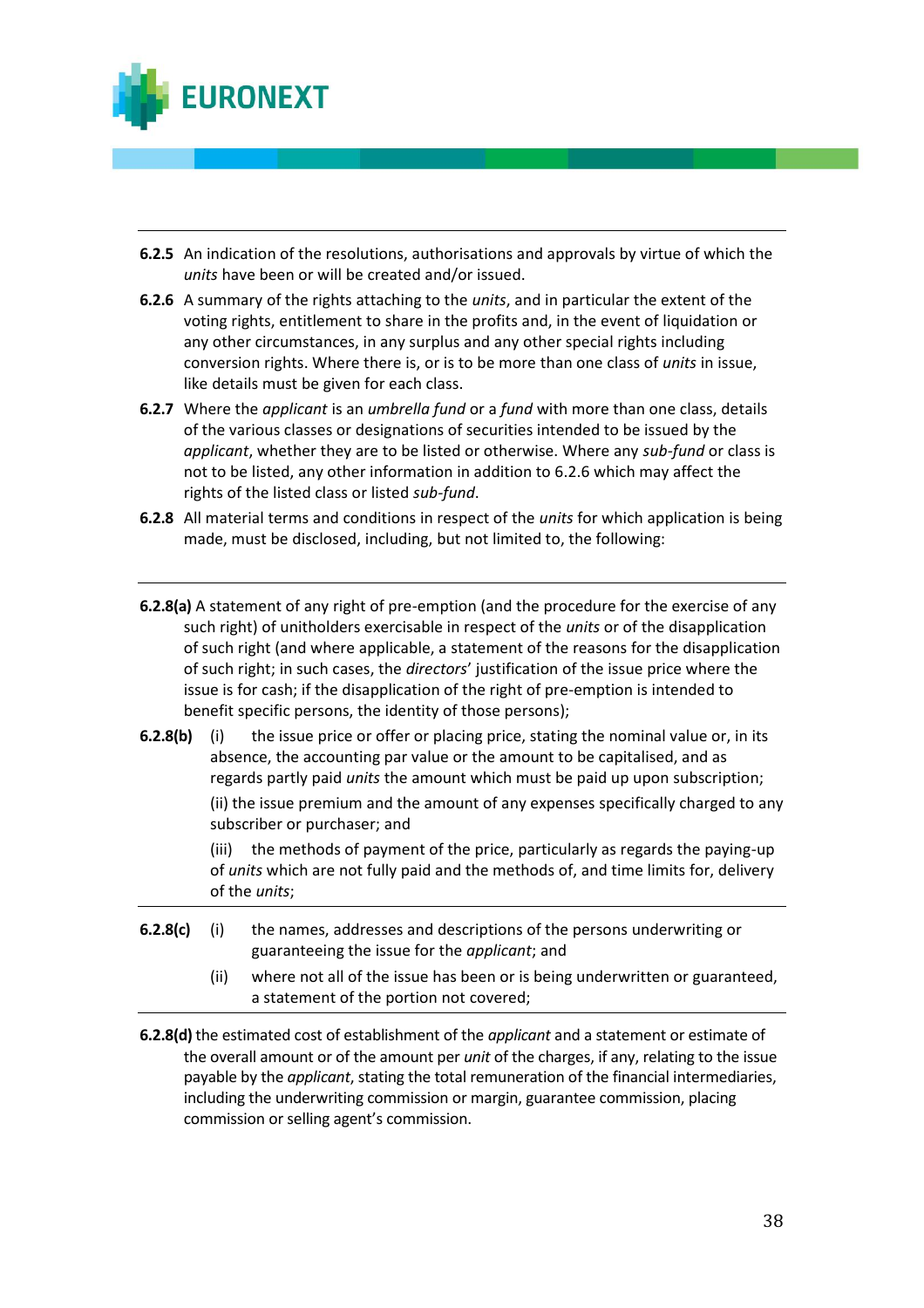**6.2.5** An indication of the resolutions, authorisations and approvals by virtue of which the *units* have been or will be created and/or issued.

**6.2.6** A summary of the rights attaching to the *units*, and in particular the extent of the voting rights, entitlement to share in the profits and, in the event of liquidation or any other circumstances, in any surplus and any other special rights including conversion rights. Where there is, or is to be more than one class of *units* in issue, like details must be given for each class.

**6.2.7** Where the *applicant* is an *umbrella fund* or a *fund* with more than one class, details of the various classes or designations of securities intended to be issued by the *applicant*, whether they are to be listed or otherwise. Where any *sub-fund* or class is not to be listed, any other information in addition to 6.2.6 which may affect the rights of the listed class or listed *sub-fund*.

**6.2.8** All material terms and conditions in respect of the *units* for which application is being made, must be disclosed, including, but not limited to, the following:

---

**6.2.8(a)** A statement of any right of pre-emption (and the procedure for the exercise of any such right) of unitholders exercisable in respect of the *units* or of the disapplication of such right (and where applicable, a statement of the reasons for the disapplication of such right; in such cases, the *directors*' justification of the issue price where the issue is for cash; if the disapplication of the right of pre-emption is intended to benefit specific persons, the identity of those persons);

**6.2.8(b)** (i) the issue price or offer or placing price, stating the nominal value or, in its absence, the accounting par value or the amount to be capitalised, and as regards partly paid *units* the amount which must be paid up upon subscription;

(ii) the issue premium and the amount of any expenses specifically charged to any subscriber or purchaser; and

(iii) the methods of payment of the price, particularly as regards the paying-up of *units* which are not fully paid and the methods of, and time limits for, delivery of the *units*;

---

**6.2.8(c)** (i) the names, addresses and descriptions of the persons underwriting or guaranteeing the issue for the *applicant*; and

(ii) where not all of the issue has been or is being underwritten or guaranteed, a statement of the portion not covered;

---

**6.2.8(d)** the estimated cost of establishment of the *applicant* and a statement or estimate of the overall amount or of the amount per *unit* of the charges, if any, relating to the issue payable by the *applicant*, stating the total remuneration of the financial intermediaries, including the underwriting commission or margin, guarantee commission, placing commission or selling agent's commission.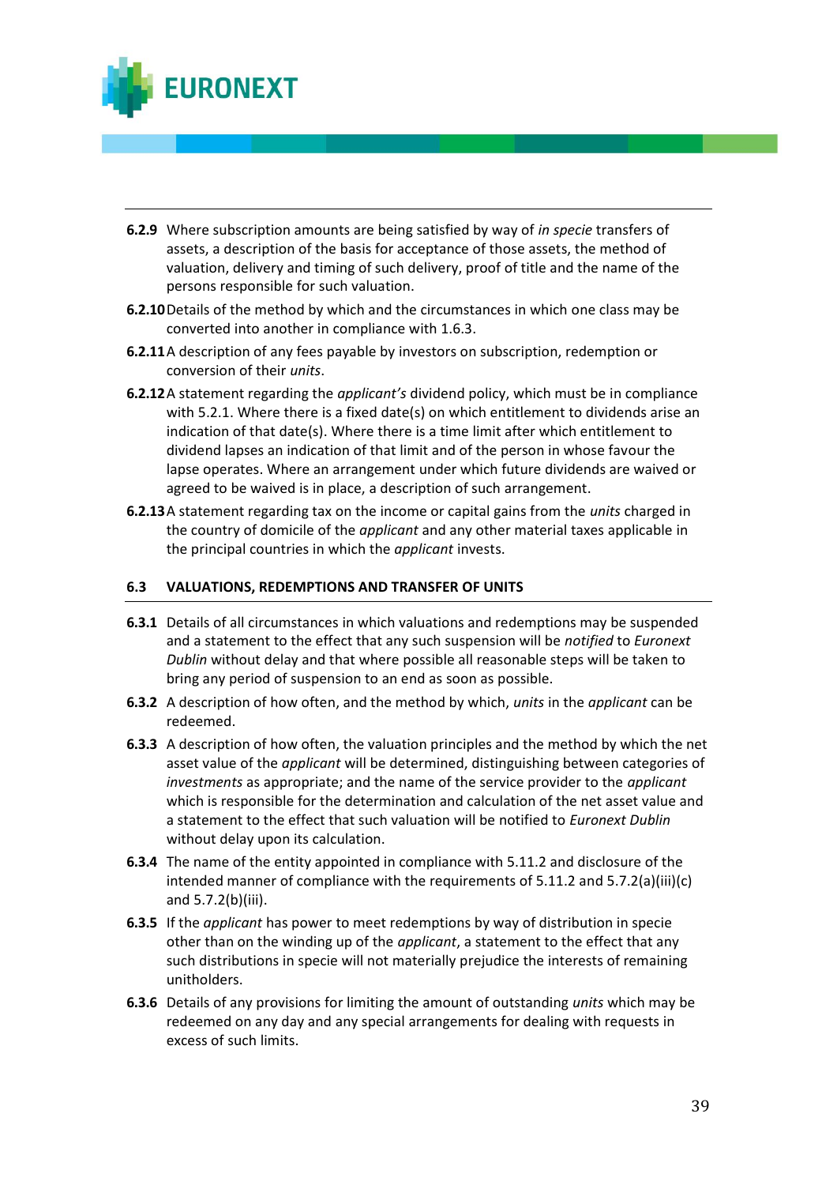**6.2.9** Where subscription amounts are being satisfied by way of *in specie* transfers of assets, a description of the basis for acceptance of those assets, the method of valuation, delivery and timing of such delivery, proof of title and the name of the persons responsible for such valuation.

**6.2.10** Details of the method by which and the circumstances in which one class may be converted into another in compliance with 1.6.3.

**6.2.11** A description of any fees payable by investors on subscription, redemption or conversion of their *units*.

**6.2.12** A statement regarding the *applicant's* dividend policy, which must be in compliance with 5.2.1. Where there is a fixed date(s) on which entitlement to dividends arise an indication of that date(s). Where there is a time limit after which entitlement to dividend lapses an indication of that limit and of the person in whose favour the lapse operates. Where an arrangement under which future dividends are waived or agreed to be waived is in place, a description of such arrangement.

**6.2.13** A statement regarding tax on the income or capital gains from the *units* charged in the country of domicile of the *applicant* and any other material taxes applicable in the principal countries in which the *applicant* invests.

### 6.3 VALUATIONS, REDEMPTIONS AND TRANSFER OF UNITS

**6.3.1** Details of all circumstances in which valuations and redemptions may be suspended and a statement to the effect that any such suspension will be *notified* to *Euronext Dublin* without delay and that where possible all reasonable steps will be taken to bring any period of suspension to an end as soon as possible.

**6.3.2** A description of how often, and the method by which, *units* in the *applicant* can be redeemed.

**6.3.3** A description of how often, the valuation principles and the method by which the net asset value of the *applicant* will be determined, distinguishing between categories of *investments* as appropriate; and the name of the service provider to the *applicant* which is responsible for the determination and calculation of the net asset value and a statement to the effect that such valuation will be notified to *Euronext Dublin* without delay upon its calculation.

**6.3.4** The name of the entity appointed in compliance with 5.11.2 and disclosure of the intended manner of compliance with the requirements of 5.11.2 and 5.7.2(a)(iii)(c) and 5.7.2(b)(iii).

**6.3.5** If the *applicant* has power to meet redemptions by way of distribution in specie other than on the winding up of the *applicant*, a statement to the effect that any such distributions in specie will not materially prejudice the interests of remaining unitholders.

**6.3.6** Details of any provisions for limiting the amount of outstanding *units* which may be redeemed on any day and any special arrangements for dealing with requests in excess of such limits.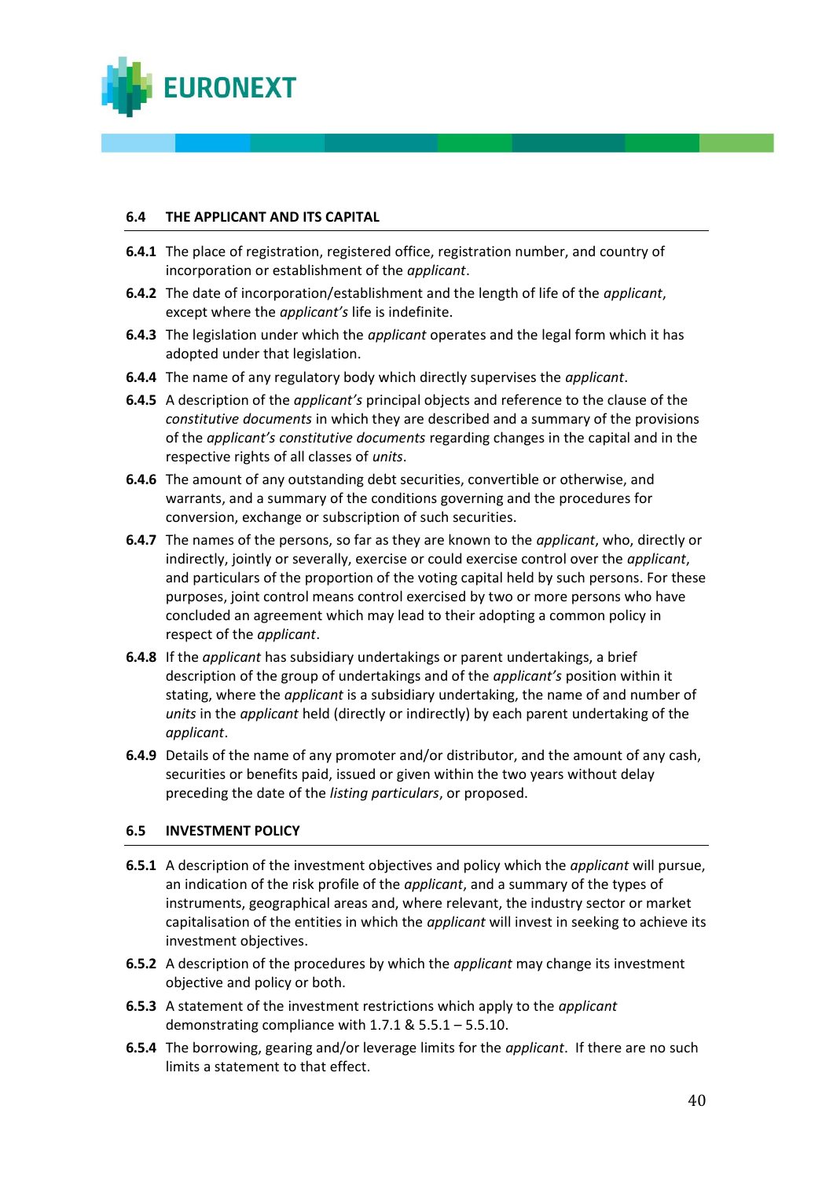## 6.4 THE APPLICANT AND ITS CAPITAL

**6.4.1** The place of registration, registered office, registration number, and country of incorporation or establishment of the *applicant*.

**6.4.2** The date of incorporation/establishment and the length of life of the *applicant*, except where the *applicant's* life is indefinite.

**6.4.3** The legislation under which the *applicant* operates and the legal form which it has adopted under that legislation.

**6.4.4** The name of any regulatory body which directly supervises the *applicant*.

**6.4.5** A description of the *applicant's* principal objects and reference to the clause of the *constitutive documents* in which they are described and a summary of the provisions of the *applicant's constitutive documents* regarding changes in the capital and in the respective rights of all classes of *units*.

**6.4.6** The amount of any outstanding debt securities, convertible or otherwise, and warrants, and a summary of the conditions governing and the procedures for conversion, exchange or subscription of such securities.

**6.4.7** The names of the persons, so far as they are known to the *applicant*, who, directly or indirectly, jointly or severally, exercise or could exercise control over the *applicant*, and particulars of the proportion of the voting capital held by such persons. For these purposes, joint control means control exercised by two or more persons who have concluded an agreement which may lead to their adopting a common policy in respect of the *applicant*.

**6.4.8** If the *applicant* has subsidiary undertakings or parent undertakings, a brief description of the group of undertakings and of the *applicant's* position within it stating, where the *applicant* is a subsidiary undertaking, the name of and number of *units* in the *applicant* held (directly or indirectly) by each parent undertaking of the *applicant*.

**6.4.9** Details of the name of any promoter and/or distributor, and the amount of any cash, securities or benefits paid, issued or given within the two years without delay preceding the date of the *listing particulars*, or proposed.

## 6.5 INVESTMENT POLICY

**6.5.1** A description of the investment objectives and policy which the *applicant* will pursue, an indication of the risk profile of the *applicant*, and a summary of the types of instruments, geographical areas and, where relevant, the industry sector or market capitalisation of the entities in which the *applicant* will invest in seeking to achieve its investment objectives.

**6.5.2** A description of the procedures by which the *applicant* may change its investment objective and policy or both.

**6.5.3** A statement of the investment restrictions which apply to the *applicant* demonstrating compliance with 1.7.1 & 5.5.1 – 5.5.10.

**6.5.4** The borrowing, gearing and/or leverage limits for the *applicant*. If there are no such limits a statement to that effect.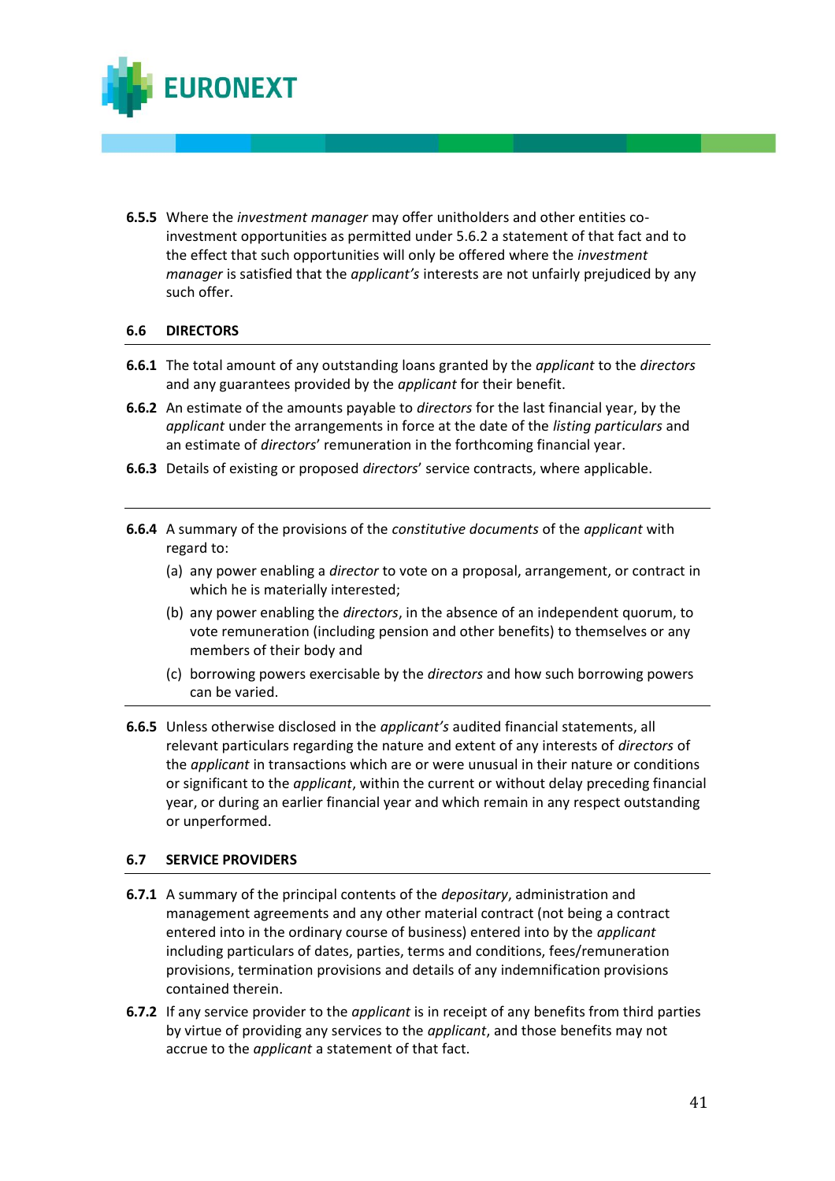**6.5.5** Where the *investment manager* may offer unitholders and other entities co-investment opportunities as permitted under 5.6.2 a statement of that fact and to the effect that such opportunities will only be offered where the *investment manager* is satisfied that the *applicant's* interests are not unfairly prejudiced by any such offer.

## 6.6 DIRECTORS

**6.6.1** The total amount of any outstanding loans granted by the *applicant* to the *directors* and any guarantees provided by the *applicant* for their benefit.

**6.6.2** An estimate of the amounts payable to *directors* for the last financial year, by the *applicant* under the arrangements in force at the date of the *listing particulars* and an estimate of *directors*' remuneration in the forthcoming financial year.

**6.6.3** Details of existing or proposed *directors*' service contracts, where applicable.

---

**6.6.4** A summary of the provisions of the *constitutive documents* of the *applicant* with regard to:

(a) any power enabling a *director* to vote on a proposal, arrangement, or contract in which he is materially interested;

(b) any power enabling the *directors*, in the absence of an independent quorum, to vote remuneration (including pension and other benefits) to themselves or any members of their body and

(c) borrowing powers exercisable by the *directors* and how such borrowing powers can be varied.

---

**6.6.5** Unless otherwise disclosed in the *applicant's* audited financial statements, all relevant particulars regarding the nature and extent of any interests of *directors* of the *applicant* in transactions which are or were unusual in their nature or conditions or significant to the *applicant*, within the current or without delay preceding financial year, or during an earlier financial year and which remain in any respect outstanding or unperformed.

## 6.7 SERVICE PROVIDERS

**6.7.1** A summary of the principal contents of the *depositary*, administration and management agreements and any other material contract (not being a contract entered into in the ordinary course of business) entered into by the *applicant* including particulars of dates, parties, terms and conditions, fees/remuneration provisions, termination provisions and details of any indemnification provisions contained therein.

**6.7.2** If any service provider to the *applicant* is in receipt of any benefits from third parties by virtue of providing any services to the *applicant*, and those benefits may not accrue to the *applicant* a statement of that fact.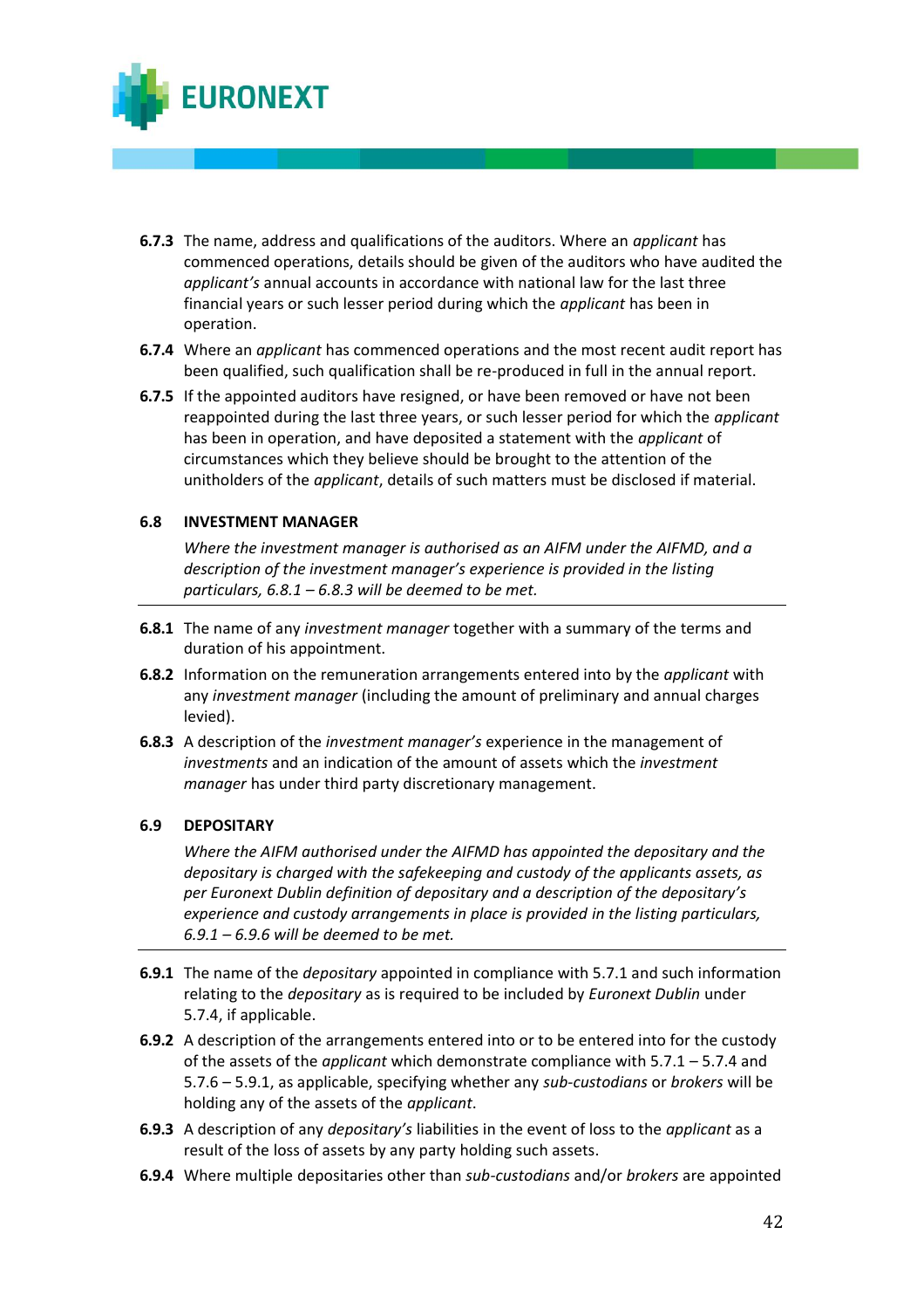**6.7.3** The name, address and qualifications of the auditors. Where an *applicant* has commenced operations, details should be given of the auditors who have audited the *applicant's* annual accounts in accordance with national law for the last three financial years or such lesser period during which the *applicant* has been in operation.

**6.7.4** Where an *applicant* has commenced operations and the most recent audit report has been qualified, such qualification shall be re-produced in full in the annual report.

**6.7.5** If the appointed auditors have resigned, or have been removed or have not been reappointed during the last three years, or such lesser period for which the *applicant* has been in operation, and have deposited a statement with the *applicant* of circumstances which they believe should be brought to the attention of the unitholders of the *applicant*, details of such matters must be disclosed if material.

## 6.8 INVESTMENT MANAGER

*Where the investment manager is authorised as an AIFM under the AIFMD, and a description of the investment manager's experience is provided in the listing particulars, 6.8.1 – 6.8.3 will be deemed to be met.*

---

**6.8.1** The name of any *investment manager* together with a summary of the terms and duration of his appointment.

**6.8.2** Information on the remuneration arrangements entered into by the *applicant* with any *investment manager* (including the amount of preliminary and annual charges levied).

**6.8.3** A description of the *investment manager's* experience in the management of *investments* and an indication of the amount of assets which the *investment manager* has under third party discretionary management.

## 6.9 DEPOSITARY

*Where the AIFM authorised under the AIFMD has appointed the depositary and the depositary is charged with the safekeeping and custody of the applicants assets, as per Euronext Dublin definition of depositary and a description of the depositary's experience and custody arrangements in place is provided in the listing particulars, 6.9.1 – 6.9.6 will be deemed to be met.*

---

**6.9.1** The name of the *depositary* appointed in compliance with 5.7.1 and such information relating to the *depositary* as is required to be included by *Euronext Dublin* under 5.7.4, if applicable.

**6.9.2** A description of the arrangements entered into or to be entered into for the custody of the assets of the *applicant* which demonstrate compliance with 5.7.1 – 5.7.4 and 5.7.6 – 5.9.1, as applicable, specifying whether any *sub-custodians* or *brokers* will be holding any of the assets of the *applicant*.

**6.9.3** A description of any *depositary's* liabilities in the event of loss to the *applicant* as a result of the loss of assets by any party holding such assets.

**6.9.4** Where multiple depositaries other than *sub-custodians* and/or *brokers* are appointed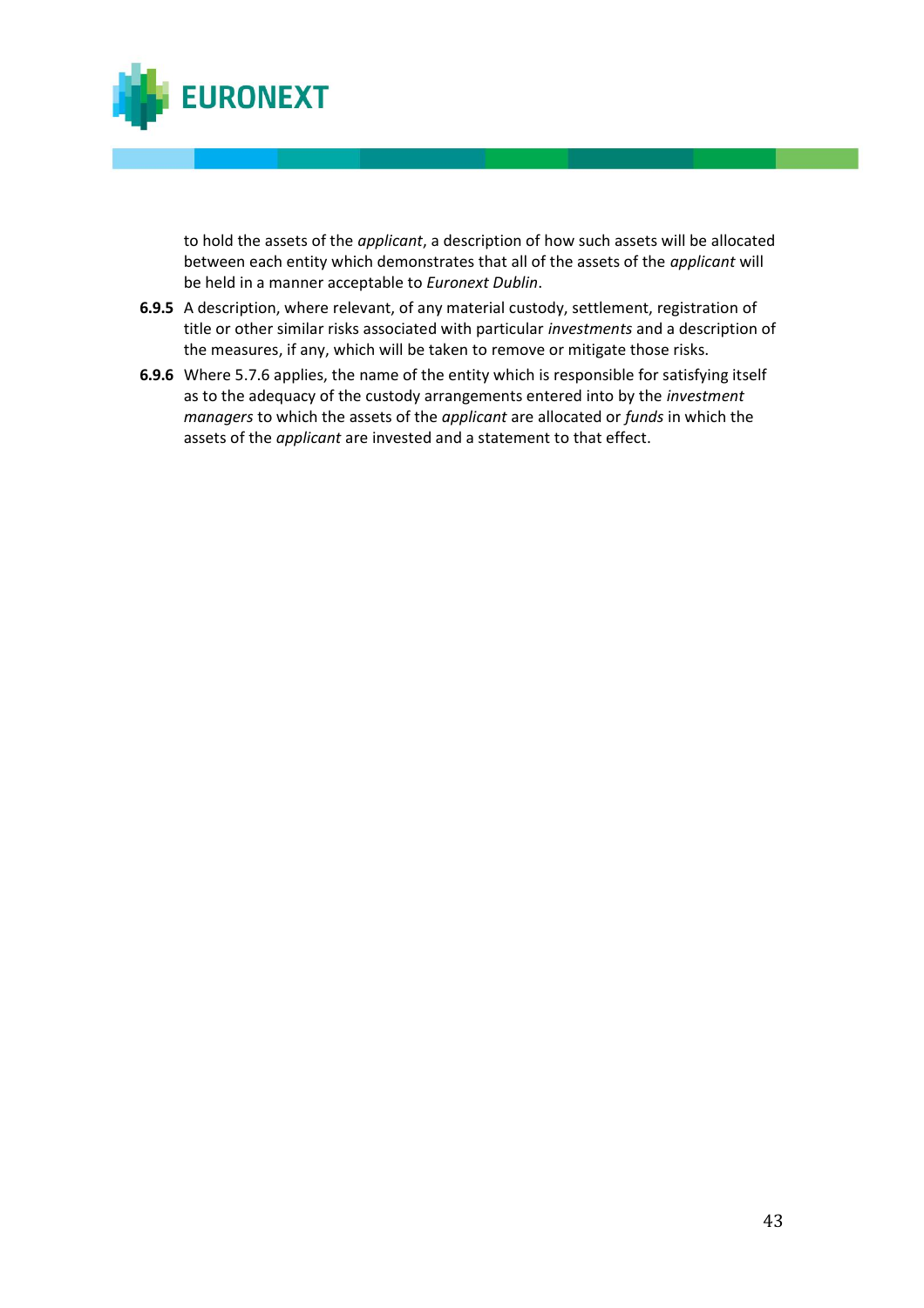to hold the assets of the *applicant*, a description of how such assets will be allocated between each entity which demonstrates that all of the assets of the *applicant* will be held in a manner acceptable to *Euronext Dublin*.

**6.9.5** A description, where relevant, of any material custody, settlement, registration of title or other similar risks associated with particular *investments* and a description of the measures, if any, which will be taken to remove or mitigate those risks.

**6.9.6** Where 5.7.6 applies, the name of the entity which is responsible for satisfying itself as to the adequacy of the custody arrangements entered into by the *investment managers* to which the assets of the *applicant* are allocated or *funds* in which the assets of the *applicant* are invested and a statement to that effect.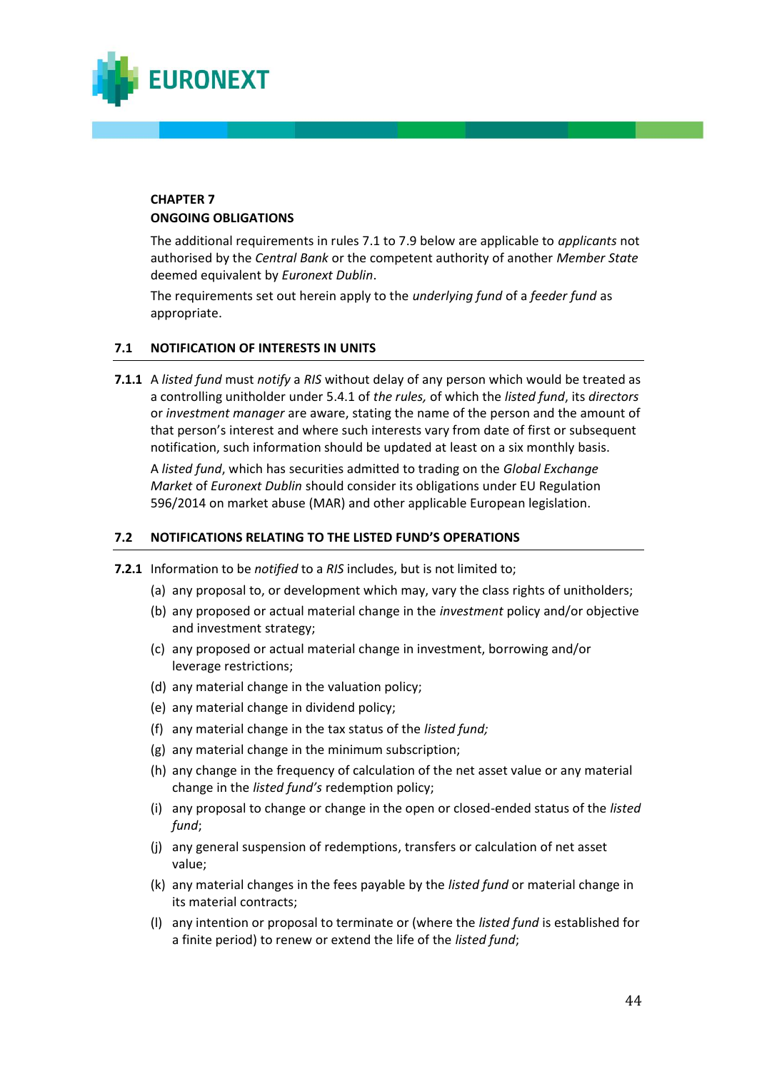**CHAPTER 7**
**ONGOING OBLIGATIONS**

The additional requirements in rules 7.1 to 7.9 below are applicable to *applicants* not authorised by the *Central Bank* or the competent authority of another *Member State* deemed equivalent by *Euronext Dublin*.

The requirements set out herein apply to the *underlying fund* of a *feeder fund* as appropriate.

## 7.1 NOTIFICATION OF INTERESTS IN UNITS

**7.1.1** A *listed fund* must *notify* a *RIS* without delay of any person which would be treated as a controlling unitholder under 5.4.1 of *the rules,* of which the *listed fund*, its *directors* or *investment manager* are aware, stating the name of the person and the amount of that person's interest and where such interests vary from date of first or subsequent notification, such information should be updated at least on a six monthly basis.

A *listed fund*, which has securities admitted to trading on the *Global Exchange Market* of *Euronext Dublin* should consider its obligations under EU Regulation 596/2014 on market abuse (MAR) and other applicable European legislation.

## 7.2 NOTIFICATIONS RELATING TO THE LISTED FUND'S OPERATIONS

**7.2.1** Information to be *notified* to a *RIS* includes, but is not limited to;

(a) any proposal to, or development which may, vary the class rights of unitholders;

(b) any proposed or actual material change in the *investment* policy and/or objective and investment strategy;

(c) any proposed or actual material change in investment, borrowing and/or leverage restrictions;

(d) any material change in the valuation policy;

(e) any material change in dividend policy;

(f) any material change in the tax status of the *listed fund;*

(g) any material change in the minimum subscription;

(h) any change in the frequency of calculation of the net asset value or any material change in the *listed fund's* redemption policy;

(i) any proposal to change or change in the open or closed-ended status of the *listed fund*;

(j) any general suspension of redemptions, transfers or calculation of net asset value;

(k) any material changes in the fees payable by the *listed fund* or material change in its material contracts;

(l) any intention or proposal to terminate or (where the *listed fund* is established for a finite period) to renew or extend the life of the *listed fund*;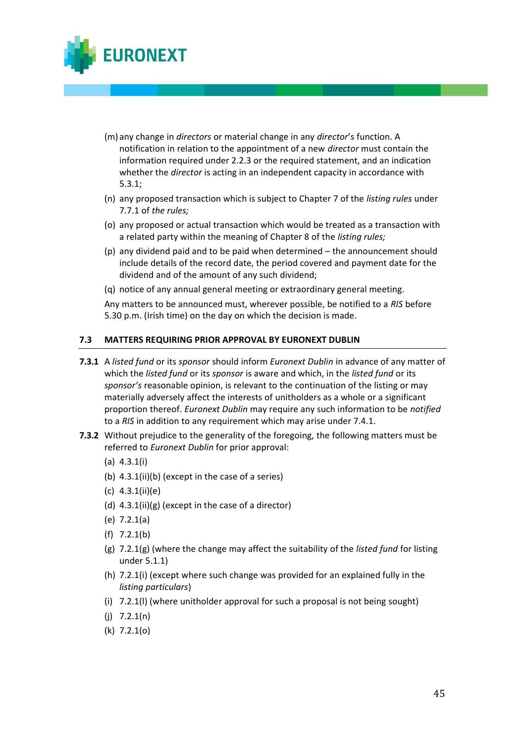(m) any change in *directors* or material change in any *director*'s function. A notification in relation to the appointment of a new *director* must contain the information required under 2.2.3 or the required statement, and an indication whether the *director* is acting in an independent capacity in accordance with 5.3.1;

(n) any proposed transaction which is subject to Chapter 7 of the *listing rules* under 7.7.1 of *the rules;*

(o) any proposed or actual transaction which would be treated as a transaction with a related party within the meaning of Chapter 8 of the *listing rules;*

(p) any dividend paid and to be paid when determined – the announcement should include details of the record date, the period covered and payment date for the dividend and of the amount of any such dividend;

(q) notice of any annual general meeting or extraordinary general meeting.

Any matters to be announced must, wherever possible, be notified to a *RIS* before 5.30 p.m. (Irish time) on the day on which the decision is made.

### 7.3 MATTERS REQUIRING PRIOR APPROVAL BY EURONEXT DUBLIN

**7.3.1** A *listed fund* or its *sponsor* should inform *Euronext Dublin* in advance of any matter of which the *listed fund* or its *sponsor* is aware and which, in the *listed fund* or its *sponsor's* reasonable opinion, is relevant to the continuation of the listing or may materially adversely affect the interests of unitholders as a whole or a significant proportion thereof. *Euronext Dublin* may require any such information to be *notified* to a *RIS* in addition to any requirement which may arise under 7.4.1.

**7.3.2** Without prejudice to the generality of the foregoing, the following matters must be referred to *Euronext Dublin* for prior approval:

(a) 4.3.1(i)

(b) 4.3.1(ii)(b) (except in the case of a series)

(c) 4.3.1(ii)(e)

(d) 4.3.1(ii)(g) (except in the case of a director)

(e) 7.2.1(a)

(f) 7.2.1(b)

(g) 7.2.1(g) (where the change may affect the suitability of the *listed fund* for listing under 5.1.1)

(h) 7.2.1(i) (except where such change was provided for an explained fully in the *listing particulars*)

(i) 7.2.1(l) (where unitholder approval for such a proposal is not being sought)

(j) 7.2.1(n)

(k) 7.2.1(o)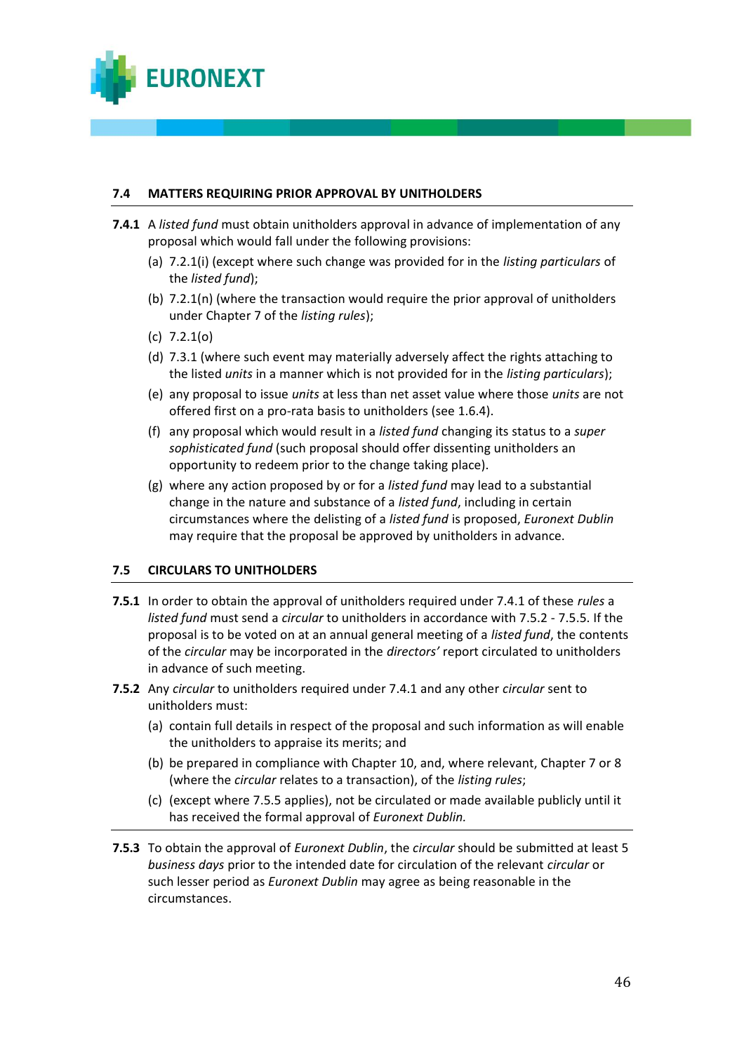### 7.4 MATTERS REQUIRING PRIOR APPROVAL BY UNITHOLDERS

**7.4.1** A *listed fund* must obtain unitholders approval in advance of implementation of any proposal which would fall under the following provisions:

(a) 7.2.1(i) (except where such change was provided for in the *listing particulars* of the *listed fund*);

(b) 7.2.1(n) (where the transaction would require the prior approval of unitholders under Chapter 7 of the *listing rules*);

(c) 7.2.1(o)

(d) 7.3.1 (where such event may materially adversely affect the rights attaching to the listed *units* in a manner which is not provided for in the *listing particulars*);

(e) any proposal to issue *units* at less than net asset value where those *units* are not offered first on a pro-rata basis to unitholders (see 1.6.4).

(f) any proposal which would result in a *listed fund* changing its status to a *super sophisticated fund* (such proposal should offer dissenting unitholders an opportunity to redeem prior to the change taking place).

(g) where any action proposed by or for a *listed fund* may lead to a substantial change in the nature and substance of a *listed fund*, including in certain circumstances where the delisting of a *listed fund* is proposed, *Euronext Dublin* may require that the proposal be approved by unitholders in advance.

### 7.5 CIRCULARS TO UNITHOLDERS

**7.5.1** In order to obtain the approval of unitholders required under 7.4.1 of these *rules* a *listed fund* must send a *circular* to unitholders in accordance with 7.5.2 - 7.5.5. If the proposal is to be voted on at an annual general meeting of a *listed fund*, the contents of the *circular* may be incorporated in the *directors'* report circulated to unitholders in advance of such meeting.

**7.5.2** Any *circular* to unitholders required under 7.4.1 and any other *circular* sent to unitholders must:

(a) contain full details in respect of the proposal and such information as will enable the unitholders to appraise its merits; and

(b) be prepared in compliance with Chapter 10, and, where relevant, Chapter 7 or 8 (where the *circular* relates to a transaction), of the *listing rules*;

(c) (except where 7.5.5 applies), not be circulated or made available publicly until it has received the formal approval of *Euronext Dublin.*

**7.5.3** To obtain the approval of *Euronext Dublin*, the *circular* should be submitted at least 5 *business days* prior to the intended date for circulation of the relevant *circular* or such lesser period as *Euronext Dublin* may agree as being reasonable in the circumstances.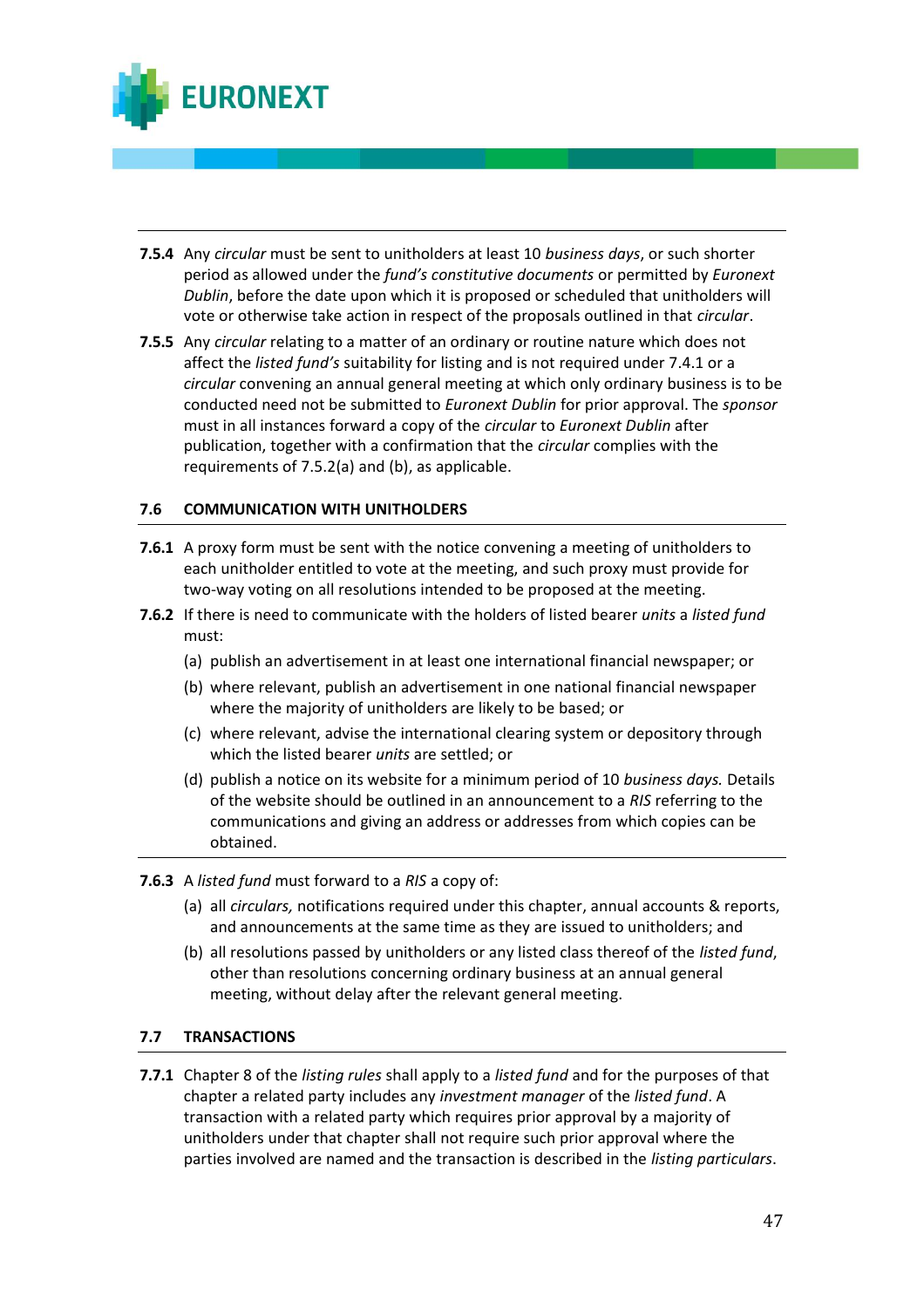**7.5.4** Any *circular* must be sent to unitholders at least 10 *business days*, or such shorter period as allowed under the *fund's constitutive documents* or permitted by *Euronext Dublin*, before the date upon which it is proposed or scheduled that unitholders will vote or otherwise take action in respect of the proposals outlined in that *circular*.

**7.5.5** Any *circular* relating to a matter of an ordinary or routine nature which does not affect the *listed fund's* suitability for listing and is not required under 7.4.1 or a *circular* convening an annual general meeting at which only ordinary business is to be conducted need not be submitted to *Euronext Dublin* for prior approval. The *sponsor* must in all instances forward a copy of the *circular* to *Euronext Dublin* after publication, together with a confirmation that the *circular* complies with the requirements of 7.5.2(a) and (b), as applicable.

## 7.6 COMMUNICATION WITH UNITHOLDERS

**7.6.1** A proxy form must be sent with the notice convening a meeting of unitholders to each unitholder entitled to vote at the meeting, and such proxy must provide for two-way voting on all resolutions intended to be proposed at the meeting.

**7.6.2** If there is need to communicate with the holders of listed bearer *units* a *listed fund* must:

(a) publish an advertisement in at least one international financial newspaper; or

(b) where relevant, publish an advertisement in one national financial newspaper where the majority of unitholders are likely to be based; or

(c) where relevant, advise the international clearing system or depository through which the listed bearer *units* are settled; or

(d) publish a notice on its website for a minimum period of 10 *business days.* Details of the website should be outlined in an announcement to a *RIS* referring to the communications and giving an address or addresses from which copies can be obtained.

**7.6.3** A *listed fund* must forward to a *RIS* a copy of:

(a) all *circulars,* notifications required under this chapter, annual accounts & reports, and announcements at the same time as they are issued to unitholders; and

(b) all resolutions passed by unitholders or any listed class thereof of the *listed fund*, other than resolutions concerning ordinary business at an annual general meeting, without delay after the relevant general meeting.

## 7.7 TRANSACTIONS

**7.7.1** Chapter 8 of the *listing rules* shall apply to a *listed fund* and for the purposes of that chapter a related party includes any *investment manager* of the *listed fund*. A transaction with a related party which requires prior approval by a majority of unitholders under that chapter shall not require such prior approval where the parties involved are named and the transaction is described in the *listing particulars*.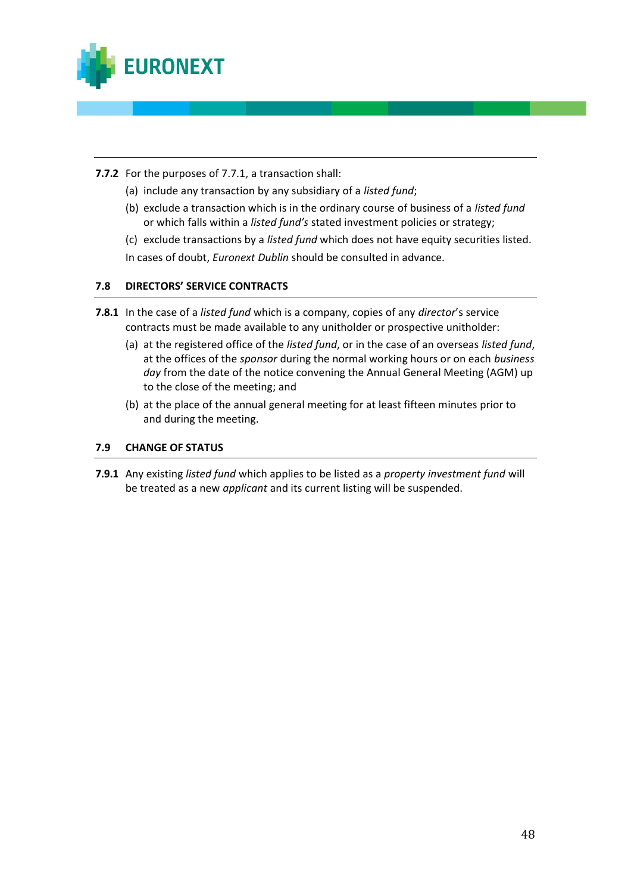**7.7.2** For the purposes of 7.7.1, a transaction shall:

(a) include any transaction by any subsidiary of a *listed fund*;

(b) exclude a transaction which is in the ordinary course of business of a *listed fund* or which falls within a *listed fund's* stated investment policies or strategy;

(c) exclude transactions by a *listed fund* which does not have equity securities listed.

In cases of doubt, *Euronext Dublin* should be consulted in advance.

### 7.8 DIRECTORS' SERVICE CONTRACTS

**7.8.1** In the case of a *listed fund* which is a company, copies of any *director*'s service contracts must be made available to any unitholder or prospective unitholder:

(a) at the registered office of the *listed fund*, or in the case of an overseas *listed fund*, at the offices of the *sponsor* during the normal working hours or on each *business day* from the date of the notice convening the Annual General Meeting (AGM) up to the close of the meeting; and

(b) at the place of the annual general meeting for at least fifteen minutes prior to and during the meeting.

### 7.9 CHANGE OF STATUS

**7.9.1** Any existing *listed fund* which applies to be listed as a *property investment fund* will be treated as a new *applicant* and its current listing will be suspended.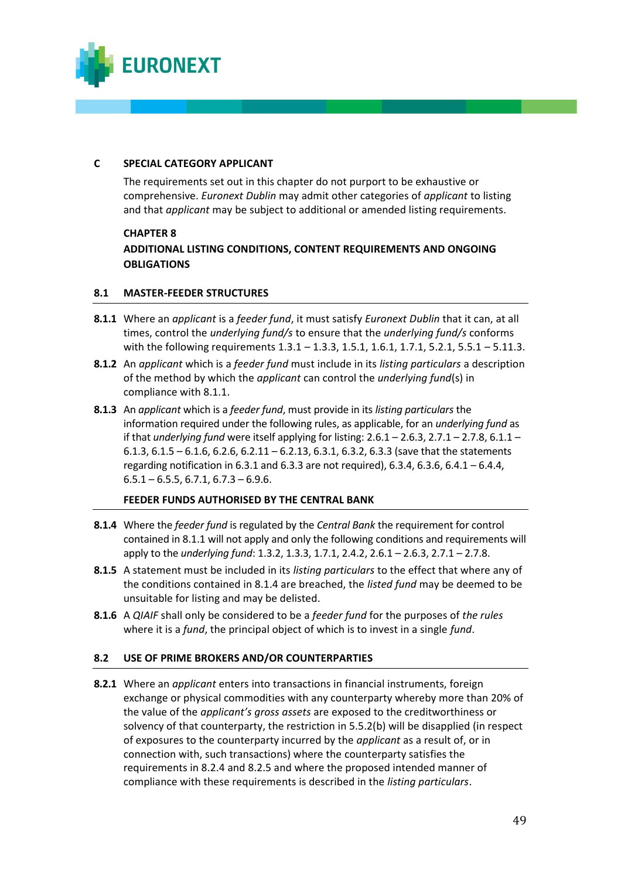## C SPECIAL CATEGORY APPLICANT

The requirements set out in this chapter do not purport to be exhaustive or comprehensive. *Euronext Dublin* may admit other categories of *applicant* to listing and that *applicant* may be subject to additional or amended listing requirements.

### CHAPTER 8

### ADDITIONAL LISTING CONDITIONS, CONTENT REQUIREMENTS AND ONGOING OBLIGATIONS

### 8.1 MASTER-FEEDER STRUCTURES

**8.1.1** Where an *applicant* is a *feeder fund*, it must satisfy *Euronext Dublin* that it can, at all times, control the *underlying fund/s* to ensure that the *underlying fund/s* conforms with the following requirements 1.3.1 – 1.3.3, 1.5.1, 1.6.1, 1.7.1, 5.2.1, 5.5.1 – 5.11.3.

**8.1.2** An *applicant* which is a *feeder fund* must include in its *listing particulars* a description of the method by which the *applicant* can control the *underlying fund*(s) in compliance with 8.1.1.

**8.1.3** An *applicant* which is a *feeder fund*, must provide in its *listing particulars* the information required under the following rules, as applicable, for an *underlying fund* as if that *underlying fund* were itself applying for listing: 2.6.1 – 2.6.3, 2.7.1 – 2.7.8, 6.1.1 – 6.1.3, 6.1.5 – 6.1.6, 6.2.6, 6.2.11 – 6.2.13, 6.3.1, 6.3.2, 6.3.3 (save that the statements regarding notification in 6.3.1 and 6.3.3 are not required), 6.3.4, 6.3.6, 6.4.1 – 6.4.4, 6.5.1 – 6.5.5, 6.7.1, 6.7.3 – 6.9.6.

#### FEEDER FUNDS AUTHORISED BY THE CENTRAL BANK

**8.1.4** Where the *feeder fund* is regulated by the *Central Bank* the requirement for control contained in 8.1.1 will not apply and only the following conditions and requirements will apply to the *underlying fund*: 1.3.2, 1.3.3, 1.7.1, 2.4.2, 2.6.1 – 2.6.3, 2.7.1 – 2.7.8.

**8.1.5** A statement must be included in its *listing particulars* to the effect that where any of the conditions contained in 8.1.4 are breached, the *listed fund* may be deemed to be unsuitable for listing and may be delisted.

**8.1.6** A *QIAIF* shall only be considered to be a *feeder fund* for the purposes of *the rules* where it is a *fund*, the principal object of which is to invest in a single *fund*.

### 8.2 USE OF PRIME BROKERS AND/OR COUNTERPARTIES

**8.2.1** Where an *applicant* enters into transactions in financial instruments, foreign exchange or physical commodities with any counterparty whereby more than 20% of the value of the *applicant's gross assets* are exposed to the creditworthiness or solvency of that counterparty, the restriction in 5.5.2(b) will be disapplied (in respect of exposures to the counterparty incurred by the *applicant* as a result of, or in connection with, such transactions) where the counterparty satisfies the requirements in 8.2.4 and 8.2.5 and where the proposed intended manner of compliance with these requirements is described in the *listing particulars*.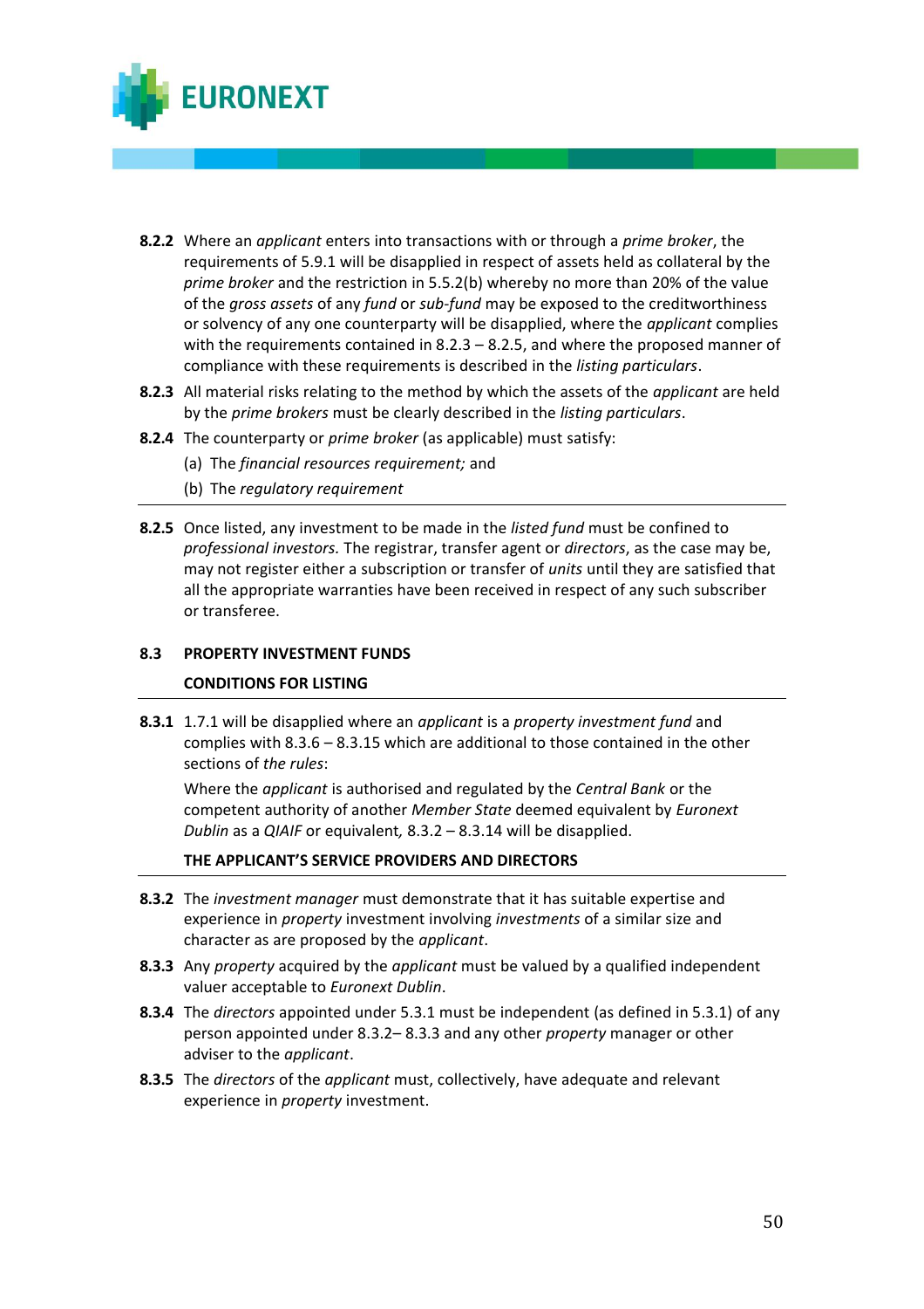**8.2.2** Where an *applicant* enters into transactions with or through a *prime broker*, the requirements of 5.9.1 will be disapplied in respect of assets held as collateral by the *prime broker* and the restriction in 5.5.2(b) whereby no more than 20% of the value of the *gross assets* of any *fund* or *sub-fund* may be exposed to the creditworthiness or solvency of any one counterparty will be disapplied, where the *applicant* complies with the requirements contained in 8.2.3 – 8.2.5, and where the proposed manner of compliance with these requirements is described in the *listing particulars*.

**8.2.3** All material risks relating to the method by which the assets of the *applicant* are held by the *prime brokers* must be clearly described in the *listing particulars*.

**8.2.4** The counterparty or *prime broker* (as applicable) must satisfy:

(a) The *financial resources requirement;* and

(b) The *regulatory requirement*

---

**8.2.5** Once listed, any investment to be made in the *listed fund* must be confined to *professional investors.* The registrar, transfer agent or *directors*, as the case may be, may not register either a subscription or transfer of *units* until they are satisfied that all the appropriate warranties have been received in respect of any such subscriber or transferee.

## 8.3 PROPERTY INVESTMENT FUNDS

### CONDITIONS FOR LISTING

---

**8.3.1** 1.7.1 will be disapplied where an *applicant* is a *property investment fund* and complies with 8.3.6 – 8.3.15 which are additional to those contained in the other sections of *the rules*:

Where the *applicant* is authorised and regulated by the *Central Bank* or the competent authority of another *Member State* deemed equivalent by *Euronext Dublin* as a *QIAIF* or equivalent*,* 8.3.2 – 8.3.14 will be disapplied.

### THE APPLICANT'S SERVICE PROVIDERS AND DIRECTORS

---

**8.3.2** The *investment manager* must demonstrate that it has suitable expertise and experience in *property* investment involving *investments* of a similar size and character as are proposed by the *applicant*.

**8.3.3** Any *property* acquired by the *applicant* must be valued by a qualified independent valuer acceptable to *Euronext Dublin*.

**8.3.4** The *directors* appointed under 5.3.1 must be independent (as defined in 5.3.1) of any person appointed under 8.3.2– 8.3.3 and any other *property* manager or other adviser to the *applicant*.

**8.3.5** The *directors* of the *applicant* must, collectively, have adequate and relevant experience in *property* investment.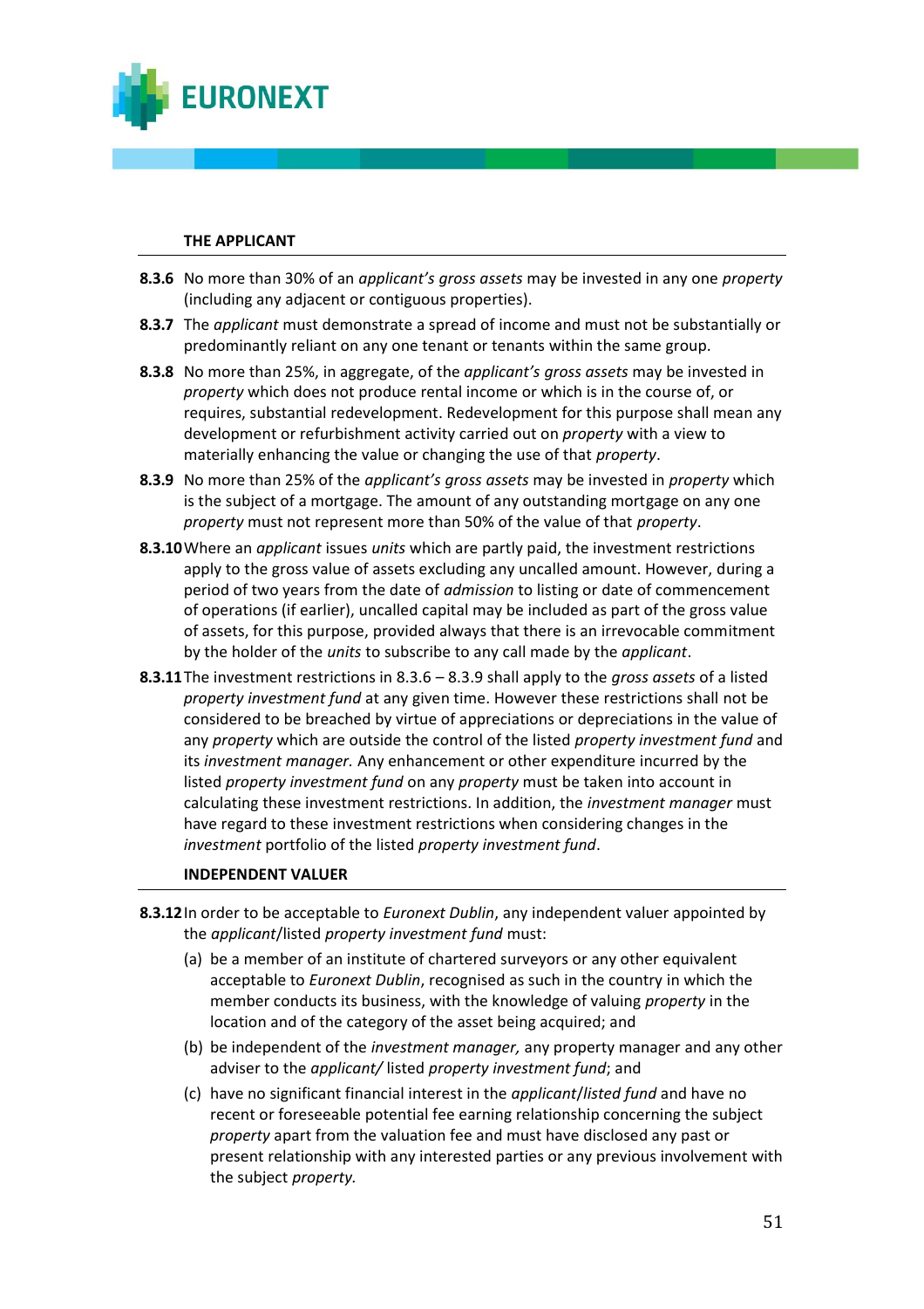**THE APPLICANT**

**8.3.6** No more than 30% of an *applicant's gross assets* may be invested in any one *property* (including any adjacent or contiguous properties).

**8.3.7** The *applicant* must demonstrate a spread of income and must not be substantially or predominantly reliant on any one tenant or tenants within the same group.

**8.3.8** No more than 25%, in aggregate, of the *applicant's gross assets* may be invested in *property* which does not produce rental income or which is in the course of, or requires, substantial redevelopment. Redevelopment for this purpose shall mean any development or refurbishment activity carried out on *property* with a view to materially enhancing the value or changing the use of that *property*.

**8.3.9** No more than 25% of the *applicant's gross assets* may be invested in *property* which is the subject of a mortgage. The amount of any outstanding mortgage on any one *property* must not represent more than 50% of the value of that *property*.

**8.3.10** Where an *applicant* issues *units* which are partly paid, the investment restrictions apply to the gross value of assets excluding any uncalled amount. However, during a period of two years from the date of *admission* to listing or date of commencement of operations (if earlier), uncalled capital may be included as part of the gross value of assets, for this purpose, provided always that there is an irrevocable commitment by the holder of the *units* to subscribe to any call made by the *applicant*.

**8.3.11** The investment restrictions in 8.3.6 – 8.3.9 shall apply to the *gross assets* of a listed *property investment fund* at any given time. However these restrictions shall not be considered to be breached by virtue of appreciations or depreciations in the value of any *property* which are outside the control of the listed *property investment fund* and its *investment manager*. Any enhancement or other expenditure incurred by the listed *property investment fund* on any *property* must be taken into account in calculating these investment restrictions. In addition, the *investment manager* must have regard to these investment restrictions when considering changes in the *investment* portfolio of the listed *property investment fund*.

**INDEPENDENT VALUER**

**8.3.12** In order to be acceptable to *Euronext Dublin*, any independent valuer appointed by the *applicant*/listed *property investment fund* must:

(a) be a member of an institute of chartered surveyors or any other equivalent acceptable to *Euronext Dublin*, recognised as such in the country in which the member conducts its business, with the knowledge of valuing *property* in the location and of the category of the asset being acquired; and

(b) be independent of the *investment manager,* any property manager and any other adviser to the *applicant/* listed *property investment fund*; and

(c) have no significant financial interest in the *applicant*/*listed fund* and have no recent or foreseeable potential fee earning relationship concerning the subject *property* apart from the valuation fee and must have disclosed any past or present relationship with any interested parties or any previous involvement with the subject *property.*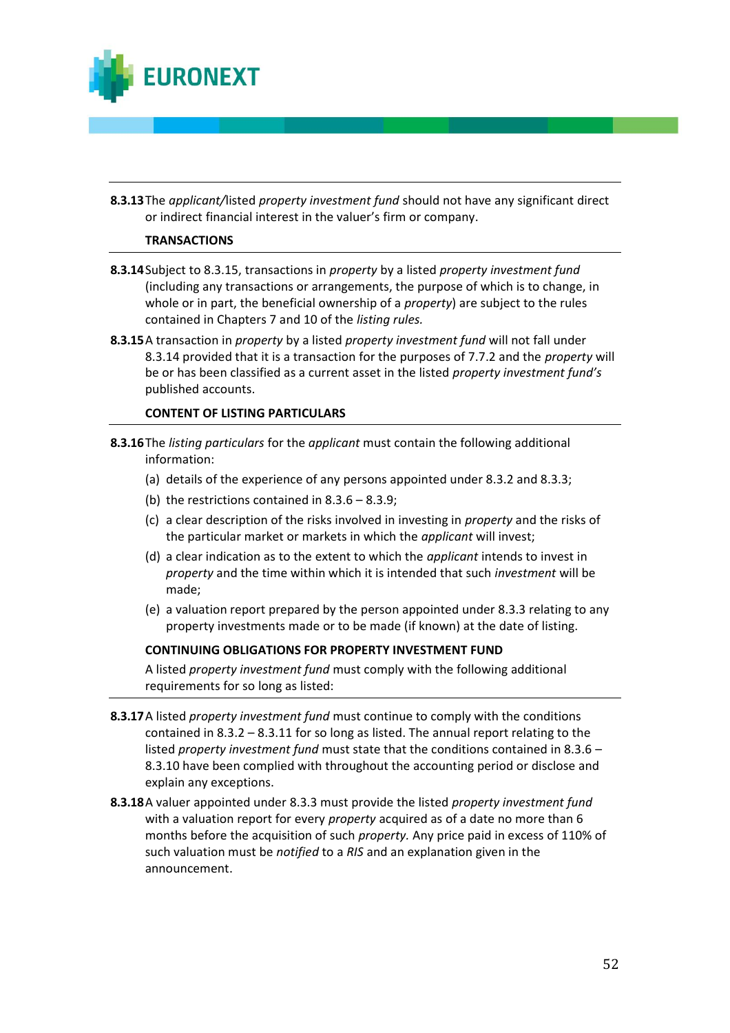**8.3.13** The *applicant/*listed *property investment fund* should not have any significant direct or indirect financial interest in the valuer's firm or company.

**TRANSACTIONS**

**8.3.14** Subject to 8.3.15, transactions in *property* by a listed *property investment fund* (including any transactions or arrangements, the purpose of which is to change, in whole or in part, the beneficial ownership of a *property*) are subject to the rules contained in Chapters 7 and 10 of the *listing rules.*

**8.3.15** A transaction in *property* by a listed *property investment fund* will not fall under 8.3.14 provided that it is a transaction for the purposes of 7.7.2 and the *property* will be or has been classified as a current asset in the listed *property investment fund's* published accounts.

**CONTENT OF LISTING PARTICULARS**

**8.3.16** The *listing particulars* for the *applicant* must contain the following additional information:

(a) details of the experience of any persons appointed under 8.3.2 and 8.3.3;

(b) the restrictions contained in 8.3.6 – 8.3.9;

(c) a clear description of the risks involved in investing in *property* and the risks of the particular market or markets in which the *applicant* will invest;

(d) a clear indication as to the extent to which the *applicant* intends to invest in *property* and the time within which it is intended that such *investment* will be made;

(e) a valuation report prepared by the person appointed under 8.3.3 relating to any property investments made or to be made (if known) at the date of listing.

**CONTINUING OBLIGATIONS FOR PROPERTY INVESTMENT FUND**

A listed *property investment fund* must comply with the following additional requirements for so long as listed:

**8.3.17** A listed *property investment fund* must continue to comply with the conditions contained in 8.3.2 – 8.3.11 for so long as listed. The annual report relating to the listed *property investment fund* must state that the conditions contained in 8.3.6 – 8.3.10 have been complied with throughout the accounting period or disclose and explain any exceptions.

**8.3.18** A valuer appointed under 8.3.3 must provide the listed *property investment fund* with a valuation report for every *property* acquired as of a date no more than 6 months before the acquisition of such *property.* Any price paid in excess of 110% of such valuation must be *notified* to a *RIS* and an explanation given in the announcement.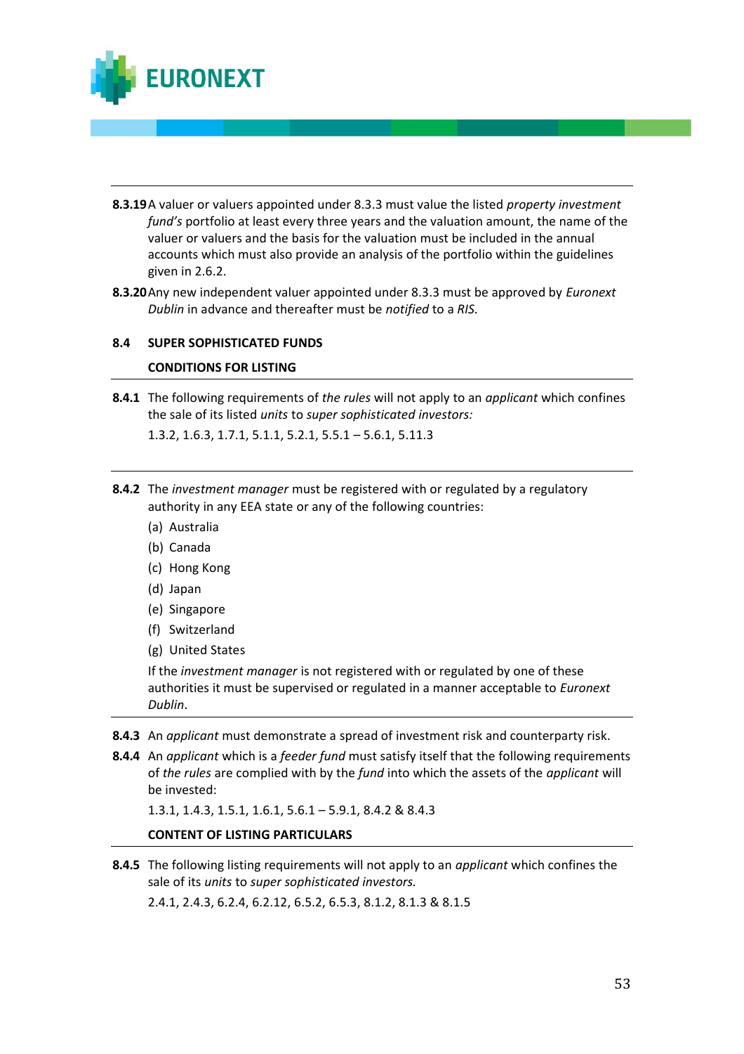**8.3.19** A valuer or valuers appointed under 8.3.3 must value the listed *property investment fund's* portfolio at least every three years and the valuation amount, the name of the valuer or valuers and the basis for the valuation must be included in the annual accounts which must also provide an analysis of the portfolio within the guidelines given in 2.6.2.

**8.3.20** Any new independent valuer appointed under 8.3.3 must be approved by *Euronext Dublin* in advance and thereafter must be *notified* to a *RIS.*

## 8.4 SUPER SOPHISTICATED FUNDS

### CONDITIONS FOR LISTING

**8.4.1** The following requirements of *the rules* will not apply to an *applicant* which confines the sale of its listed *units* to *super sophisticated investors:*

1.3.2, 1.6.3, 1.7.1, 5.1.1, 5.2.1, 5.5.1 – 5.6.1, 5.11.3

**8.4.2** The *investment manager* must be registered with or regulated by a regulatory authority in any EEA state or any of the following countries:

(a) Australia

(b) Canada

(c) Hong Kong

(d) Japan

(e) Singapore

(f) Switzerland

(g) United States

If the *investment manager* is not registered with or regulated by one of these authorities it must be supervised or regulated in a manner acceptable to *Euronext Dublin*.

**8.4.3** An *applicant* must demonstrate a spread of investment risk and counterparty risk.

**8.4.4** An *applicant* which is a *feeder fund* must satisfy itself that the following requirements of *the rules* are complied with by the *fund* into which the assets of the *applicant* will be invested:

1.3.1, 1.4.3, 1.5.1, 1.6.1, 5.6.1 – 5.9.1, 8.4.2 & 8.4.3

### CONTENT OF LISTING PARTICULARS

**8.4.5** The following listing requirements will not apply to an *applicant* which confines the sale of its *units* to *super sophisticated investors.*

2.4.1, 2.4.3, 6.2.4, 6.2.12, 6.5.2, 6.5.3, 8.1.2, 8.1.3 & 8.1.5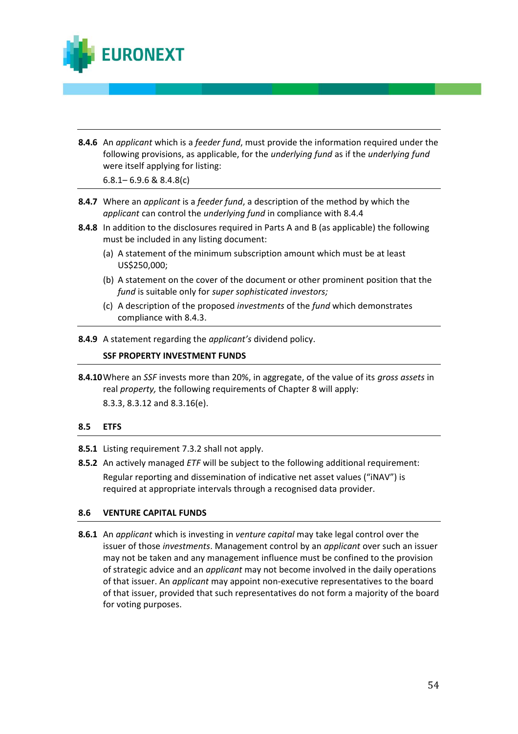**8.4.6** An *applicant* which is a *feeder fund*, must provide the information required under the following provisions, as applicable, for the *underlying fund* as if the *underlying fund* were itself applying for listing:

6.8.1– 6.9.6 & 8.4.8(c)

**8.4.7** Where an *applicant* is a *feeder fund*, a description of the method by which the *applicant* can control the *underlying fund* in compliance with 8.4.4

**8.4.8** In addition to the disclosures required in Parts A and B (as applicable) the following must be included in any listing document:

(a) A statement of the minimum subscription amount which must be at least US$250,000;

(b) A statement on the cover of the document or other prominent position that the *fund* is suitable only for *super sophisticated investors;*

(c) A description of the proposed *investments* of the *fund* which demonstrates compliance with 8.4.3.

**8.4.9** A statement regarding the *applicant's* dividend policy.

**SSF PROPERTY INVESTMENT FUNDS**

**8.4.10** Where an *SSF* invests more than 20%, in aggregate, of the value of its *gross assets* in real *property,* the following requirements of Chapter 8 will apply:

8.3.3, 8.3.12 and 8.3.16(e).

## 8.5 ETFS

**8.5.1** Listing requirement 7.3.2 shall not apply.

**8.5.2** An actively managed *ETF* will be subject to the following additional requirement:

Regular reporting and dissemination of indicative net asset values ("iNAV") is required at appropriate intervals through a recognised data provider.

## 8.6 VENTURE CAPITAL FUNDS

**8.6.1** An *applicant* which is investing in *venture capital* may take legal control over the issuer of those *investments*. Management control by an *applicant* over such an issuer may not be taken and any management influence must be confined to the provision of strategic advice and an *applicant* may not become involved in the daily operations of that issuer. An *applicant* may appoint non-executive representatives to the board of that issuer, provided that such representatives do not form a majority of the board for voting purposes.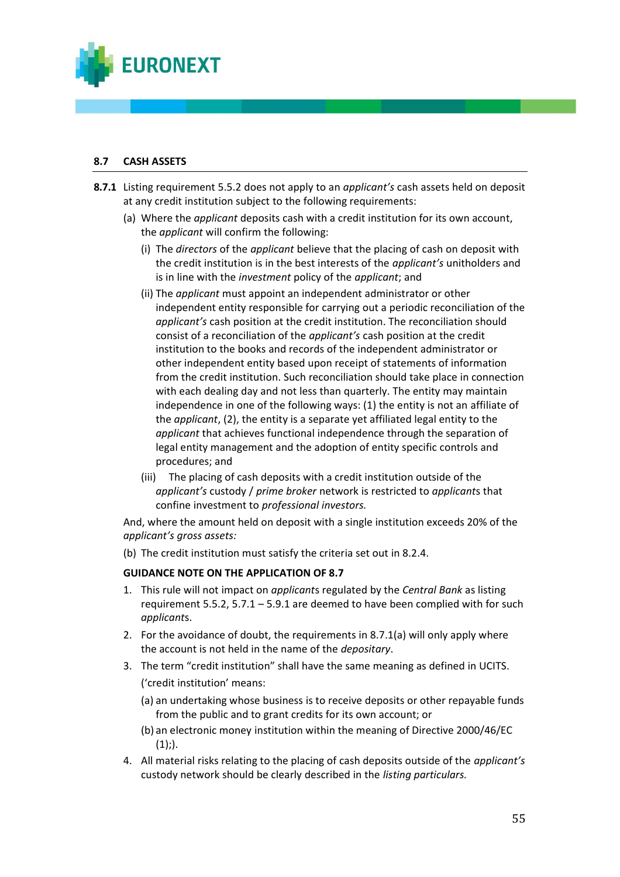## 8.7 CASH ASSETS

**8.7.1** Listing requirement 5.5.2 does not apply to an *applicant's* cash assets held on deposit at any credit institution subject to the following requirements:

(a) Where the *applicant* deposits cash with a credit institution for its own account, the *applicant* will confirm the following:

(i) The *directors* of the *applicant* believe that the placing of cash on deposit with the credit institution is in the best interests of the *applicant's* unitholders and is in line with the *investment* policy of the *applicant*; and

(ii) The *applicant* must appoint an independent administrator or other independent entity responsible for carrying out a periodic reconciliation of the *applicant's* cash position at the credit institution. The reconciliation should consist of a reconciliation of the *applicant's* cash position at the credit institution to the books and records of the independent administrator or other independent entity based upon receipt of statements of information from the credit institution. Such reconciliation should take place in connection with each dealing day and not less than quarterly. The entity may maintain independence in one of the following ways: (1) the entity is not an affiliate of the *applicant*, (2), the entity is a separate yet affiliated legal entity to the *applicant* that achieves functional independence through the separation of legal entity management and the adoption of entity specific controls and procedures; and

(iii) The placing of cash deposits with a credit institution outside of the *applicant's* custody / *prime broker* network is restricted to *applicant*s that confine investment to *professional investors.*

And, where the amount held on deposit with a single institution exceeds 20% of the *applicant's gross assets:*

(b) The credit institution must satisfy the criteria set out in 8.2.4.

**GUIDANCE NOTE ON THE APPLICATION OF 8.7**

1. This rule will not impact on *applicant*s regulated by the *Central Bank* as listing requirement 5.5.2, 5.7.1 – 5.9.1 are deemed to have been complied with for such *applicant*s.
2. For the avoidance of doubt, the requirements in 8.7.1(a) will only apply where the account is not held in the name of the *depositary*.
3. The term "credit institution" shall have the same meaning as defined in UCITS.

   ('credit institution' means:

   (a) an undertaking whose business is to receive deposits or other repayable funds from the public and to grant credits for its own account; or

   (b) an electronic money institution within the meaning of Directive 2000/46/EC (1);).
4. All material risks relating to the placing of cash deposits outside of the *applicant's* custody network should be clearly described in the *listing particulars.*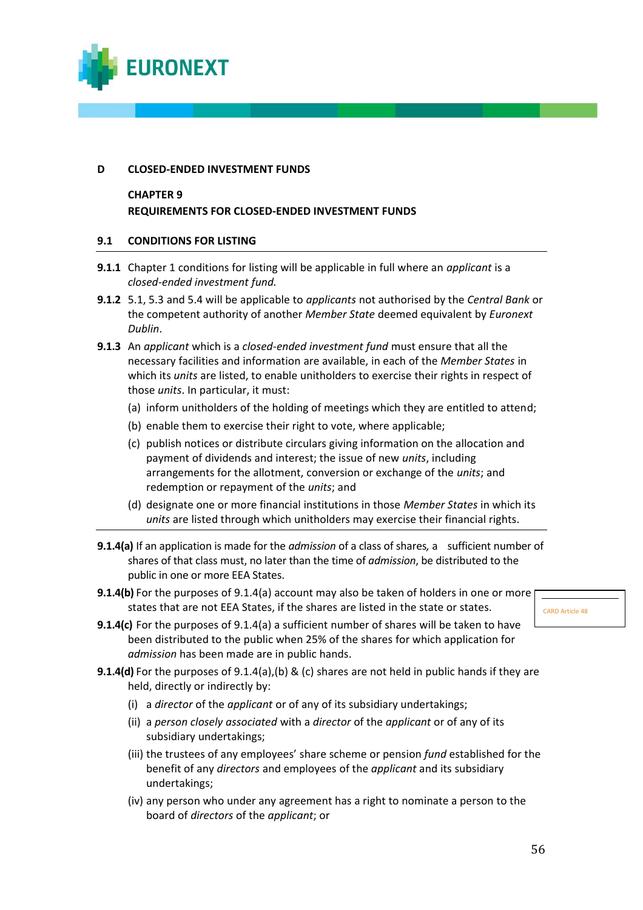## D CLOSED-ENDED INVESTMENT FUNDS

### CHAPTER 9
### REQUIREMENTS FOR CLOSED-ENDED INVESTMENT FUNDS

### 9.1 CONDITIONS FOR LISTING

**9.1.1** Chapter 1 conditions for listing will be applicable in full where an *applicant* is a *closed-ended investment fund.*

**9.1.2** 5.1, 5.3 and 5.4 will be applicable to *applicants* not authorised by the *Central Bank* or the competent authority of another *Member State* deemed equivalent by *Euronext Dublin*.

**9.1.3** An *applicant* which is a *closed-ended investment fund* must ensure that all the necessary facilities and information are available, in each of the *Member States* in which its *units* are listed, to enable unitholders to exercise their rights in respect of those *units*. In particular, it must:

(a) inform unitholders of the holding of meetings which they are entitled to attend;

(b) enable them to exercise their right to vote, where applicable;

(c) publish notices or distribute circulars giving information on the allocation and payment of dividends and interest; the issue of new *units*, including arrangements for the allotment, conversion or exchange of the *units*; and redemption or repayment of the *units*; and

(d) designate one or more financial institutions in those *Member States* in which its *units* are listed through which unitholders may exercise their financial rights.

---

**9.1.4(a)** If an application is made for the *admission* of a class of shares*,* a sufficient number of shares of that class must, no later than the time of *admission*, be distributed to the public in one or more EEA States.

**9.1.4(b)** For the purposes of 9.1.4(a) account may also be taken of holders in one or more states that are not EEA States, if the shares are listed in the state or states.

CARD Article 48

**9.1.4(c)** For the purposes of 9.1.4(a) a sufficient number of shares will be taken to have been distributed to the public when 25% of the shares for which application for *admission* has been made are in public hands.

**9.1.4(d)** For the purposes of 9.1.4(a),(b) & (c) shares are not held in public hands if they are held, directly or indirectly by:

(i) a *director* of the *applicant* or of any of its subsidiary undertakings;

(ii) a *person closely associated* with a *director* of the *applicant* or of any of its subsidiary undertakings;

(iii) the trustees of any employees' share scheme or pension *fund* established for the benefit of any *directors* and employees of the *applicant* and its subsidiary undertakings;

(iv) any person who under any agreement has a right to nominate a person to the board of *directors* of the *applicant*; or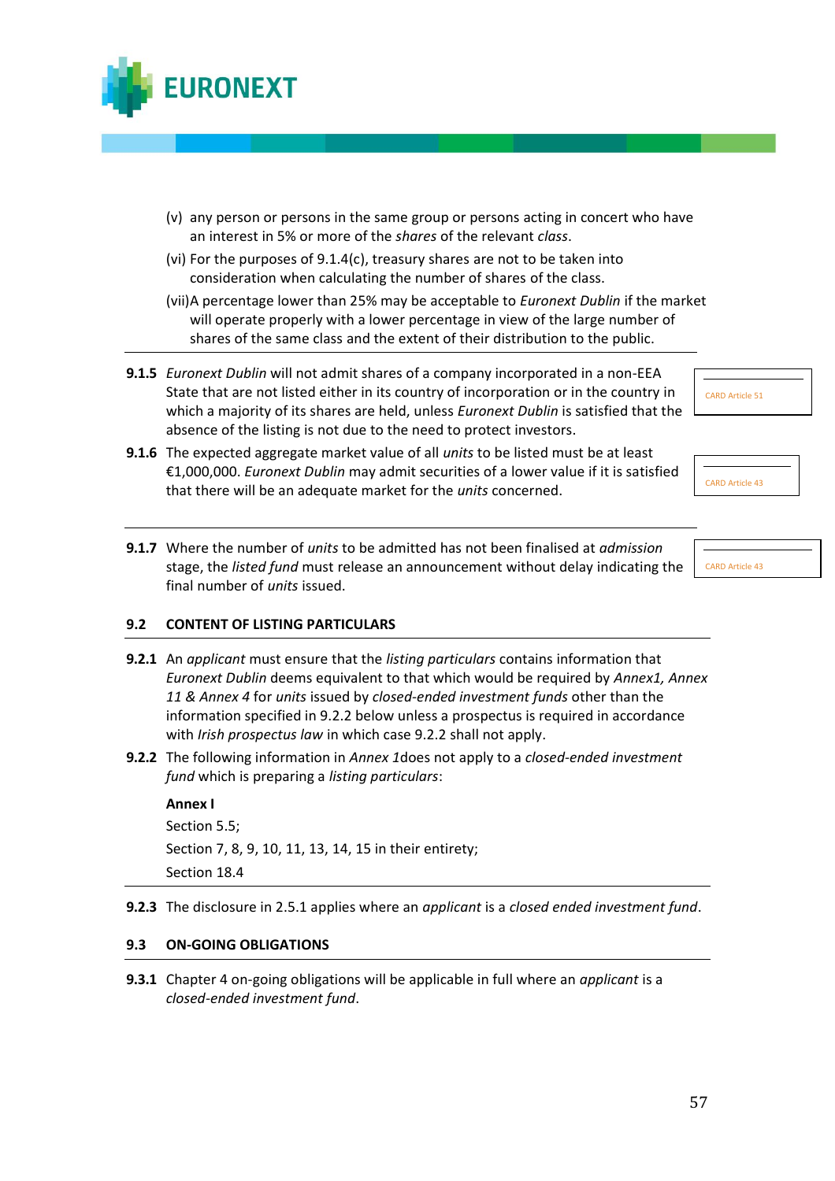(v) any person or persons in the same group or persons acting in concert who have an interest in 5% or more of the *shares* of the relevant *class*.

(vi) For the purposes of 9.1.4(c), treasury shares are not to be taken into consideration when calculating the number of shares of the class.

(vii)A percentage lower than 25% may be acceptable to *Euronext Dublin* if the market will operate properly with a lower percentage in view of the large number of shares of the same class and the extent of their distribution to the public.

---

**9.1.5** *Euronext Dublin* will not admit shares of a company incorporated in a non-EEA State that are not listed either in its country of incorporation or in the country in which a majority of its shares are held, unless *Euronext Dublin* is satisfied that the absence of the listing is not due to the need to protect investors.

CARD Article 51

**9.1.6** The expected aggregate market value of all *units* to be listed must be at least €1,000,000. *Euronext Dublin* may admit securities of a lower value if it is satisfied that there will be an adequate market for the *units* concerned.

CARD Article 43

---

**9.1.7** Where the number of *units* to be admitted has not been finalised at *admission* stage, the *listed fund* must release an announcement without delay indicating the final number of *units* issued.

CARD Article 43

## 9.2 CONTENT OF LISTING PARTICULARS

**9.2.1** An *applicant* must ensure that the *listing particulars* contains information that *Euronext Dublin* deems equivalent to that which would be required by *Annex1, Annex 11 & Annex 4* for *units* issued by *closed-ended investment funds* other than the information specified in 9.2.2 below unless a prospectus is required in accordance with *Irish prospectus law* in which case 9.2.2 shall not apply.

**9.2.2** The following information in *Annex 1*does not apply to a *closed-ended investment fund* which is preparing a *listing particulars*:

**Annex I**

Section 5.5;

Section 7, 8, 9, 10, 11, 13, 14, 15 in their entirety;

Section 18.4

---

**9.2.3** The disclosure in 2.5.1 applies where an *applicant* is a *closed ended investment fund*.

## 9.3 ON-GOING OBLIGATIONS

**9.3.1** Chapter 4 on-going obligations will be applicable in full where an *applicant* is a *closed-ended investment fund*.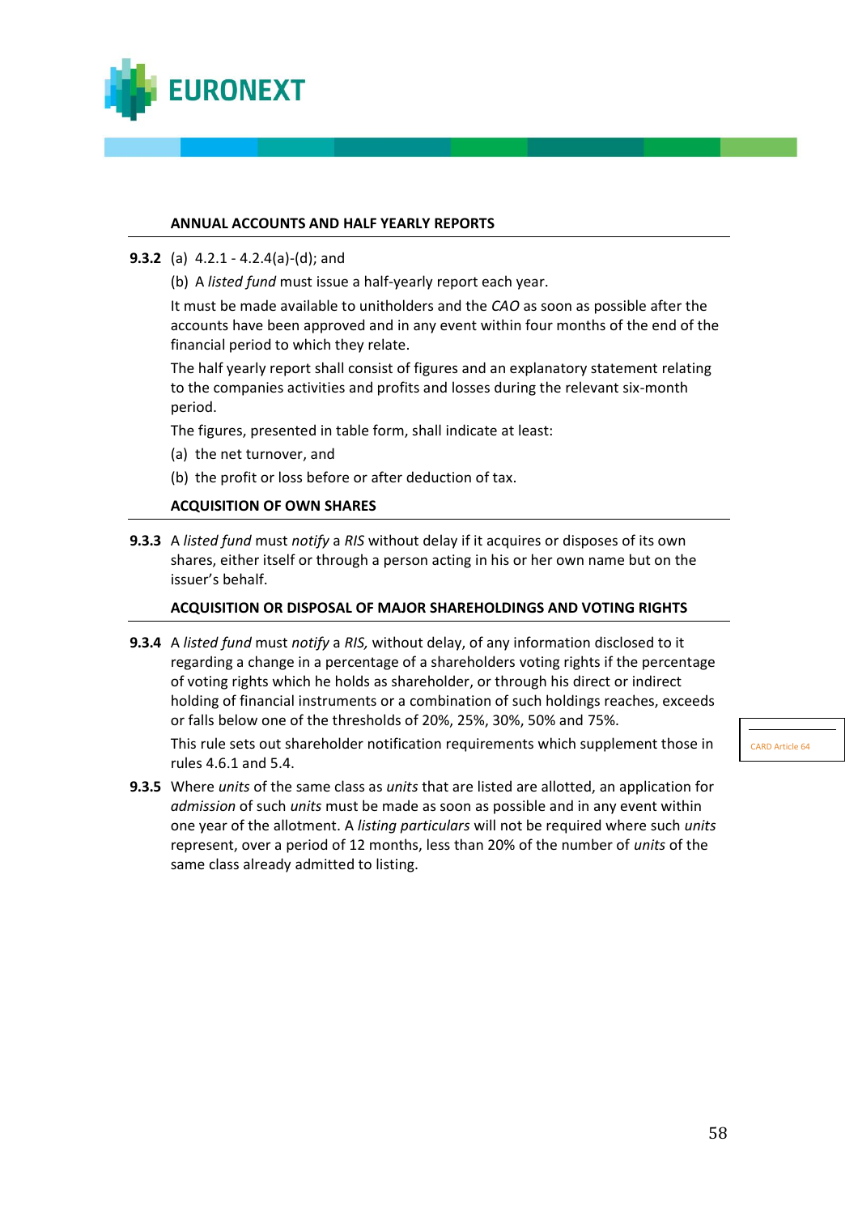### ANNUAL ACCOUNTS AND HALF YEARLY REPORTS

**9.3.2** (a) 4.2.1 - 4.2.4(a)-(d); and

(b) A *listed fund* must issue a half-yearly report each year.

It must be made available to unitholders and the *CAO* as soon as possible after the accounts have been approved and in any event within four months of the end of the financial period to which they relate.

The half yearly report shall consist of figures and an explanatory statement relating to the companies activities and profits and losses during the relevant six-month period.

The figures, presented in table form, shall indicate at least:

(a) the net turnover, and

(b) the profit or loss before or after deduction of tax.

### ACQUISITION OF OWN SHARES

**9.3.3** A *listed fund* must *notify* a *RIS* without delay if it acquires or disposes of its own shares, either itself or through a person acting in his or her own name but on the issuer's behalf.

### ACQUISITION OR DISPOSAL OF MAJOR SHAREHOLDINGS AND VOTING RIGHTS

**9.3.4** A *listed fund* must *notify* a *RIS,* without delay, of any information disclosed to it regarding a change in a percentage of a shareholders voting rights if the percentage of voting rights which he holds as shareholder, or through his direct or indirect holding of financial instruments or a combination of such holdings reaches, exceeds or falls below one of the thresholds of 20%, 25%, 30%, 50% and 75%.

This rule sets out shareholder notification requirements which supplement those in rules 4.6.1 and 5.4.

CARD Article 64

**9.3.5** Where *units* of the same class as *units* that are listed are allotted, an application for *admission* of such *units* must be made as soon as possible and in any event within one year of the allotment. A *listing particulars* will not be required where such *units* represent, over a period of 12 months, less than 20% of the number of *units* of the same class already admitted to listing.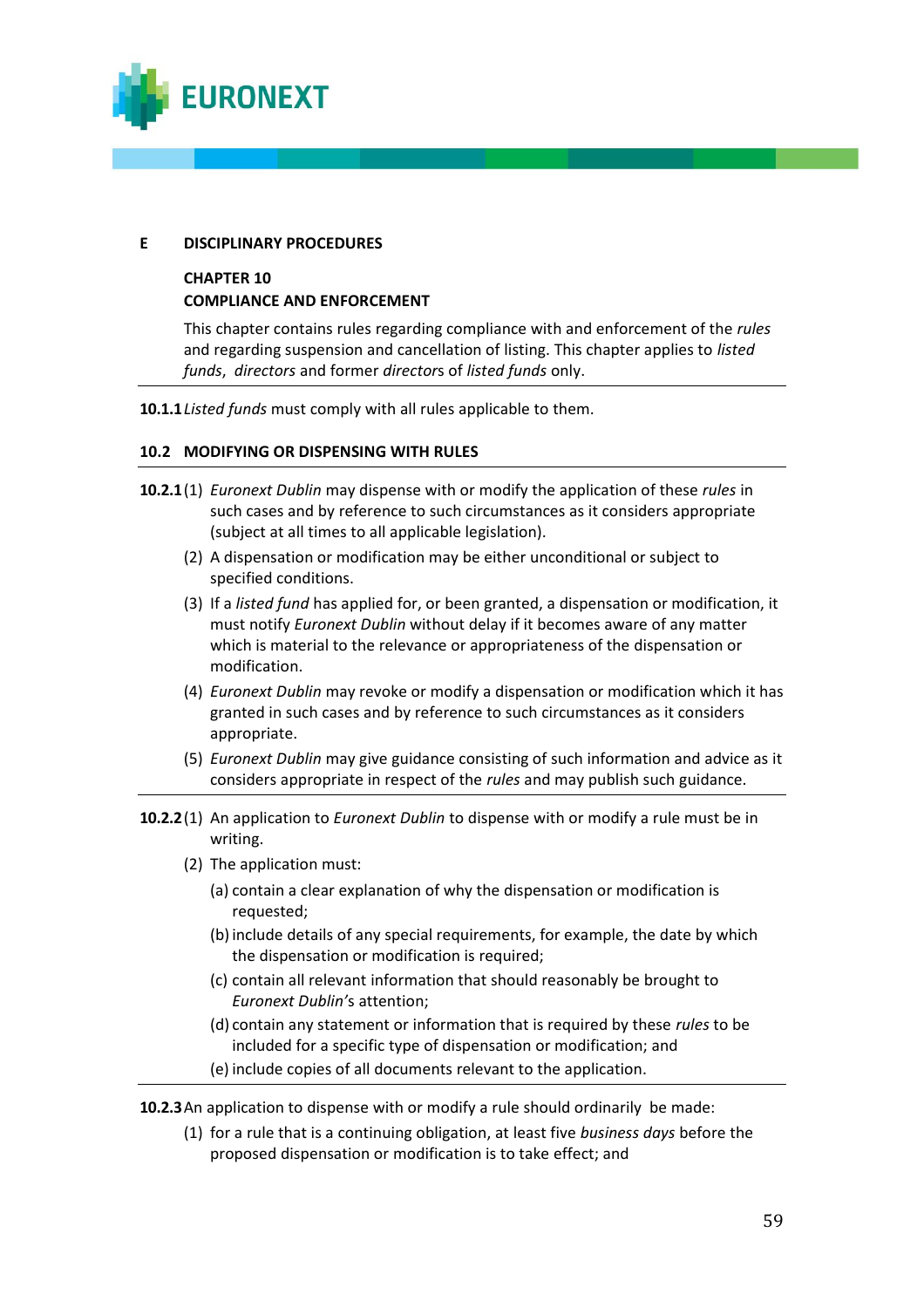**E DISCIPLINARY PROCEDURES**

**CHAPTER 10**
**COMPLIANCE AND ENFORCEMENT**

This chapter contains rules regarding compliance with and enforcement of the *rules* and regarding suspension and cancellation of listing. This chapter applies to *listed funds*, *directors* and former *directors* of *listed funds* only.

---

**10.1.1** *Listed funds* must comply with all rules applicable to them.

## 10.2 MODIFYING OR DISPENSING WITH RULES

---

**10.2.1** (1) *Euronext Dublin* may dispense with or modify the application of these *rules* in such cases and by reference to such circumstances as it considers appropriate (subject at all times to all applicable legislation).

(2) A dispensation or modification may be either unconditional or subject to specified conditions.

(3) If a *listed fund* has applied for, or been granted, a dispensation or modification, it must notify *Euronext Dublin* without delay if it becomes aware of any matter which is material to the relevance or appropriateness of the dispensation or modification.

(4) *Euronext Dublin* may revoke or modify a dispensation or modification which it has granted in such cases and by reference to such circumstances as it considers appropriate.

(5) *Euronext Dublin* may give guidance consisting of such information and advice as it considers appropriate in respect of the *rules* and may publish such guidance.

---

**10.2.2** (1) An application to *Euronext Dublin* to dispense with or modify a rule must be in writing.

(2) The application must:

(a) contain a clear explanation of why the dispensation or modification is requested;

(b) include details of any special requirements, for example, the date by which the dispensation or modification is required;

(c) contain all relevant information that should reasonably be brought to *Euronext Dublin's* attention;

(d) contain any statement or information that is required by these *rules* to be included for a specific type of dispensation or modification; and

(e) include copies of all documents relevant to the application.

---

**10.2.3** An application to dispense with or modify a rule should ordinarily be made:

(1) for a rule that is a continuing obligation, at least five *business days* before the proposed dispensation or modification is to take effect; and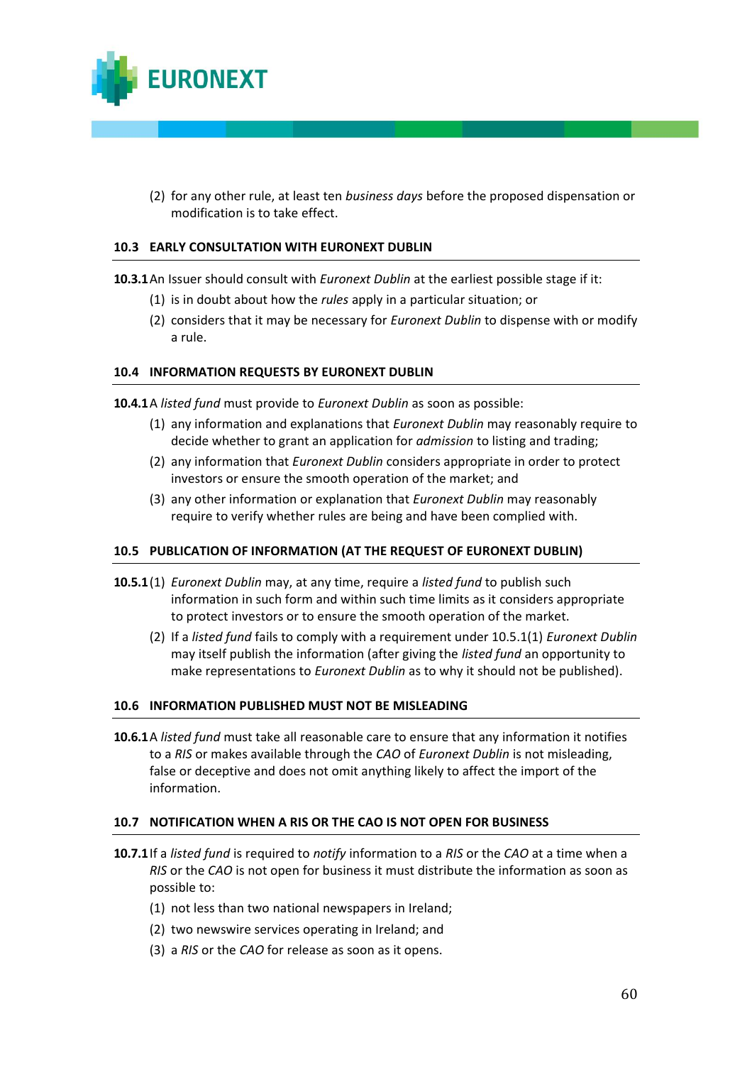(2) for any other rule, at least ten *business days* before the proposed dispensation or modification is to take effect.

### 10.3 EARLY CONSULTATION WITH EURONEXT DUBLIN

**10.3.1** An Issuer should consult with *Euronext Dublin* at the earliest possible stage if it:

(1) is in doubt about how the *rules* apply in a particular situation; or

(2) considers that it may be necessary for *Euronext Dublin* to dispense with or modify a rule.

### 10.4 INFORMATION REQUESTS BY EURONEXT DUBLIN

**10.4.1** A *listed fund* must provide to *Euronext Dublin* as soon as possible:

(1) any information and explanations that *Euronext Dublin* may reasonably require to decide whether to grant an application for *admission* to listing and trading;

(2) any information that *Euronext Dublin* considers appropriate in order to protect investors or ensure the smooth operation of the market; and

(3) any other information or explanation that *Euronext Dublin* may reasonably require to verify whether rules are being and have been complied with.

### 10.5 PUBLICATION OF INFORMATION (AT THE REQUEST OF EURONEXT DUBLIN)

**10.5.1** (1) *Euronext Dublin* may, at any time, require a *listed fund* to publish such information in such form and within such time limits as it considers appropriate to protect investors or to ensure the smooth operation of the market.

(2) If a *listed fund* fails to comply with a requirement under 10.5.1(1) *Euronext Dublin* may itself publish the information (after giving the *listed fund* an opportunity to make representations to *Euronext Dublin* as to why it should not be published).

### 10.6 INFORMATION PUBLISHED MUST NOT BE MISLEADING

**10.6.1** A *listed fund* must take all reasonable care to ensure that any information it notifies to a *RIS* or makes available through the *CAO* of *Euronext Dublin* is not misleading, false or deceptive and does not omit anything likely to affect the import of the information.

### 10.7 NOTIFICATION WHEN A RIS OR THE CAO IS NOT OPEN FOR BUSINESS

**10.7.1** If a *listed fund* is required to *notify* information to a *RIS* or the *CAO* at a time when a *RIS* or the *CAO* is not open for business it must distribute the information as soon as possible to:

(1) not less than two national newspapers in Ireland;

(2) two newswire services operating in Ireland; and

(3) a *RIS* or the *CAO* for release as soon as it opens.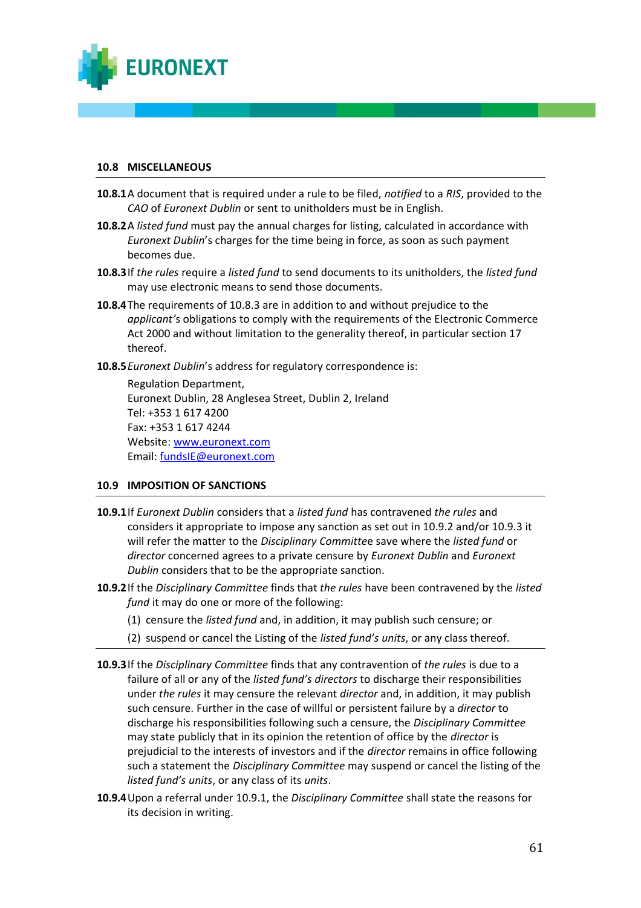## 10.8 MISCELLANEOUS

**10.8.1** A document that is required under a rule to be filed, *notified* to a *RIS*, provided to the *CAO* of *Euronext Dublin* or sent to unitholders must be in English.

**10.8.2** A *listed fund* must pay the annual charges for listing, calculated in accordance with *Euronext Dublin*'s charges for the time being in force, as soon as such payment becomes due.

**10.8.3** If *the rules* require a *listed fund* to send documents to its unitholders, the *listed fund* may use electronic means to send those documents.

**10.8.4** The requirements of 10.8.3 are in addition to and without prejudice to the *applicant's* obligations to comply with the requirements of the Electronic Commerce Act 2000 and without limitation to the generality thereof, in particular section 17 thereof.

**10.8.5** *Euronext Dublin*'s address for regulatory correspondence is:

Regulation Department,
Euronext Dublin, 28 Anglesea Street, Dublin 2, Ireland
Tel: +353 1 617 4200
Fax: +353 1 617 4244
Website: [www.euronext.com](www.euronext.com)
Email: [fundsIE@euronext.com](mailto:fundsIE@euronext.com)

## 10.9 IMPOSITION OF SANCTIONS

**10.9.1** If *Euronext Dublin* considers that a *listed fund* has contravened *the rules* and considers it appropriate to impose any sanction as set out in 10.9.2 and/or 10.9.3 it will refer the matter to the *Disciplinary Committee* save where the *listed fund* or *director* concerned agrees to a private censure by *Euronext Dublin* and *Euronext Dublin* considers that to be the appropriate sanction.

**10.9.2** If the *Disciplinary Committee* finds that *the rules* have been contravened by the *listed fund* it may do one or more of the following:

(1) censure the *listed fund* and, in addition, it may publish such censure; or

(2) suspend or cancel the Listing of the *listed fund's units*, or any class thereof.

**10.9.3** If the *Disciplinary Committee* finds that any contravention of *the rules* is due to a failure of all or any of the *listed fund's directors* to discharge their responsibilities under *the rules* it may censure the relevant *director* and, in addition, it may publish such censure. Further in the case of willful or persistent failure by a *director* to discharge his responsibilities following such a censure, the *Disciplinary Committee* may state publicly that in its opinion the retention of office by the *director* is prejudicial to the interests of investors and if the *director* remains in office following such a statement the *Disciplinary Committee* may suspend or cancel the listing of the *listed fund's units*, or any class of its *units*.

**10.9.4** Upon a referral under 10.9.1, the *Disciplinary Committee* shall state the reasons for its decision in writing.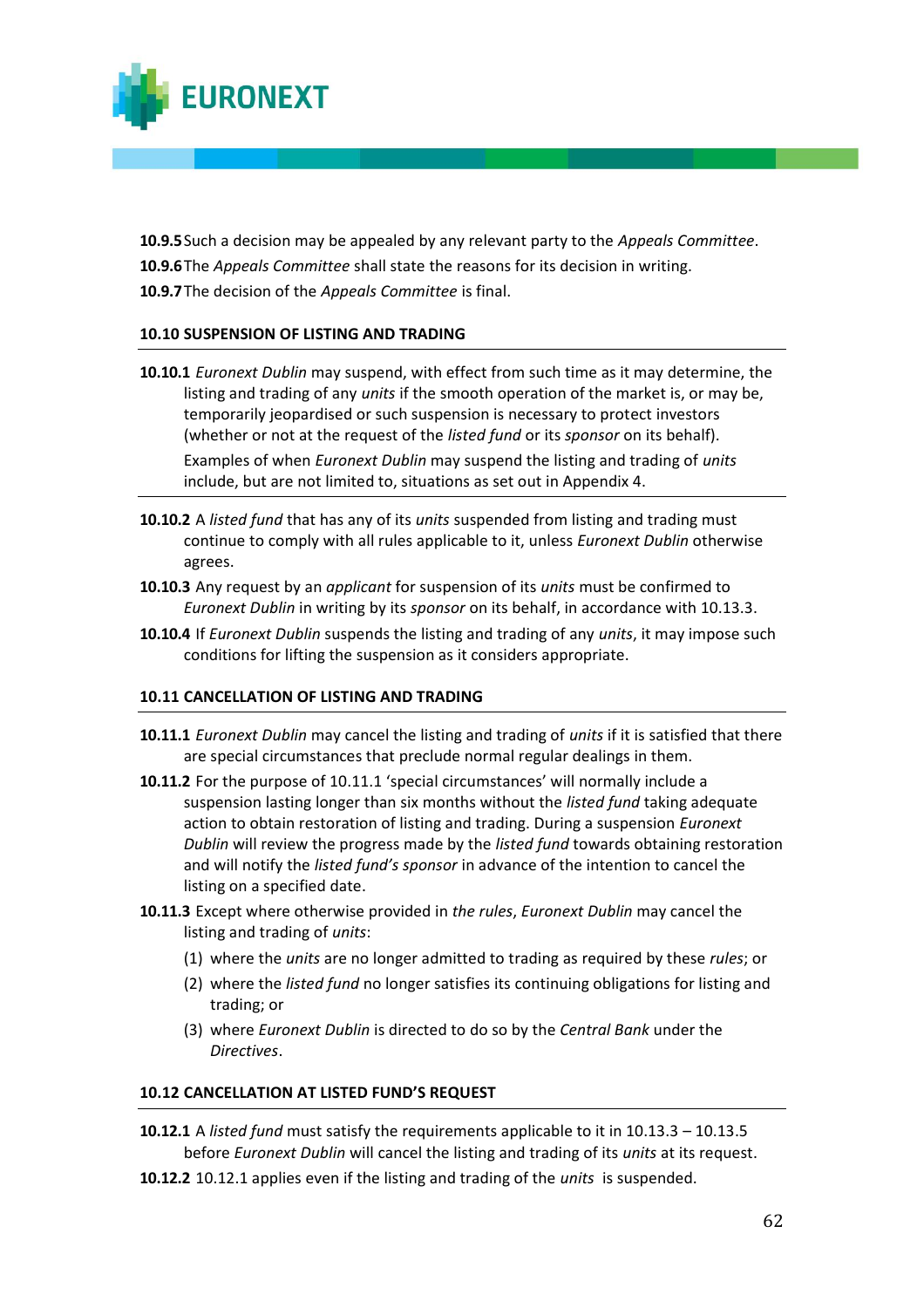**10.9.5** Such a decision may be appealed by any relevant party to the *Appeals Committee*.

**10.9.6** The *Appeals Committee* shall state the reasons for its decision in writing.

**10.9.7** The decision of the *Appeals Committee* is final.

### 10.10 SUSPENSION OF LISTING AND TRADING

**10.10.1** *Euronext Dublin* may suspend, with effect from such time as it may determine, the listing and trading of any *units* if the smooth operation of the market is, or may be, temporarily jeopardised or such suspension is necessary to protect investors (whether or not at the request of the *listed fund* or its *sponsor* on its behalf).

Examples of when *Euronext Dublin* may suspend the listing and trading of *units* include, but are not limited to, situations as set out in Appendix 4.

**10.10.2** A *listed fund* that has any of its *units* suspended from listing and trading must continue to comply with all rules applicable to it, unless *Euronext Dublin* otherwise agrees.

**10.10.3** Any request by an *applicant* for suspension of its *units* must be confirmed to *Euronext Dublin* in writing by its *sponsor* on its behalf, in accordance with 10.13.3.

**10.10.4** If *Euronext Dublin* suspends the listing and trading of any *units*, it may impose such conditions for lifting the suspension as it considers appropriate.

### 10.11 CANCELLATION OF LISTING AND TRADING

**10.11.1** *Euronext Dublin* may cancel the listing and trading of *units* if it is satisfied that there are special circumstances that preclude normal regular dealings in them.

**10.11.2** For the purpose of 10.11.1 'special circumstances' will normally include a suspension lasting longer than six months without the *listed fund* taking adequate action to obtain restoration of listing and trading. During a suspension *Euronext Dublin* will review the progress made by the *listed fund* towards obtaining restoration and will notify the *listed fund's sponsor* in advance of the intention to cancel the listing on a specified date.

**10.11.3** Except where otherwise provided in *the rules*, *Euronext Dublin* may cancel the listing and trading of *units*:

(1) where the *units* are no longer admitted to trading as required by these *rules*; or

(2) where the *listed fund* no longer satisfies its continuing obligations for listing and trading; or

(3) where *Euronext Dublin* is directed to do so by the *Central Bank* under the *Directives*.

### 10.12 CANCELLATION AT LISTED FUND'S REQUEST

**10.12.1** A *listed fund* must satisfy the requirements applicable to it in 10.13.3 – 10.13.5 before *Euronext Dublin* will cancel the listing and trading of its *units* at its request.

**10.12.2** 10.12.1 applies even if the listing and trading of the *units* is suspended.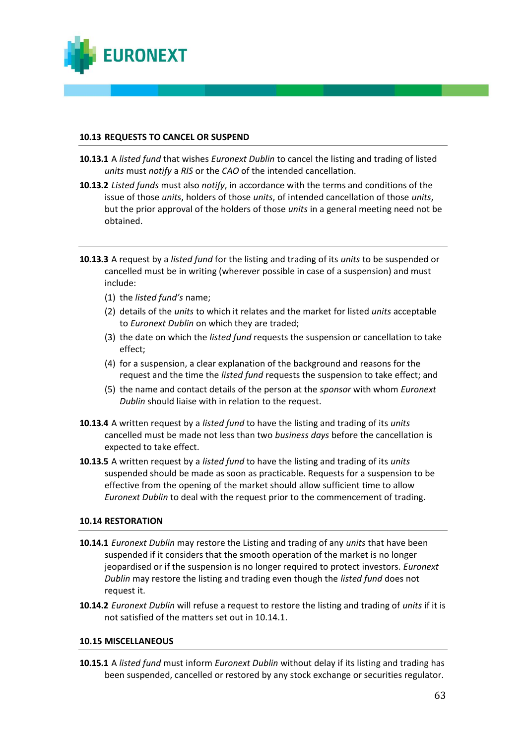### 10.13 REQUESTS TO CANCEL OR SUSPEND

**10.13.1** A *listed fund* that wishes *Euronext Dublin* to cancel the listing and trading of listed *units* must *notify* a *RIS* or the *CAO* of the intended cancellation.

**10.13.2** *Listed funds* must also *notify*, in accordance with the terms and conditions of the issue of those *units*, holders of those *units*, of intended cancellation of those *units*, but the prior approval of the holders of those *units* in a general meeting need not be obtained.

**10.13.3** A request by a *listed fund* for the listing and trading of its *units* to be suspended or cancelled must be in writing (wherever possible in case of a suspension) and must include:

(1) the *listed fund's* name;

(2) details of the *units* to which it relates and the market for listed *units* acceptable to *Euronext Dublin* on which they are traded;

(3) the date on which the *listed fund* requests the suspension or cancellation to take effect;

(4) for a suspension, a clear explanation of the background and reasons for the request and the time the *listed fund* requests the suspension to take effect; and

(5) the name and contact details of the person at the *sponsor* with whom *Euronext Dublin* should liaise with in relation to the request.

**10.13.4** A written request by a *listed fund* to have the listing and trading of its *units* cancelled must be made not less than two *business days* before the cancellation is expected to take effect.

**10.13.5** A written request by a *listed fund* to have the listing and trading of its *units* suspended should be made as soon as practicable. Requests for a suspension to be effective from the opening of the market should allow sufficient time to allow *Euronext Dublin* to deal with the request prior to the commencement of trading.

### 10.14 RESTORATION

**10.14.1** *Euronext Dublin* may restore the Listing and trading of any *units* that have been suspended if it considers that the smooth operation of the market is no longer jeopardised or if the suspension is no longer required to protect investors. *Euronext Dublin* may restore the listing and trading even though the *listed fund* does not request it.

**10.14.2** *Euronext Dublin* will refuse a request to restore the listing and trading of *units* if it is not satisfied of the matters set out in 10.14.1.

### 10.15 MISCELLANEOUS

**10.15.1** A *listed fund* must inform *Euronext Dublin* without delay if its listing and trading has been suspended, cancelled or restored by any stock exchange or securities regulator.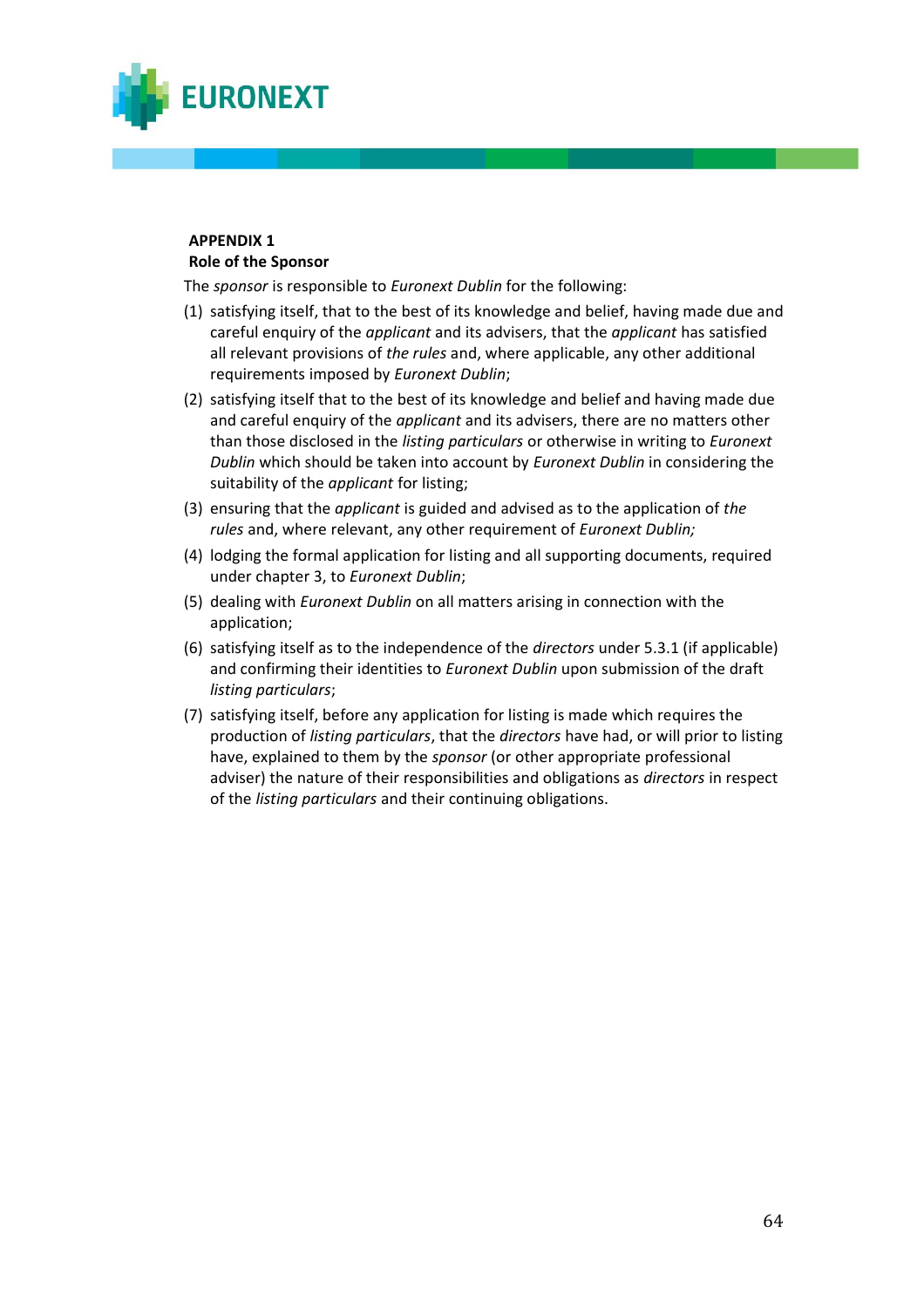**APPENDIX 1**

**Role of the Sponsor**

The *sponsor* is responsible to *Euronext Dublin* for the following:

(1) satisfying itself, that to the best of its knowledge and belief, having made due and careful enquiry of the *applicant* and its advisers, that the *applicant* has satisfied all relevant provisions of *the rules* and, where applicable, any other additional requirements imposed by *Euronext Dublin*;

(2) satisfying itself that to the best of its knowledge and belief and having made due and careful enquiry of the *applicant* and its advisers, there are no matters other than those disclosed in the *listing particulars* or otherwise in writing to *Euronext Dublin* which should be taken into account by *Euronext Dublin* in considering the suitability of the *applicant* for listing;

(3) ensuring that the *applicant* is guided and advised as to the application of *the rules* and, where relevant, any other requirement of *Euronext Dublin;*

(4) lodging the formal application for listing and all supporting documents, required under chapter 3, to *Euronext Dublin*;

(5) dealing with *Euronext Dublin* on all matters arising in connection with the application;

(6) satisfying itself as to the independence of the *directors* under 5.3.1 (if applicable) and confirming their identities to *Euronext Dublin* upon submission of the draft *listing particulars*;

(7) satisfying itself, before any application for listing is made which requires the production of *listing particulars*, that the *directors* have had, or will prior to listing have, explained to them by the *sponsor* (or other appropriate professional adviser) the nature of their responsibilities and obligations as *directors* in respect of the *listing particulars* and their continuing obligations.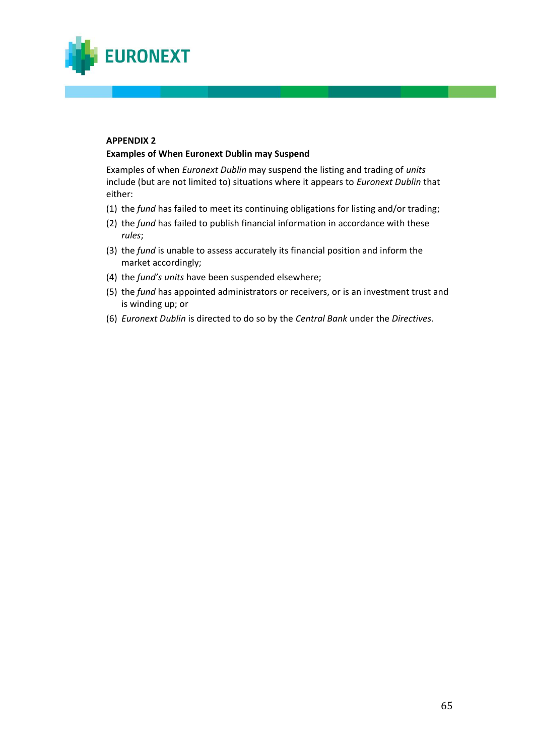## APPENDIX 2

### Examples of When Euronext Dublin may Suspend

Examples of when *Euronext Dublin* may suspend the listing and trading of *units* include (but are not limited to) situations where it appears to *Euronext Dublin* that either:

(1) the *fund* has failed to meet its continuing obligations for listing and/or trading;

(2) the *fund* has failed to publish financial information in accordance with these *rules*;

(3) the *fund* is unable to assess accurately its financial position and inform the market accordingly;

(4) the *fund's units* have been suspended elsewhere;

(5) the *fund* has appointed administrators or receivers, or is an investment trust and is winding up; or

(6) *Euronext Dublin* is directed to do so by the *Central Bank* under the *Directives*.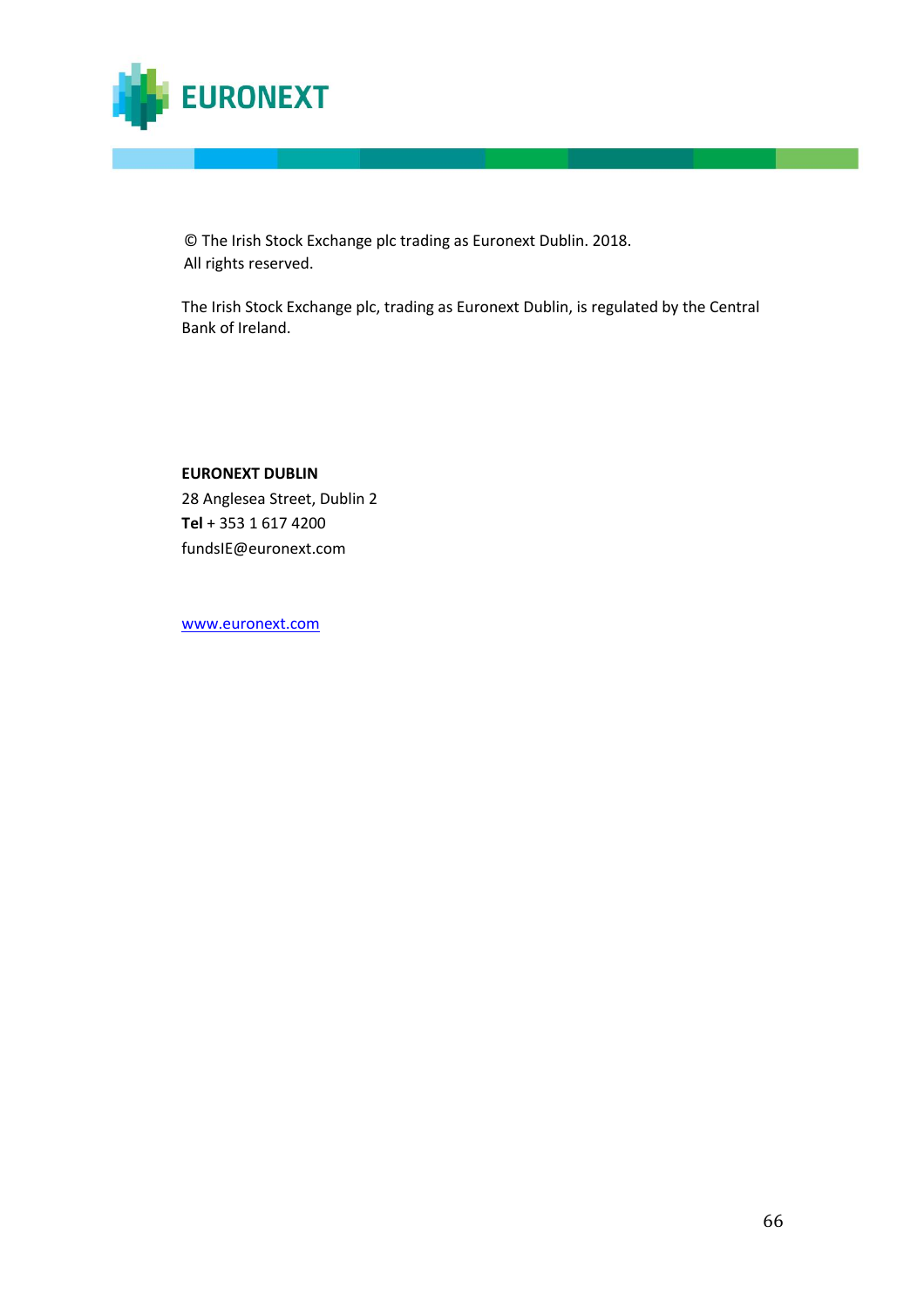EURONEXT

© The Irish Stock Exchange plc trading as Euronext Dublin. 2018.
All rights reserved.

The Irish Stock Exchange plc, trading as Euronext Dublin, is regulated by the Central Bank of Ireland.

**EURONEXT DUBLIN**
28 Anglesea Street, Dublin 2
**Tel** + 353 1 617 4200
fundsIE@euronext.com

www.euronext.com